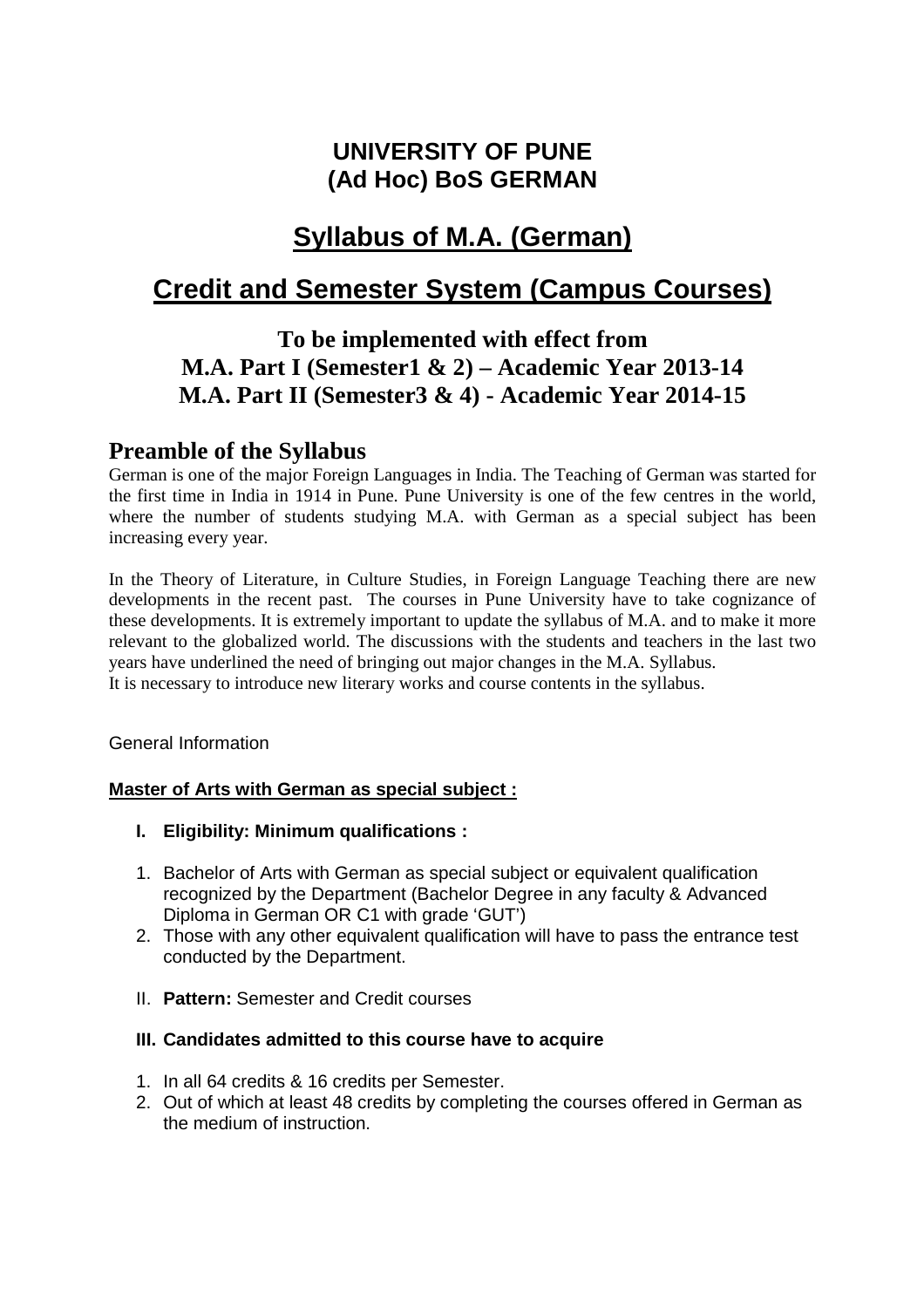# UNIVERSITY OF PUNE
# (Ad Hoc) BoS GERMAN

## Syllabus of M.A. (German)

## Credit and Semester System (Campus Courses)

### To be implemented with effect from
### M.A. Part I (Semester1 & 2) – Academic Year 2013-14
### M.A. Part II (Semester3 & 4) - Academic Year 2014-15

## Preamble of the Syllabus

German is one of the major Foreign Languages in India. The Teaching of German was started for the first time in India in 1914 in Pune. Pune University is one of the few centres in the world, where the number of students studying M.A. with German as a special subject has been increasing every year.

In the Theory of Literature, in Culture Studies, in Foreign Language Teaching there are new developments in the recent past. The courses in Pune University have to take cognizance of these developments. It is extremely important to update the syllabus of M.A. and to make it more relevant to the globalized world. The discussions with the students and teachers in the last two years have underlined the need of bringing out major changes in the M.A. Syllabus.
It is necessary to introduce new literary works and course contents in the syllabus.

General Information

**Master of Arts with German as special subject :**

**I. Eligibility: Minimum qualifications :**

1. Bachelor of Arts with German as special subject or equivalent qualification recognized by the Department (Bachelor Degree in any faculty & Advanced Diploma in German OR C1 with grade 'GUT')
2. Those with any other equivalent qualification will have to pass the entrance test conducted by the Department.

II. **Pattern:** Semester and Credit courses

**III. Candidates admitted to this course have to acquire**

1. In all 64 credits & 16 credits per Semester.
2. Out of which at least 48 credits by completing the courses offered in German as the medium of instruction.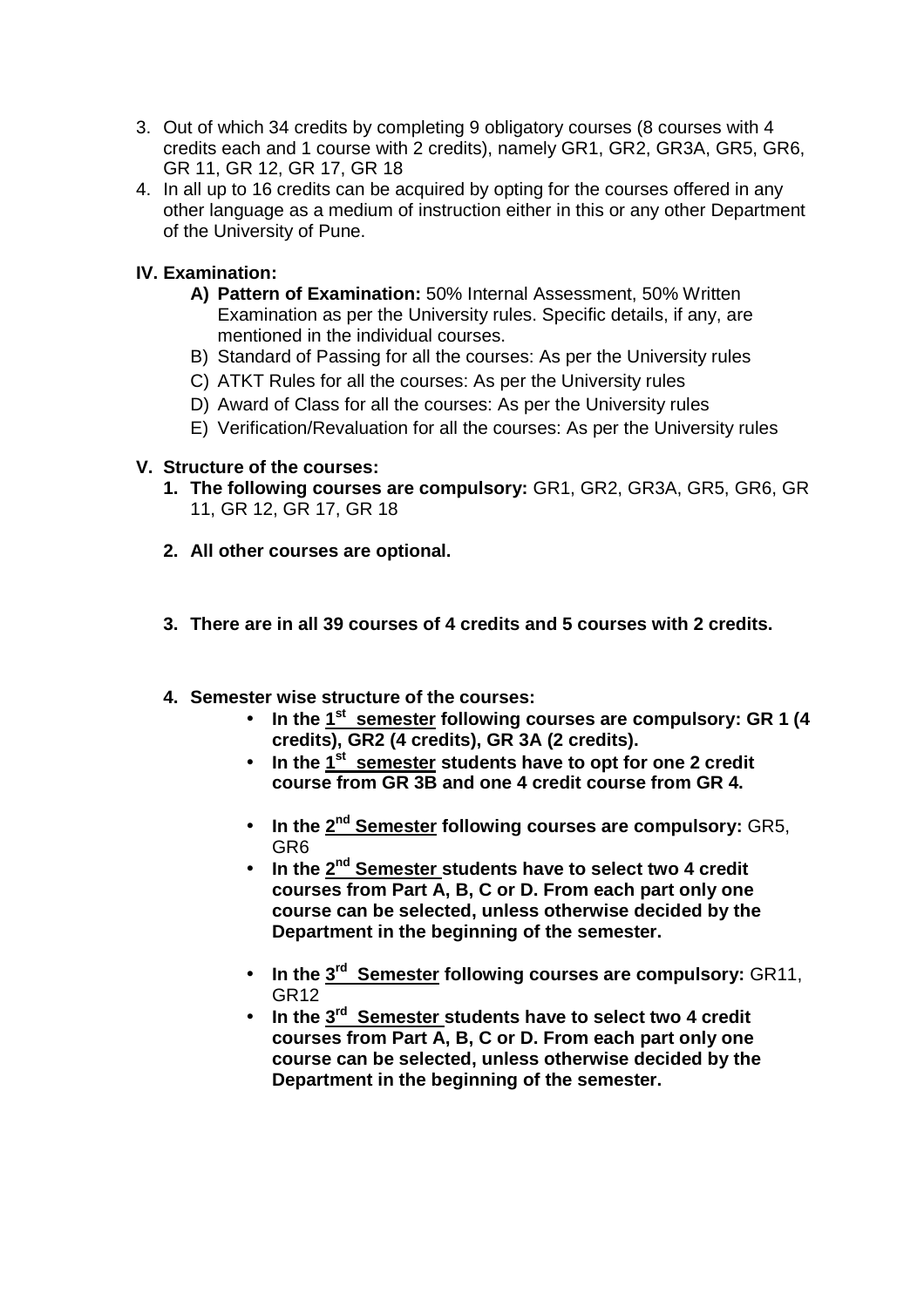3. Out of which 34 credits by completing 9 obligatory courses (8 courses with 4 credits each and 1 course with 2 credits), namely GR1, GR2, GR3A, GR5, GR6, GR 11, GR 12, GR 17, GR 18
4. In all up to 16 credits can be acquired by opting for the courses offered in any other language as a medium of instruction either in this or any other Department of the University of Pune.

**IV. Examination:**

A) **Pattern of Examination:** 50% Internal Assessment, 50% Written Examination as per the University rules. Specific details, if any, are mentioned in the individual courses.
B) Standard of Passing for all the courses: As per the University rules
C) ATKT Rules for all the courses: As per the University rules
D) Award of Class for all the courses: As per the University rules
E) Verification/Revaluation for all the courses: As per the University rules

**V. Structure of the courses:**

1. **The following courses are compulsory:** GR1, GR2, GR3A, GR5, GR6, GR 11, GR 12, GR 17, GR 18
2. **All other courses are optional.**
3. **There are in all 39 courses of 4 credits and 5 courses with 2 credits.**
4. **Semester wise structure of the courses:**
   - **In the <u>1st semester</u> following courses are compulsory: GR 1 (4 credits), GR2 (4 credits), GR 3A (2 credits).**
   - **In the <u>1st semester</u> students have to opt for one 2 credit course from GR 3B and one 4 credit course from GR 4.**
   - **In the <u>2nd Semester</u> following courses are compulsory:** GR5, GR6
   - **In the <u>2nd Semester</u> students have to select two 4 credit courses from Part A, B, C or D. From each part only one course can be selected, unless otherwise decided by the Department in the beginning of the semester.**
   - **In the <u>3rd Semester</u> following courses are compulsory:** GR11, GR12
   - **In the <u>3rd Semester</u> students have to select two 4 credit courses from Part A, B, C or D. From each part only one course can be selected, unless otherwise decided by the Department in the beginning of the semester.**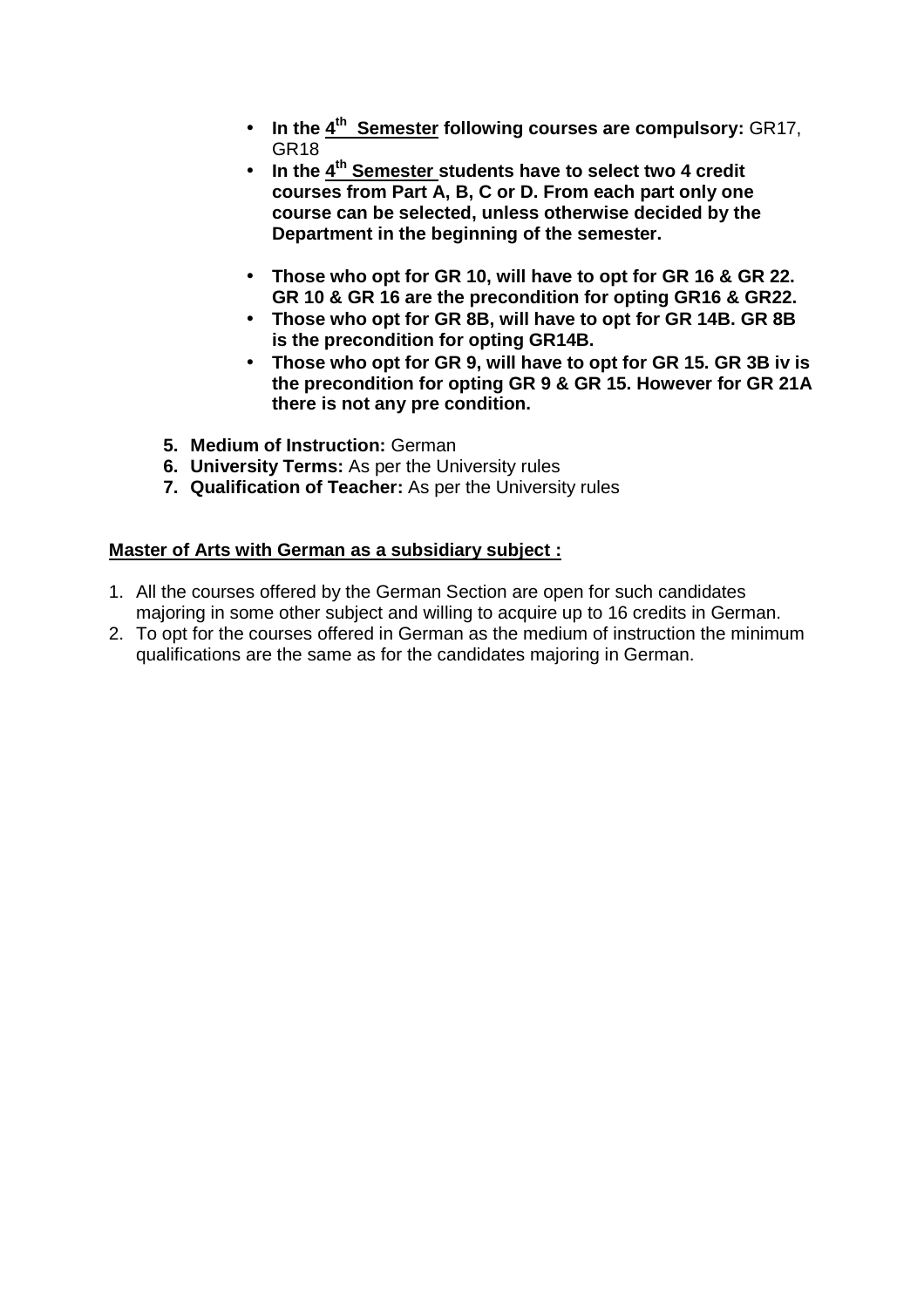- **In the 4[th] Semester following courses are compulsory:** GR17, GR18
- **In the 4[th] Semester students have to select two 4 credit courses from Part A, B, C or D. From each part only one course can be selected, unless otherwise decided by the Department in the beginning of the semester.**

- **Those who opt for GR 10, will have to opt for GR 16 & GR 22. GR 10 & GR 16 are the precondition for opting GR16 & GR22.**
- **Those who opt for GR 8B, will have to opt for GR 14B. GR 8B is the precondition for opting GR14B.**
- **Those who opt for GR 9, will have to opt for GR 15. GR 3B iv is the precondition for opting GR 9 & GR 15. However for GR 21A there is not any pre condition.**

5. **Medium of Instruction:** German
6. **University Terms:** As per the University rules
7. **Qualification of Teacher:** As per the University rules

**Master of Arts with German as a subsidiary subject :**

1. All the courses offered by the German Section are open for such candidates majoring in some other subject and willing to acquire up to 16 credits in German.
2. To opt for the courses offered in German as the medium of instruction the minimum qualifications are the same as for the candidates majoring in German.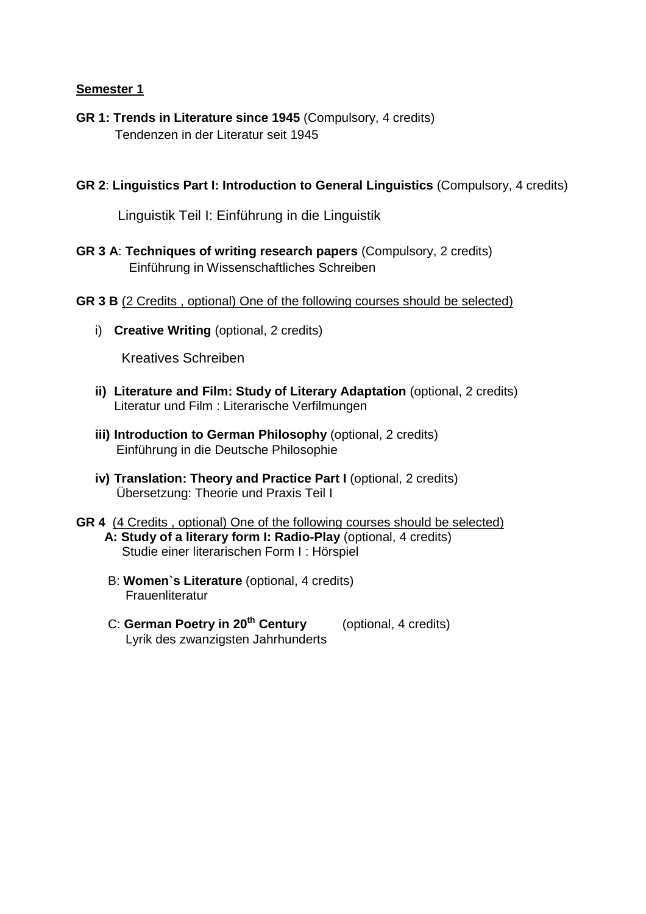**<u>Semester 1</u>**

**GR 1: Trends in Literature since 1945** (Compulsory, 4 credits)
Tendenzen in der Literatur seit 1945

**GR 2**: **Linguistics Part I: Introduction to General Linguistics** (Compulsory, 4 credits)

Linguistik Teil I: Einführung in die Linguistik

**GR 3 A**: **Techniques of writing research papers** (Compulsory, 2 credits)
Einführung in Wissenschaftliches Schreiben

**GR 3 B** <u>(2 Credits , optional) One of the following courses should be selected)</u>

i) **Creative Writing** (optional, 2 credits)

Kreatives Schreiben

**ii) Literature and Film: Study of Literary Adaptation** (optional, 2 credits)
Literatur und Film : Literarische Verfilmungen

**iii) Introduction to German Philosophy** (optional, 2 credits)
Einführung in die Deutsche Philosophie

**iv) Translation: Theory and Practice Part I** (optional, 2 credits)
Übersetzung: Theorie und Praxis Teil I

**GR 4** <u>(4 Credits , optional) One of the following courses should be selected)</u>

**A: Study of a literary form I: Radio-Play** (optional, 4 credits)
Studie einer literarischen Form I : Hörspiel

B: **Women`s Literature** (optional, 4 credits)
Frauenliteratur

C: **German Poetry in 20th Century** (optional, 4 credits)
Lyrik des zwanzigsten Jahrhunderts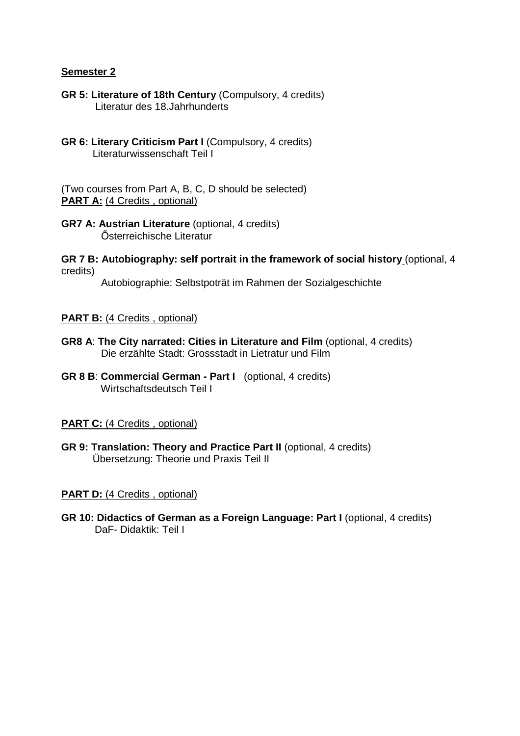**Semester 2**

**GR 5: Literature of 18th Century** (Compulsory, 4 credits)
Literatur des 18.Jahrhunderts

**GR 6: Literary Criticism Part I** (Compulsory, 4 credits)
Literaturwissenschaft Teil I

(Two courses from Part A, B, C, D should be selected)
**PART A:** (4 Credits , optional)

**GR7 A: Austrian Literature** (optional, 4 credits)
Ősterreichische Literatur

**GR 7 B: Autobiography: self portrait in the framework of social history** (optional, 4 credits)
Autobiographie: Selbstpoträt im Rahmen der Sozialgeschichte

**PART B:** (4 Credits , optional)

**GR8 A**: **The City narrated: Cities in Literature and Film** (optional, 4 credits)
Die erzählte Stadt: Grossstadt in Lietratur und Film

**GR 8 B**: **Commercial German - Part I** (optional, 4 credits)
Wirtschaftsdeutsch Teil I

**PART C:** (4 Credits , optional)

**GR 9: Translation: Theory and Practice Part II** (optional, 4 credits)
Übersetzung: Theorie und Praxis Teil II

**PART D:** (4 Credits , optional)

**GR 10: Didactics of German as a Foreign Language: Part I** (optional, 4 credits)
DaF- Didaktik: Teil I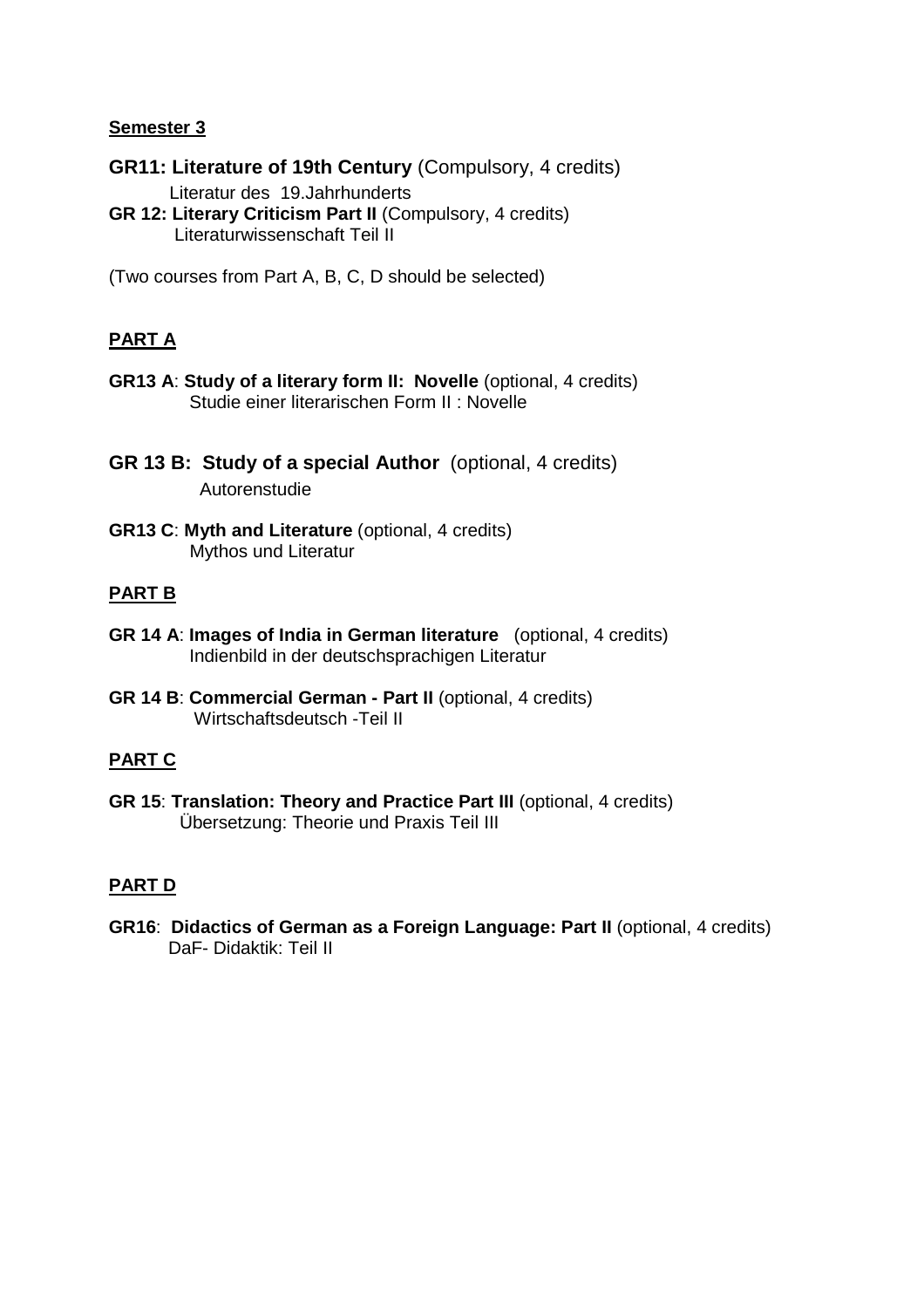**Semester 3**

**GR11: Literature of 19th Century** (Compulsory, 4 credits)
Literatur des 19.Jahrhunderts

**GR 12: Literary Criticism Part II** (Compulsory, 4 credits)
Literaturwissenschaft Teil II

(Two courses from Part A, B, C, D should be selected)

**PART A**

**GR13 A**: **Study of a literary form II: Novelle** (optional, 4 credits)
Studie einer literarischen Form II : Novelle

**GR 13 B: Study of a special Author** (optional, 4 credits)
Autorenstudie

**GR13 C**: **Myth and Literature** (optional, 4 credits)
Mythos und Literatur

**PART B**

**GR 14 A**: **Images of India in German literature** (optional, 4 credits)
Indienbild in der deutschsprachigen Literatur

**GR 14 B**: **Commercial German - Part II** (optional, 4 credits)
Wirtschaftsdeutsch -Teil II

**PART C**

**GR 15**: **Translation: Theory and Practice Part III** (optional, 4 credits)
Übersetzung: Theorie und Praxis Teil III

**PART D**

**GR16**: **Didactics of German as a Foreign Language: Part II** (optional, 4 credits)
DaF- Didaktik: Teil II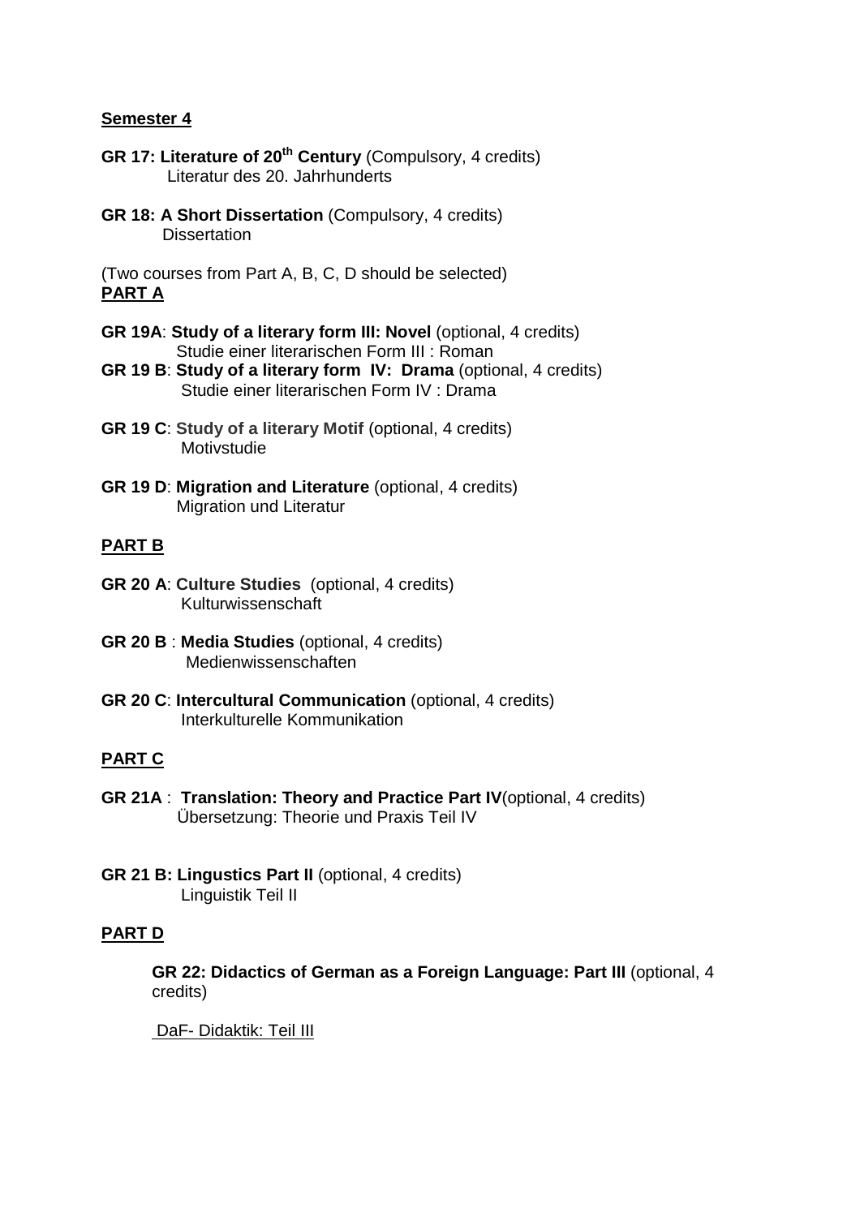**Semester 4**

**GR 17: Literature of 20$^{th}$ Century** (Compulsory, 4 credits)
Literatur des 20. Jahrhunderts

**GR 18: A Short Dissertation** (Compulsory, 4 credits)
Dissertation

(Two courses from Part A, B, C, D should be selected)

**PART A**

**GR 19A**: **Study of a literary form III: Novel** (optional, 4 credits)
Studie einer literarischen Form III : Roman

**GR 19 B**: **Study of a literary form IV: Drama** (optional, 4 credits)
Studie einer literarischen Form IV : Drama

**GR 19 C**: **Study of a literary Motif** (optional, 4 credits)
Motivstudie

**GR 19 D**: **Migration and Literature** (optional, 4 credits)
Migration und Literatur

**PART B**

**GR 20 A**: **Culture Studies** (optional, 4 credits)
Kulturwissenschaft

**GR 20 B** : **Media Studies** (optional, 4 credits)
Medienwissenschaften

**GR 20 C**: **Intercultural Communication** (optional, 4 credits)
Interkulturelle Kommunikation

**PART C**

**GR 21A** : **Translation: Theory and Practice Part IV**(optional, 4 credits)
Übersetzung: Theorie und Praxis Teil IV

**GR 21 B: Lingustics Part II** (optional, 4 credits)
Linguistik Teil II

**PART D**

**GR 22: Didactics of German as a Foreign Language: Part III** (optional, 4 credits)

DaF- Didaktik: Teil III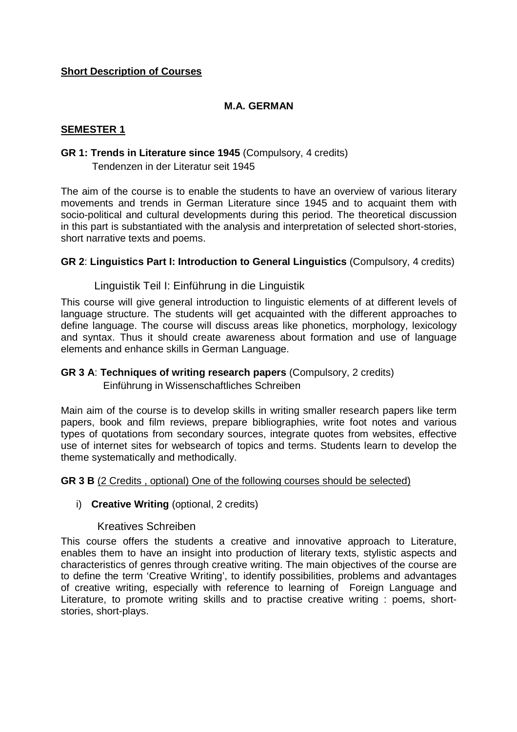**<u>Short Description of Courses</u>**

## M.A. GERMAN

### <u>SEMESTER 1</u>

**GR 1: Trends in Literature since 1945** (Compulsory, 4 credits)
Tendenzen in der Literatur seit 1945

The aim of the course is to enable the students to have an overview of various literary movements and trends in German Literature since 1945 and to acquaint them with socio-political and cultural developments during this period. The theoretical discussion in this part is substantiated with the analysis and interpretation of selected short-stories, short narrative texts and poems.

**GR 2**: **Linguistics Part I: Introduction to General Linguistics** (Compulsory, 4 credits)

Linguistik Teil I: Einführung in die Linguistik

This course will give general introduction to linguistic elements of at different levels of language structure. The students will get acquainted with the different approaches to define language. The course will discuss areas like phonetics, morphology, lexicology and syntax. Thus it should create awareness about formation and use of language elements and enhance skills in German Language.

**GR 3 A**: **Techniques of writing research papers** (Compulsory, 2 credits)
Einführung in Wissenschaftliches Schreiben

Main aim of the course is to develop skills in writing smaller research papers like term papers, book and film reviews, prepare bibliographies, write foot notes and various types of quotations from secondary sources, integrate quotes from websites, effective use of internet sites for websearch of topics and terms. Students learn to develop the theme systematically and methodically.

**GR 3 B** <u>(2 Credits , optional) One of the following courses should be selected)</u>

i) **Creative Writing** (optional, 2 credits)

Kreatives Schreiben

This course offers the students a creative and innovative approach to Literature, enables them to have an insight into production of literary texts, stylistic aspects and characteristics of genres through creative writing. The main objectives of the course are to define the term 'Creative Writing', to identify possibilities, problems and advantages of creative writing, especially with reference to learning of Foreign Language and Literature, to promote writing skills and to practise creative writing : poems, short-stories, short-plays.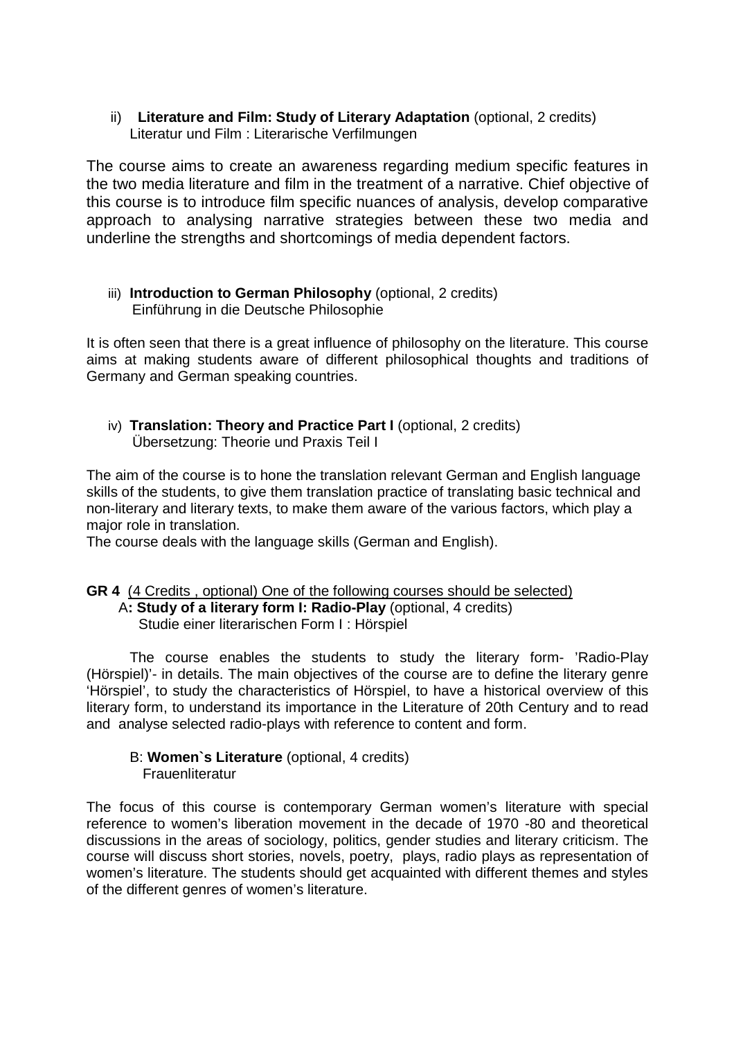ii) **Literature and Film: Study of Literary Adaptation** (optional, 2 credits)
Literatur und Film : Literarische Verfilmungen

The course aims to create an awareness regarding medium specific features in the two media literature and film in the treatment of a narrative. Chief objective of this course is to introduce film specific nuances of analysis, develop comparative approach to analysing narrative strategies between these two media and underline the strengths and shortcomings of media dependent factors.

iii) **Introduction to German Philosophy** (optional, 2 credits)
Einführung in die Deutsche Philosophie

It is often seen that there is a great influence of philosophy on the literature. This course aims at making students aware of different philosophical thoughts and traditions of Germany and German speaking countries.

iv) **Translation: Theory and Practice Part I** (optional, 2 credits)
Übersetzung: Theorie und Praxis Teil I

The aim of the course is to hone the translation relevant German and English language skills of the students, to give them translation practice of translating basic technical and non-literary and literary texts, to make them aware of the various factors, which play a major role in translation.
The course deals with the language skills (German and English).

**GR 4** (4 Credits , optional) One of the following courses should be selected)

A**: Study of a literary form I: Radio-Play** (optional, 4 credits)
Studie einer literarischen Form I : Hörspiel

The course enables the students to study the literary form- 'Radio-Play (Hörspiel)'- in details. The main objectives of the course are to define the literary genre 'Hörspiel', to study the characteristics of Hörspiel, to have a historical overview of this literary form, to understand its importance in the Literature of 20th Century and to read and analyse selected radio-plays with reference to content and form.

B: **Women`s Literature** (optional, 4 credits)
Frauenliteratur

The focus of this course is contemporary German women's literature with special reference to women's liberation movement in the decade of 1970 -80 and theoretical discussions in the areas of sociology, politics, gender studies and literary criticism. The course will discuss short stories, novels, poetry, plays, radio plays as representation of women's literature. The students should get acquainted with different themes and styles of the different genres of women's literature.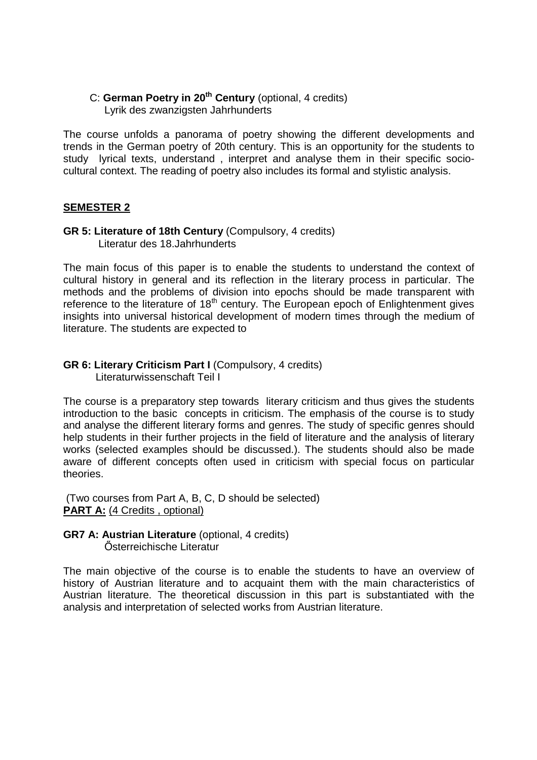C: **German Poetry in 20th Century** (optional, 4 credits)
Lyrik des zwanzigsten Jahrhunderts

The course unfolds a panorama of poetry showing the different developments and trends in the German poetry of 20th century. This is an opportunity for the students to study lyrical texts, understand , interpret and analyse them in their specific socio-cultural context. The reading of poetry also includes its formal and stylistic analysis.

## **SEMESTER 2**

**GR 5: Literature of 18th Century** (Compulsory, 4 credits)
Literatur des 18.Jahrhunderts

The main focus of this paper is to enable the students to understand the context of cultural history in general and its reflection in the literary process in particular. The methods and the problems of division into epochs should be made transparent with reference to the literature of 18th century. The European epoch of Enlightenment gives insights into universal historical development of modern times through the medium of literature. The students are expected to

**GR 6: Literary Criticism Part I** (Compulsory, 4 credits)
Literaturwissenschaft Teil I

The course is a preparatory step towards literary criticism and thus gives the students introduction to the basic concepts in criticism. The emphasis of the course is to study and analyse the different literary forms and genres. The study of specific genres should help students in their further projects in the field of literature and the analysis of literary works (selected examples should be discussed.). The students should also be made aware of different concepts often used in criticism with special focus on particular theories.

(Two courses from Part A, B, C, D should be selected)
**PART A:** (4 Credits , optional)

**GR7 A: Austrian Literature** (optional, 4 credits)
Őesterreichische Literatur

The main objective of the course is to enable the students to have an overview of history of Austrian literature and to acquaint them with the main characteristics of Austrian literature. The theoretical discussion in this part is substantiated with the analysis and interpretation of selected works from Austrian literature.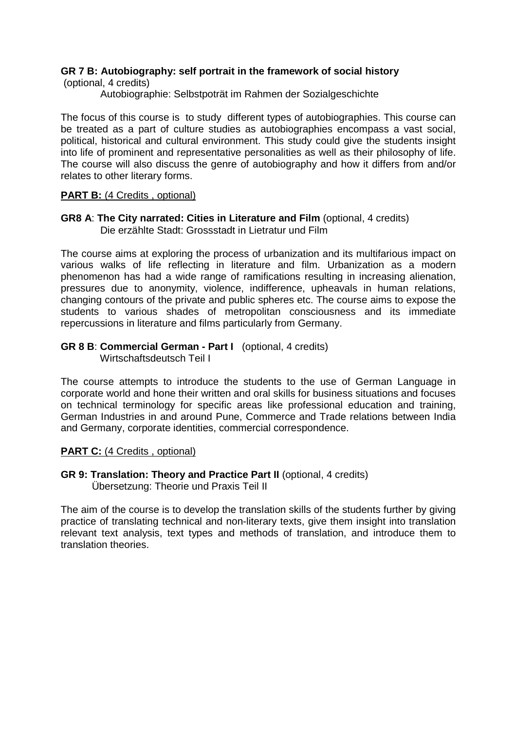**GR 7 B: Autobiography: self portrait in the framework of social history**
(optional, 4 credits)
Autobiographie: Selbstpoträt im Rahmen der Sozialgeschichte

The focus of this course is to study different types of autobiographies. This course can be treated as a part of culture studies as autobiographies encompass a vast social, political, historical and cultural environment. This study could give the students insight into life of prominent and representative personalities as well as their philosophy of life. The course will also discuss the genre of autobiography and how it differs from and/or relates to other literary forms.

**PART B:** (4 Credits , optional)

**GR8 A**: **The City narrated: Cities in Literature and Film** (optional, 4 credits)
Die erzählte Stadt: Grossstadt in Lietratur und Film

The course aims at exploring the process of urbanization and its multifarious impact on various walks of life reflecting in literature and film. Urbanization as a modern phenomenon has had a wide range of ramifications resulting in increasing alienation, pressures due to anonymity, violence, indifference, upheavals in human relations, changing contours of the private and public spheres etc. The course aims to expose the students to various shades of metropolitan consciousness and its immediate repercussions in literature and films particularly from Germany.

**GR 8 B**: **Commercial German - Part I** (optional, 4 credits)
Wirtschaftsdeutsch Teil I

The course attempts to introduce the students to the use of German Language in corporate world and hone their written and oral skills for business situations and focuses on technical terminology for specific areas like professional education and training, German Industries in and around Pune, Commerce and Trade relations between India and Germany, corporate identities, commercial correspondence.

**PART C:** (4 Credits , optional)

**GR 9: Translation: Theory and Practice Part II** (optional, 4 credits)
Übersetzung: Theorie und Praxis Teil II

The aim of the course is to develop the translation skills of the students further by giving practice of translating technical and non-literary texts, give them insight into translation relevant text analysis, text types and methods of translation, and introduce them to translation theories.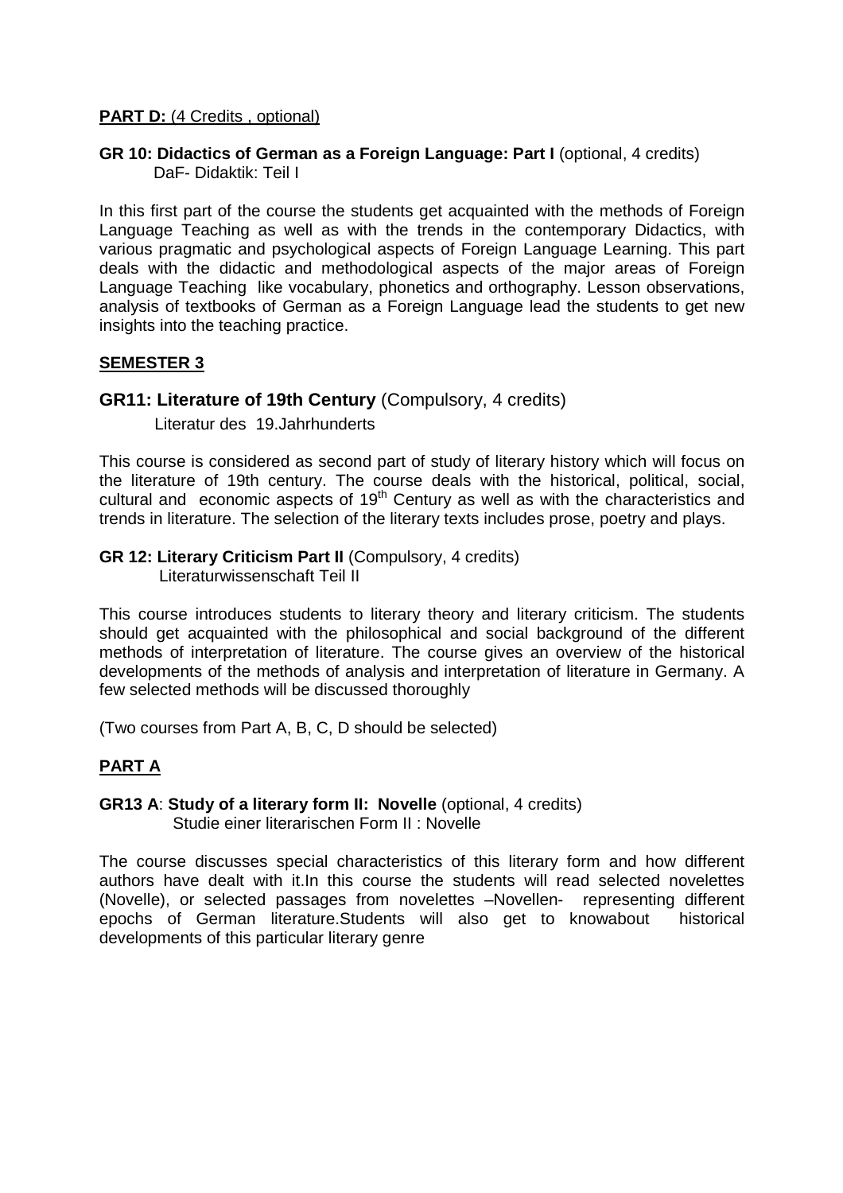**PART D:** (4 Credits , optional)

**GR 10: Didactics of German as a Foreign Language: Part I** (optional, 4 credits)
DaF- Didaktik: Teil I

In this first part of the course the students get acquainted with the methods of Foreign Language Teaching as well as with the trends in the contemporary Didactics, with various pragmatic and psychological aspects of Foreign Language Learning. This part deals with the didactic and methodological aspects of the major areas of Foreign Language Teaching like vocabulary, phonetics and orthography. Lesson observations, analysis of textbooks of German as a Foreign Language lead the students to get new insights into the teaching practice.

## SEMESTER 3

### GR11: Literature of 19th Century (Compulsory, 4 credits)

Literatur des 19.Jahrhunderts

This course is considered as second part of study of literary history which will focus on the literature of 19th century. The course deals with the historical, political, social, cultural and economic aspects of 19th Century as well as with the characteristics and trends in literature. The selection of the literary texts includes prose, poetry and plays.

**GR 12: Literary Criticism Part II** (Compulsory, 4 credits)
Literaturwissenschaft Teil II

This course introduces students to literary theory and literary criticism. The students should get acquainted with the philosophical and social background of the different methods of interpretation of literature. The course gives an overview of the historical developments of the methods of analysis and interpretation of literature in Germany. A few selected methods will be discussed thoroughly

(Two courses from Part A, B, C, D should be selected)

## PART A

**GR13 A**: **Study of a literary form II: Novelle** (optional, 4 credits)
Studie einer literarischen Form II : Novelle

The course discusses special characteristics of this literary form and how different authors have dealt with it.In this course the students will read selected novelettes (Novelle), or selected passages from novelettes –Novellen- representing different epochs of German literature.Students will also get to knowabout historical developments of this particular literary genre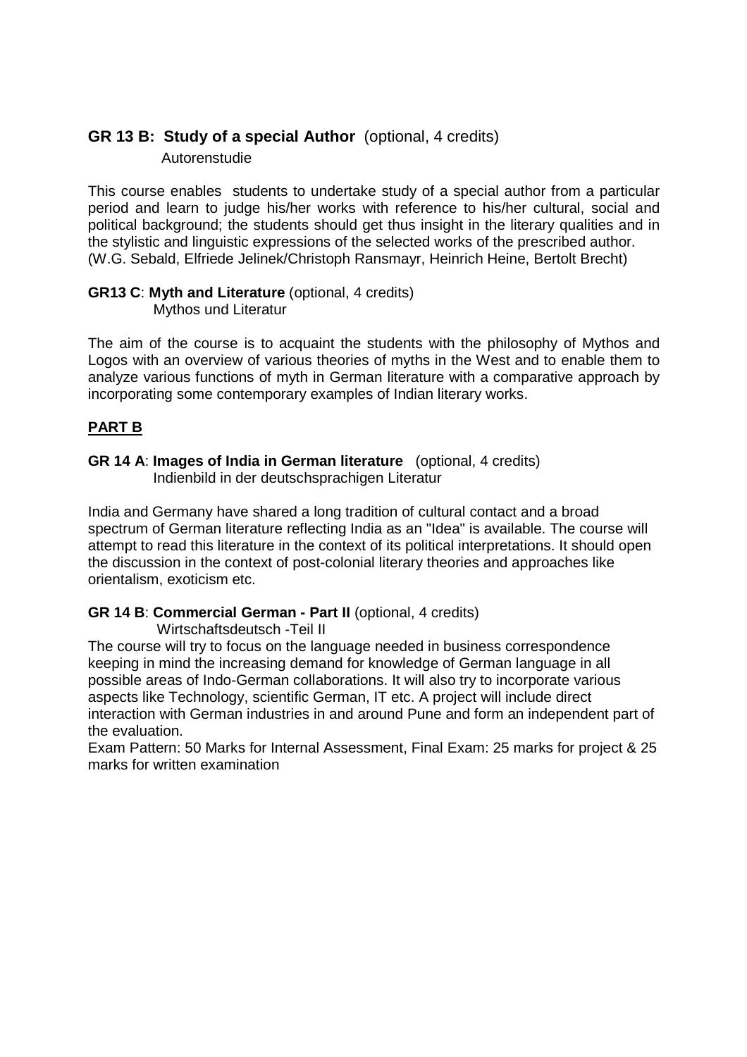**GR 13 B: Study of a special Author** (optional, 4 credits)
Autorenstudie

This course enables students to undertake study of a special author from a particular period and learn to judge his/her works with reference to his/her cultural, social and political background; the students should get thus insight in the literary qualities and in the stylistic and linguistic expressions of the selected works of the prescribed author. (W.G. Sebald, Elfriede Jelinek/Christoph Ransmayr, Heinrich Heine, Bertolt Brecht)

**GR13 C**: **Myth and Literature** (optional, 4 credits)
Mythos und Literatur

The aim of the course is to acquaint the students with the philosophy of Mythos and Logos with an overview of various theories of myths in the West and to enable them to analyze various functions of myth in German literature with a comparative approach by incorporating some contemporary examples of Indian literary works.

## **PART B**

**GR 14 A**: **Images of India in German literature** (optional, 4 credits)
Indienbild in der deutschsprachigen Literatur

India and Germany have shared a long tradition of cultural contact and a broad spectrum of German literature reflecting India as an "Idea" is available. The course will attempt to read this literature in the context of its political interpretations. It should open the discussion in the context of post-colonial literary theories and approaches like orientalism, exoticism etc.

**GR 14 B**: **Commercial German - Part II** (optional, 4 credits)
Wirtschaftsdeutsch -Teil II

The course will try to focus on the language needed in business correspondence keeping in mind the increasing demand for knowledge of German language in all possible areas of Indo-German collaborations. It will also try to incorporate various aspects like Technology, scientific German, IT etc. A project will include direct interaction with German industries in and around Pune and form an independent part of the evaluation.

Exam Pattern: 50 Marks for Internal Assessment, Final Exam: 25 marks for project & 25 marks for written examination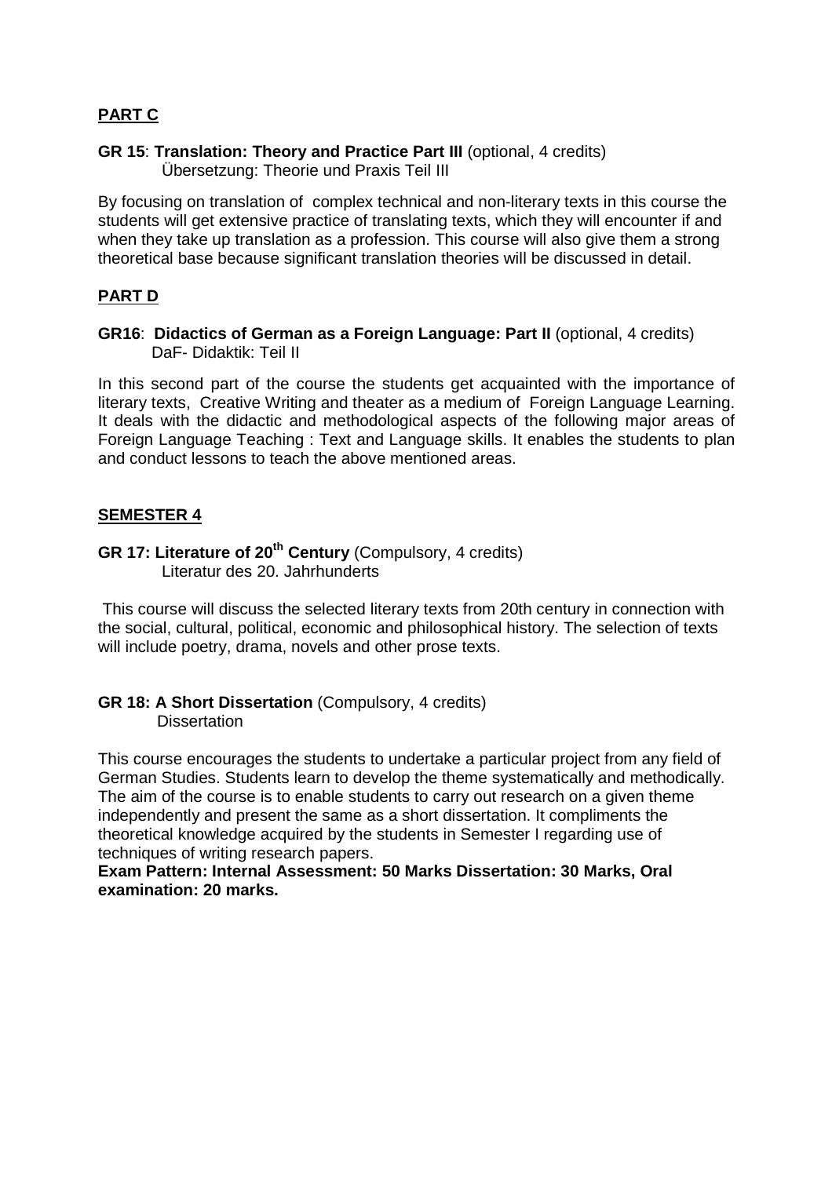## PART C

**GR 15**: **Translation: Theory and Practice Part III** (optional, 4 credits)
Übersetzung: Theorie und Praxis Teil III

By focusing on translation of complex technical and non-literary texts in this course the students will get extensive practice of translating texts, which they will encounter if and when they take up translation as a profession. This course will also give them a strong theoretical base because significant translation theories will be discussed in detail.

## PART D

**GR16**: **Didactics of German as a Foreign Language: Part II** (optional, 4 credits)
DaF- Didaktik: Teil II

In this second part of the course the students get acquainted with the importance of literary texts, Creative Writing and theater as a medium of Foreign Language Learning. It deals with the didactic and methodological aspects of the following major areas of Foreign Language Teaching : Text and Language skills. It enables the students to plan and conduct lessons to teach the above mentioned areas.

## SEMESTER 4

**GR 17: Literature of 20th Century** (Compulsory, 4 credits)
Literatur des 20. Jahrhunderts

This course will discuss the selected literary texts from 20th century in connection with the social, cultural, political, economic and philosophical history. The selection of texts will include poetry, drama, novels and other prose texts.

**GR 18: A Short Dissertation** (Compulsory, 4 credits)
Dissertation

This course encourages the students to undertake a particular project from any field of German Studies. Students learn to develop the theme systematically and methodically. The aim of the course is to enable students to carry out research on a given theme independently and present the same as a short dissertation. It compliments the theoretical knowledge acquired by the students in Semester I regarding use of techniques of writing research papers.
**Exam Pattern: Internal Assessment: 50 Marks Dissertation: 30 Marks, Oral examination: 20 marks.**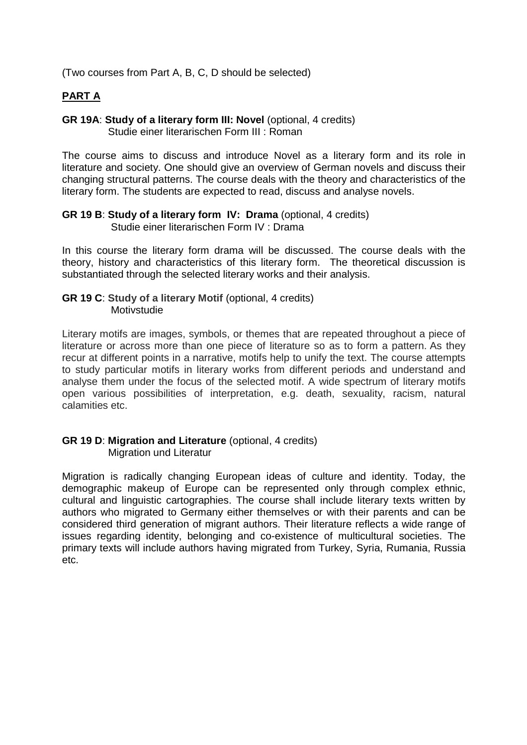(Two courses from Part A, B, C, D should be selected)

## PART A

**GR 19A**: **Study of a literary form III: Novel** (optional, 4 credits)
Studie einer literarischen Form III : Roman

The course aims to discuss and introduce Novel as a literary form and its role in literature and society. One should give an overview of German novels and discuss their changing structural patterns. The course deals with the theory and characteristics of the literary form. The students are expected to read, discuss and analyse novels.

**GR 19 B**: **Study of a literary form IV: Drama** (optional, 4 credits)
Studie einer literarischen Form IV : Drama

In this course the literary form drama will be discussed. The course deals with the theory, history and characteristics of this literary form. The theoretical discussion is substantiated through the selected literary works and their analysis.

**GR 19 C**: **Study of a literary Motif** (optional, 4 credits)
Motivstudie

Literary motifs are images, symbols, or themes that are repeated throughout a piece of literature or across more than one piece of literature so as to form a pattern. As they recur at different points in a narrative, motifs help to unify the text. The course attempts to study particular motifs in literary works from different periods and understand and analyse them under the focus of the selected motif. A wide spectrum of literary motifs open various possibilities of interpretation, e.g. death, sexuality, racism, natural calamities etc.

**GR 19 D**: **Migration and Literature** (optional, 4 credits)
Migration und Literatur

Migration is radically changing European ideas of culture and identity. Today, the demographic makeup of Europe can be represented only through complex ethnic, cultural and linguistic cartographies. The course shall include literary texts written by authors who migrated to Germany either themselves or with their parents and can be considered third generation of migrant authors. Their literature reflects a wide range of issues regarding identity, belonging and co-existence of multicultural societies. The primary texts will include authors having migrated from Turkey, Syria, Rumania, Russia etc.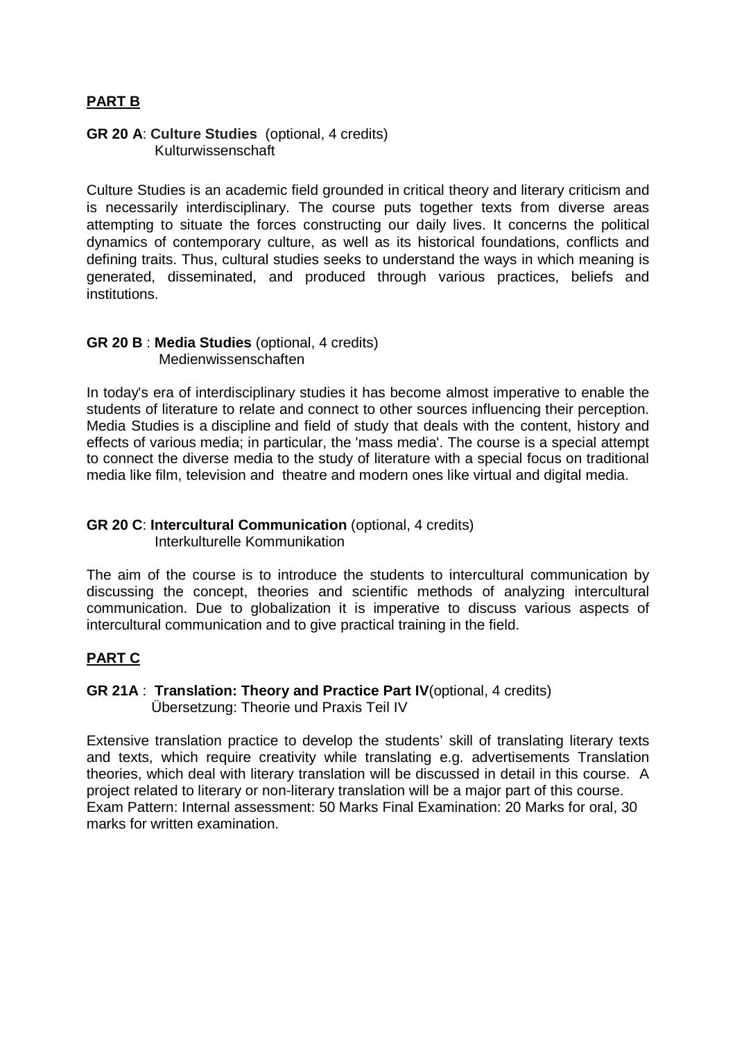## PART B

**GR 20 A**: **Culture Studies** (optional, 4 credits)
Kulturwissenschaft

Culture Studies is an academic field grounded in critical theory and literary criticism and is necessarily interdisciplinary. The course puts together texts from diverse areas attempting to situate the forces constructing our daily lives. It concerns the political dynamics of contemporary culture, as well as its historical foundations, conflicts and defining traits. Thus, cultural studies seeks to understand the ways in which meaning is generated, disseminated, and produced through various practices, beliefs and institutions.

**GR 20 B** : **Media Studies** (optional, 4 credits)
Medienwissenschaften

In today's era of interdisciplinary studies it has become almost imperative to enable the students of literature to relate and connect to other sources influencing their perception. Media Studies is a discipline and field of study that deals with the content, history and effects of various media; in particular, the 'mass media'. The course is a special attempt to connect the diverse media to the study of literature with a special focus on traditional media like film, television and theatre and modern ones like virtual and digital media.

**GR 20 C**: **Intercultural Communication** (optional, 4 credits)
Interkulturelle Kommunikation

The aim of the course is to introduce the students to intercultural communication by discussing the concept, theories and scientific methods of analyzing intercultural communication. Due to globalization it is imperative to discuss various aspects of intercultural communication and to give practical training in the field.

## PART C

**GR 21A** : **Translation: Theory and Practice Part IV**(optional, 4 credits)
Übersetzung: Theorie und Praxis Teil IV

Extensive translation practice to develop the students' skill of translating literary texts and texts, which require creativity while translating e.g. advertisements Translation theories, which deal with literary translation will be discussed in detail in this course. A project related to literary or non-literary translation will be a major part of this course.
Exam Pattern: Internal assessment: 50 Marks Final Examination: 20 Marks for oral, 30 marks for written examination.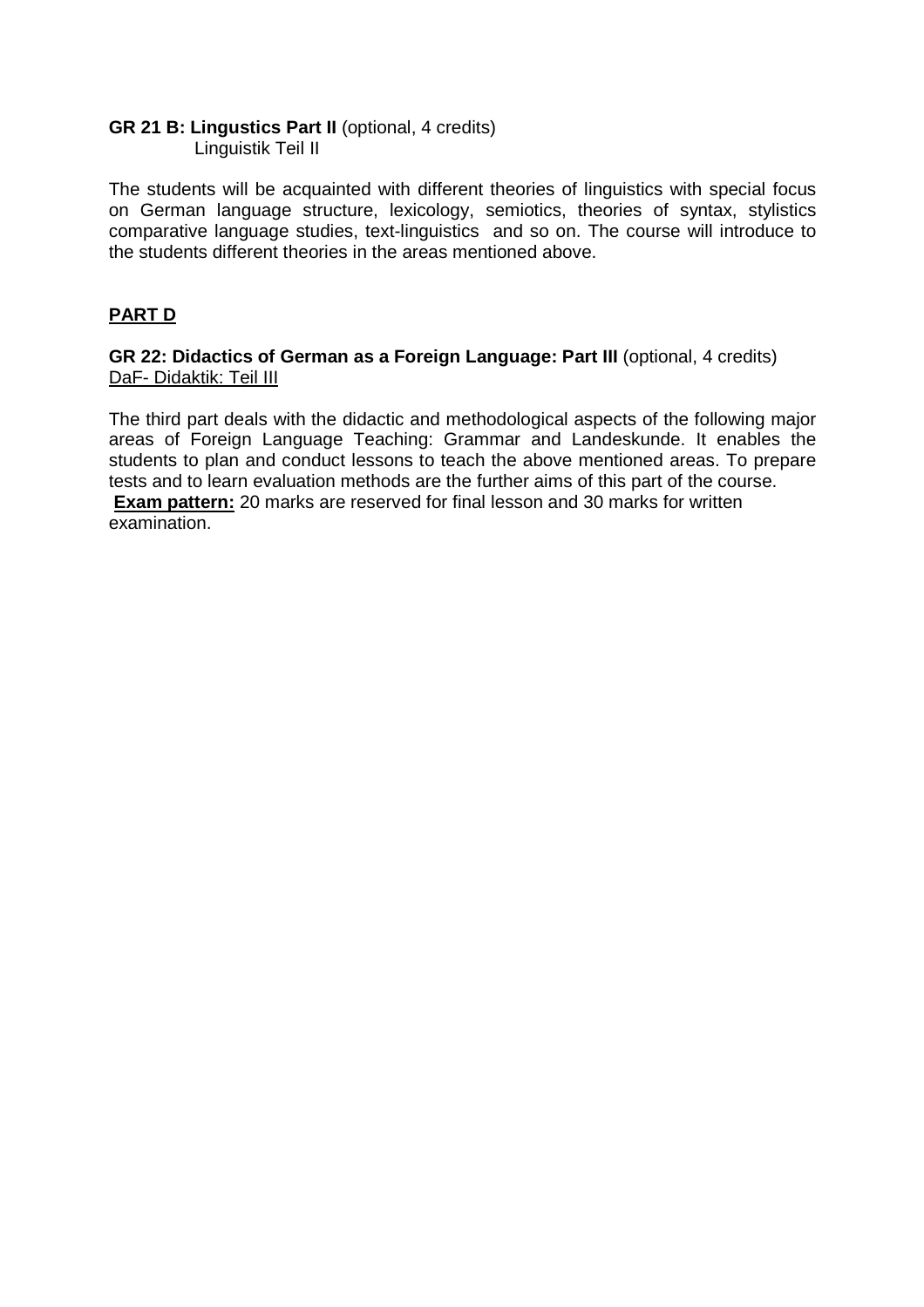**GR 21 B: Lingustics Part II** (optional, 4 credits)
Linguistik Teil II

The students will be acquainted with different theories of linguistics with special focus on German language structure, lexicology, semiotics, theories of syntax, stylistics comparative language studies, text-linguistics and so on. The course will introduce to the students different theories in the areas mentioned above.

## PART D

**GR 22: Didactics of German as a Foreign Language: Part III** (optional, 4 credits)
DaF- Didaktik: Teil III

The third part deals with the didactic and methodological aspects of the following major areas of Foreign Language Teaching: Grammar and Landeskunde. It enables the students to plan and conduct lessons to teach the above mentioned areas. To prepare tests and to learn evaluation methods are the further aims of this part of the course.
**Exam pattern:** 20 marks are reserved for final lesson and 30 marks for written examination.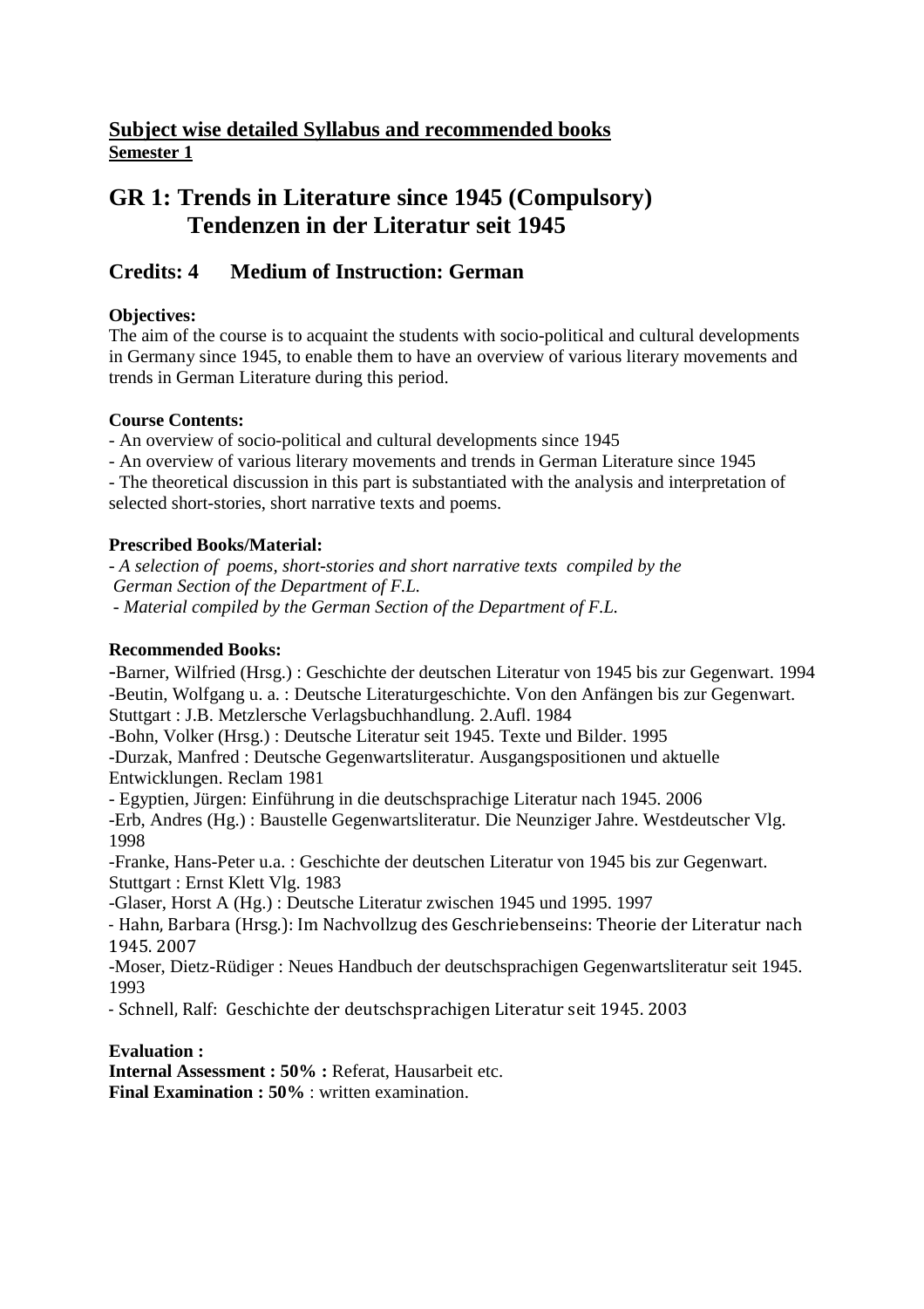## Subject wise detailed Syllabus and recommended books

**Semester 1**

# GR 1: Trends in Literature since 1945 (Compulsory)
# Tendenzen in der Literatur seit 1945

## Credits: 4 Medium of Instruction: German

**Objectives:**

The aim of the course is to acquaint the students with socio-political and cultural developments in Germany since 1945, to enable them to have an overview of various literary movements and trends in German Literature during this period.

**Course Contents:**

- An overview of socio-political and cultural developments since 1945
- An overview of various literary movements and trends in German Literature since 1945
- The theoretical discussion in this part is substantiated with the analysis and interpretation of selected short-stories, short narrative texts and poems.

**Prescribed Books/Material:**

- *A selection of poems, short-stories and short narrative texts compiled by the German Section of the Department of F.L.*
- *Material compiled by the German Section of the Department of F.L.*

**Recommended Books:**

- Barner, Wilfried (Hrsg.) : Geschichte der deutschen Literatur von 1945 bis zur Gegenwart. 1994
- Beutin, Wolfgang u. a. : Deutsche Literaturgeschichte. Von den Anfängen bis zur Gegenwart. Stuttgart : J.B. Metzlersche Verlagsbuchhandlung. 2.Aufl. 1984
- Bohn, Volker (Hrsg.) : Deutsche Literatur seit 1945. Texte und Bilder. 1995
- Durzak, Manfred : Deutsche Gegenwartsliteratur. Ausgangspositionen und aktuelle Entwicklungen. Reclam 1981
- Egyptien, Jürgen: Einführung in die deutschsprachige Literatur nach 1945. 2006
- Erb, Andres (Hg.) : Baustelle Gegenwartsliteratur. Die Neunziger Jahre. Westdeutscher Vlg. 1998
- Franke, Hans-Peter u.a. : Geschichte der deutschen Literatur von 1945 bis zur Gegenwart. Stuttgart : Ernst Klett Vlg. 1983
- Glaser, Horst A (Hg.) : Deutsche Literatur zwischen 1945 und 1995. 1997
- Hahn, Barbara (Hrsg.): Im Nachvollzug des Geschriebenseins: Theorie der Literatur nach 1945. 2007
- Moser, Dietz-Rüdiger : Neues Handbuch der deutschsprachigen Gegenwartsliteratur seit 1945. 1993
- Schnell, Ralf: Geschichte der deutschsprachigen Literatur seit 1945. 2003

**Evaluation :**

**Internal Assessment : 50% :** Referat, Hausarbeit etc.

**Final Examination : 50%** : written examination.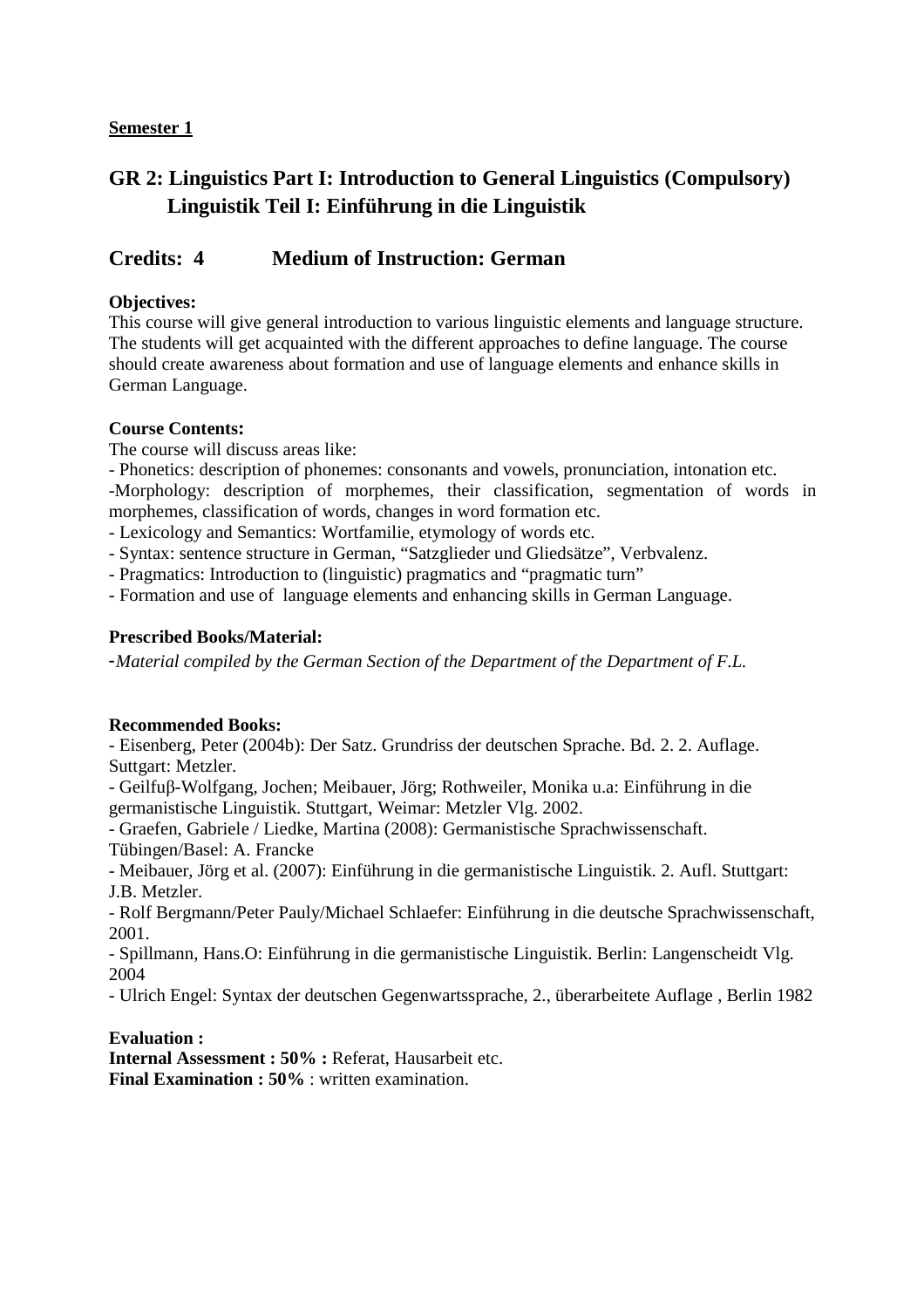**Semester 1**

## GR 2: Linguistics Part I: Introduction to General Linguistics (Compulsory) Linguistik Teil I: Einführung in die Linguistik

## Credits: 4 Medium of Instruction: German

**Objectives:**
This course will give general introduction to various linguistic elements and language structure. The students will get acquainted with the different approaches to define language. The course should create awareness about formation and use of language elements and enhance skills in German Language.

**Course Contents:**
The course will discuss areas like:
- Phonetics: description of phonemes: consonants and vowels, pronunciation, intonation etc.
- Morphology: description of morphemes, their classification, segmentation of words in morphemes, classification of words, changes in word formation etc.
- Lexicology and Semantics: Wortfamilie, etymology of words etc.
- Syntax: sentence structure in German, “Satzglieder und Gliedsätze”, Verbvalenz.
- Pragmatics: Introduction to (linguistic) pragmatics and “pragmatic turn”
- Formation and use of language elements and enhancing skills in German Language.

**Prescribed Books/Material:**
-*Material compiled by the German Section of the Department of the Department of F.L.*

**Recommended Books:**
- Eisenberg, Peter (2004b): Der Satz. Grundriss der deutschen Sprache. Bd. 2. 2. Auflage. Suttgart: Metzler.
- Geilfuβ-Wolfgang, Jochen; Meibauer, Jörg; Rothweiler, Monika u.a: Einführung in die germanistische Linguistik. Stuttgart, Weimar: Metzler Vlg. 2002.
- Graefen, Gabriele / Liedke, Martina (2008): Germanistische Sprachwissenschaft. Tübingen/Basel: A. Francke
- Meibauer, Jörg et al. (2007): Einführung in die germanistische Linguistik. 2. Aufl. Stuttgart: J.B. Metzler.
- Rolf Bergmann/Peter Pauly/Michael Schlaefer: Einführung in die deutsche Sprachwissenschaft, 2001.
- Spillmann, Hans.O: Einführung in die germanistische Linguistik. Berlin: Langenscheidt Vlg. 2004
- Ulrich Engel: Syntax der deutschen Gegenwartssprache, 2., überarbeitete Auflage , Berlin 1982

**Evaluation :**
**Internal Assessment : 50% :** Referat, Hausarbeit etc.
**Final Examination : 50%** : written examination.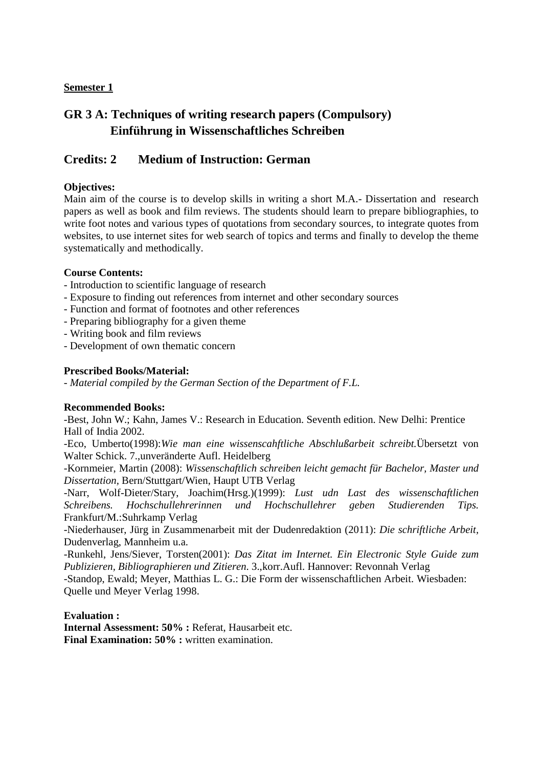**Semester 1**

## GR 3 A: Techniques of writing research papers (Compulsory) Einführung in Wissenschaftliches Schreiben

## Credits: 2 Medium of Instruction: German

**Objectives:**
Main aim of the course is to develop skills in writing a short M.A.- Dissertation and research papers as well as book and film reviews. The students should learn to prepare bibliographies, to write foot notes and various types of quotations from secondary sources, to integrate quotes from websites, to use internet sites for web search of topics and terms and finally to develop the theme systematically and methodically.

**Course Contents:**
- Introduction to scientific language of research
- Exposure to finding out references from internet and other secondary sources
- Function and format of footnotes and other references
- Preparing bibliography for a given theme
- Writing book and film reviews
- Development of own thematic concern

**Prescribed Books/Material:**
- *Material compiled by the German Section of the Department of F.L.*

**Recommended Books:**
-Best, John W.; Kahn, James V.: Research in Education. Seventh edition. New Delhi: Prentice Hall of India 2002.
-Eco, Umberto(1998):*Wie man eine wissenscahftliche Abschlußarbeit schreibt.*Übersetzt von Walter Schick. 7.,unveränderte Aufl. Heidelberg
-Kornmeier, Martin (2008): *Wissenschaftlich schreiben leicht gemacht für Bachelor, Master und Dissertation*, Bern/Stuttgart/Wien, Haupt UTB Verlag
-Narr, Wolf-Dieter/Stary, Joachim(Hrsg.)(1999): *Lust udn Last des wissenschaftlichen Schreibens. Hochschullehrerinnen und Hochschullehrer geben Studierenden Tips.* Frankfurt/M.:Suhrkamp Verlag
-Niederhauser, Jürg in Zusammenarbeit mit der Dudenredaktion (2011): *Die schriftliche Arbeit*, Dudenverlag, Mannheim u.a.
-Runkehl, Jens/Siever, Torsten(2001): *Das Zitat im Internet. Ein Electronic Style Guide zum Publizieren, Bibliographieren und Zitieren*. 3.,korr.Aufl. Hannover: Revonnah Verlag
-Standop, Ewald; Meyer, Matthias L. G.: Die Form der wissenschaftlichen Arbeit. Wiesbaden: Quelle und Meyer Verlag 1998.

**Evaluation :**
**Internal Assessment: 50% :** Referat, Hausarbeit etc.
**Final Examination: 50% :** written examination.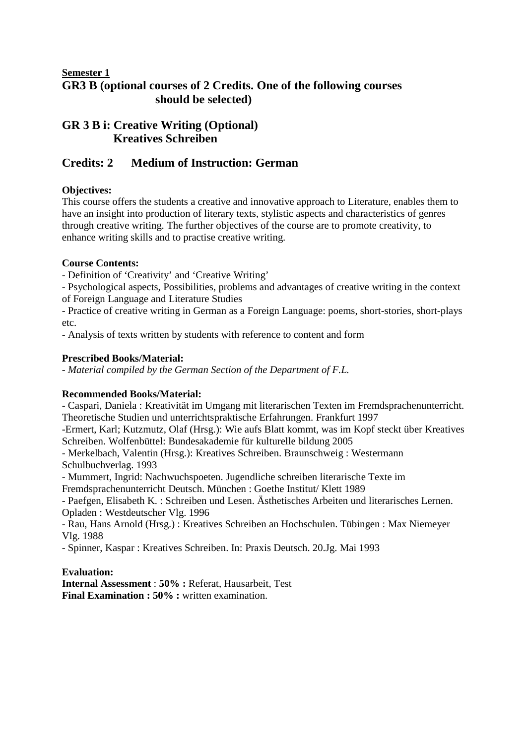**Semester 1**

## GR3 B (optional courses of 2 Credits. One of the following courses should be selected)

## GR 3 B i: Creative Writing (Optional) Kreatives Schreiben

## Credits: 2 Medium of Instruction: German

**Objectives:**

This course offers the students a creative and innovative approach to Literature, enables them to have an insight into production of literary texts, stylistic aspects and characteristics of genres through creative writing. The further objectives of the course are to promote creativity, to enhance writing skills and to practise creative writing.

**Course Contents:**

- Definition of 'Creativity' and 'Creative Writing'
- Psychological aspects, Possibilities, problems and advantages of creative writing in the context of Foreign Language and Literature Studies
- Practice of creative writing in German as a Foreign Language: poems, short-stories, short-plays etc.
- Analysis of texts written by students with reference to content and form

**Prescribed Books/Material:**

- *Material compiled by the German Section of the Department of F.L.*

**Recommended Books/Material:**

- Caspari, Daniela : Kreativität im Umgang mit literarischen Texten im Fremdsprachenunterricht. Theoretische Studien und unterrichtspraktische Erfahrungen. Frankfurt 1997
- Ermert, Karl; Kutzmutz, Olaf (Hrsg.): Wie aufs Blatt kommt, was im Kopf steckt über Kreatives Schreiben. Wolfenbüttel: Bundesakademie für kulturelle bildung 2005
- Merkelbach, Valentin (Hrsg.): Kreatives Schreiben. Braunschweig : Westermann Schulbuchverlag. 1993
- Mummert, Ingrid: Nachwuchspoeten. Jugendliche schreiben literarische Texte im Fremdsprachenunterricht Deutsch. München : Goethe Institut/ Klett 1989
- Paefgen, Elisabeth K. : Schreiben und Lesen. Ästhetisches Arbeiten und literarisches Lernen. Opladen : Westdeutscher Vlg. 1996
- Rau, Hans Arnold (Hrsg.) : Kreatives Schreiben an Hochschulen. Tübingen : Max Niemeyer Vlg. 1988
- Spinner, Kaspar : Kreatives Schreiben. In: Praxis Deutsch. 20.Jg. Mai 1993

**Evaluation:**

**Internal Assessment** : **50% :** Referat, Hausarbeit, Test
**Final Examination : 50% :** written examination.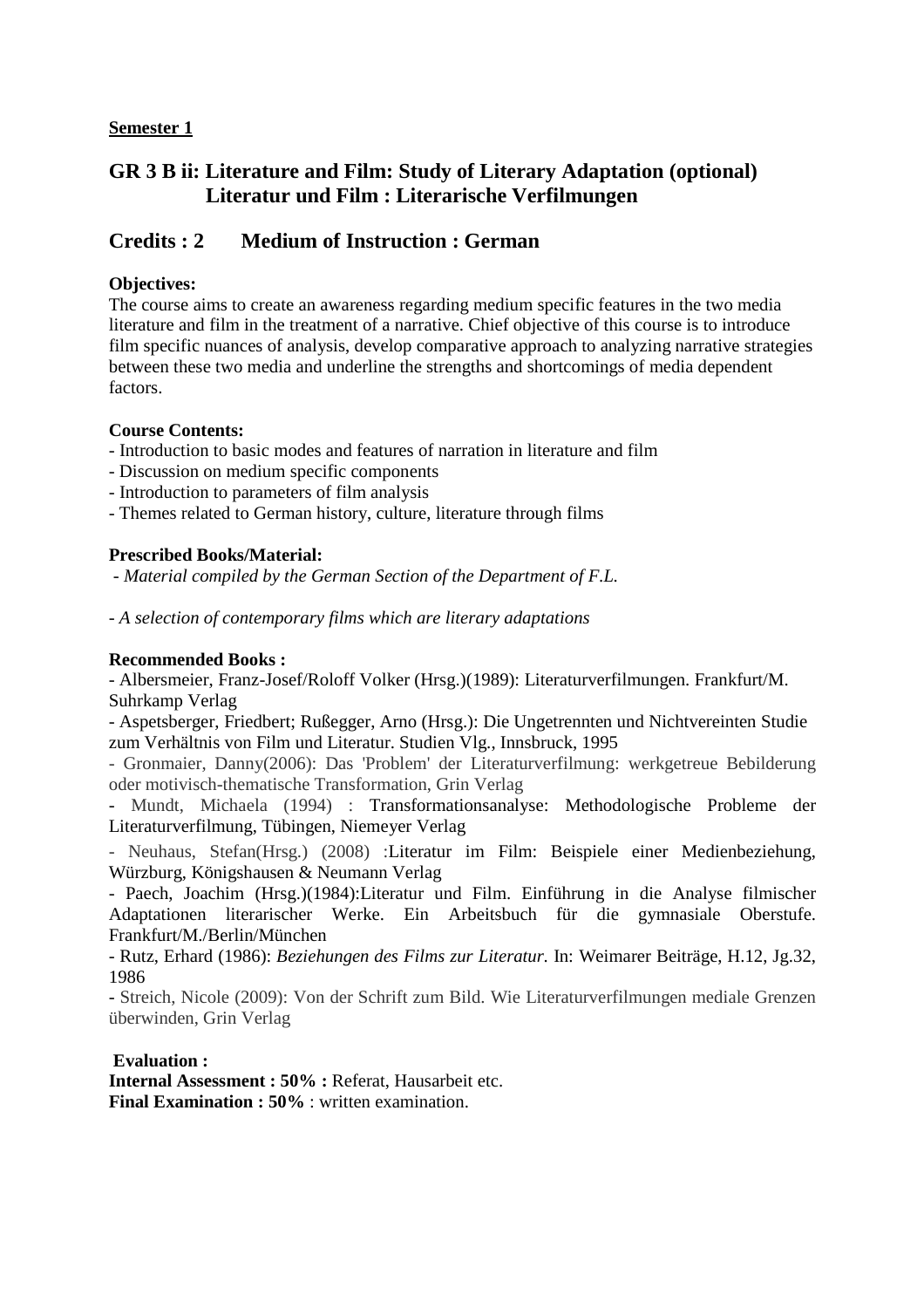**Semester 1**

## GR 3 B ii: Literature and Film: Study of Literary Adaptation (optional)
## Literatur und Film : Literarische Verfilmungen

## Credits : 2 Medium of Instruction : German

**Objectives:**

The course aims to create an awareness regarding medium specific features in the two media literature and film in the treatment of a narrative. Chief objective of this course is to introduce film specific nuances of analysis, develop comparative approach to analyzing narrative strategies between these two media and underline the strengths and shortcomings of media dependent factors.

**Course Contents:**

- Introduction to basic modes and features of narration in literature and film
- Discussion on medium specific components
- Introduction to parameters of film analysis
- Themes related to German history, culture, literature through films

**Prescribed Books/Material:**

- *Material compiled by the German Section of the Department of F.L.*

- *A selection of contemporary films which are literary adaptations*

**Recommended Books :**

- Albersmeier, Franz-Josef/Roloff Volker (Hrsg.)(1989): Literaturverfilmungen. Frankfurt/M. Suhrkamp Verlag
- Aspetsberger, Friedbert; Rußegger, Arno (Hrsg.): Die Ungetrennten und Nichtvereinten Studie zum Verhältnis von Film und Literatur. Studien Vlg., Innsbruck, 1995
- Gronmaier, Danny(2006): Das 'Problem' der Literaturverfilmung: werkgetreue Bebilderung oder motivisch-thematische Transformation, Grin Verlag
- Mundt, Michaela (1994) : Transformationsanalyse: Methodologische Probleme der Literaturverfilmung, Tübingen, Niemeyer Verlag
- Neuhaus, Stefan(Hrsg.) (2008) :Literatur im Film: Beispiele einer Medienbeziehung, Würzburg, Königshausen & Neumann Verlag
- Paech, Joachim (Hrsg.)(1984):Literatur und Film. Einführung in die Analyse filmischer Adaptationen literarischer Werke. Ein Arbeitsbuch für die gymnasiale Oberstufe. Frankfurt/M./Berlin/München
- Rutz, Erhard (1986): *Beziehungen des Films zur Literatur.* In: Weimarer Beiträge, H.12, Jg.32, 1986
- Streich, Nicole (2009): Von der Schrift zum Bild. Wie Literaturverfilmungen mediale Grenzen überwinden, Grin Verlag

**Evaluation :**

**Internal Assessment : 50% :** Referat, Hausarbeit etc.
**Final Examination : 50%** : written examination.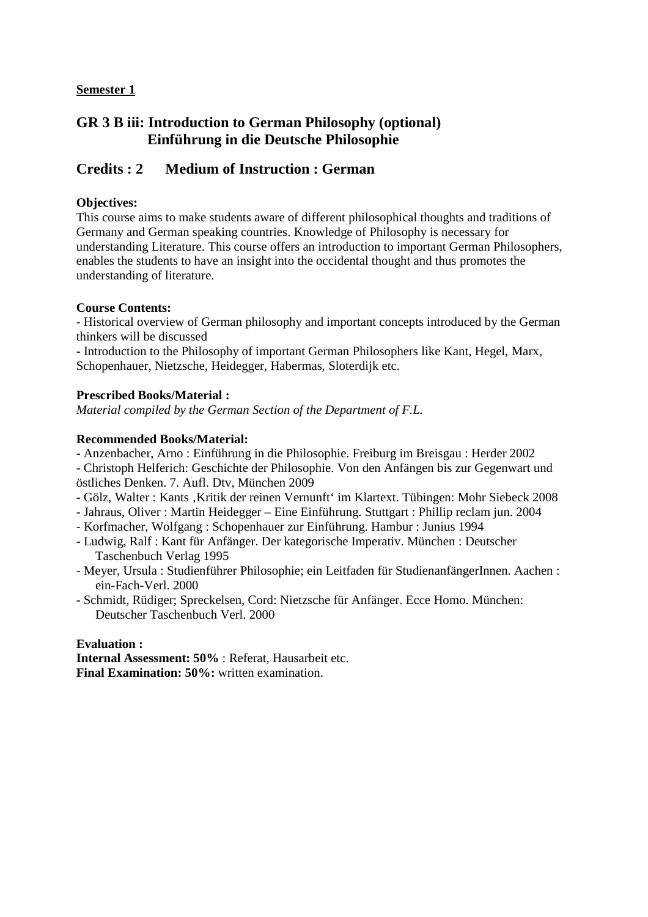**Semester 1**

## GR 3 B iii: Introduction to German Philosophy (optional) Einführung in die Deutsche Philosophie

## Credits : 2 Medium of Instruction : German

**Objectives:**
This course aims to make students aware of different philosophical thoughts and traditions of Germany and German speaking countries. Knowledge of Philosophy is necessary for understanding Literature. This course offers an introduction to important German Philosophers, enables the students to have an insight into the occidental thought and thus promotes the understanding of literature.

**Course Contents:**
- Historical overview of German philosophy and important concepts introduced by the German thinkers will be discussed
- Introduction to the Philosophy of important German Philosophers like Kant, Hegel, Marx, Schopenhauer, Nietzsche, Heidegger, Habermas, Sloterdijk etc.

**Prescribed Books/Material :**
*Material compiled by the German Section of the Department of F.L.*

**Recommended Books/Material:**
- Anzenbacher, Arno : Einführung in die Philosophie. Freiburg im Breisgau : Herder 2002
- Christoph Helferich: Geschichte der Philosophie. Von den Anfängen bis zur Gegenwart und östliches Denken. 7. Aufl. Dtv, München 2009
- Gölz, Walter : Kants ‚Kritik der reinen Vernunft' im Klartext. Tübingen: Mohr Siebeck 2008
- Jahraus, Oliver : Martin Heidegger – Eine Einführung. Stuttgart : Phillip reclam jun. 2004
- Korfmacher, Wolfgang : Schopenhauer zur Einführung. Hambur : Junius 1994
- Ludwig, Ralf : Kant für Anfänger. Der kategorische Imperativ. München : Deutscher Taschenbuch Verlag 1995
- Meyer, Ursula : Studienführer Philosophie; ein Leitfaden für StudienanfängerInnen. Aachen : ein-Fach-Verl. 2000
- Schmidt, Rüdiger; Spreckelsen, Cord: Nietzsche für Anfänger. Ecce Homo. München: Deutscher Taschenbuch Verl. 2000

**Evaluation :**
**Internal Assessment: 50%** : Referat, Hausarbeit etc.
**Final Examination: 50%:** written examination.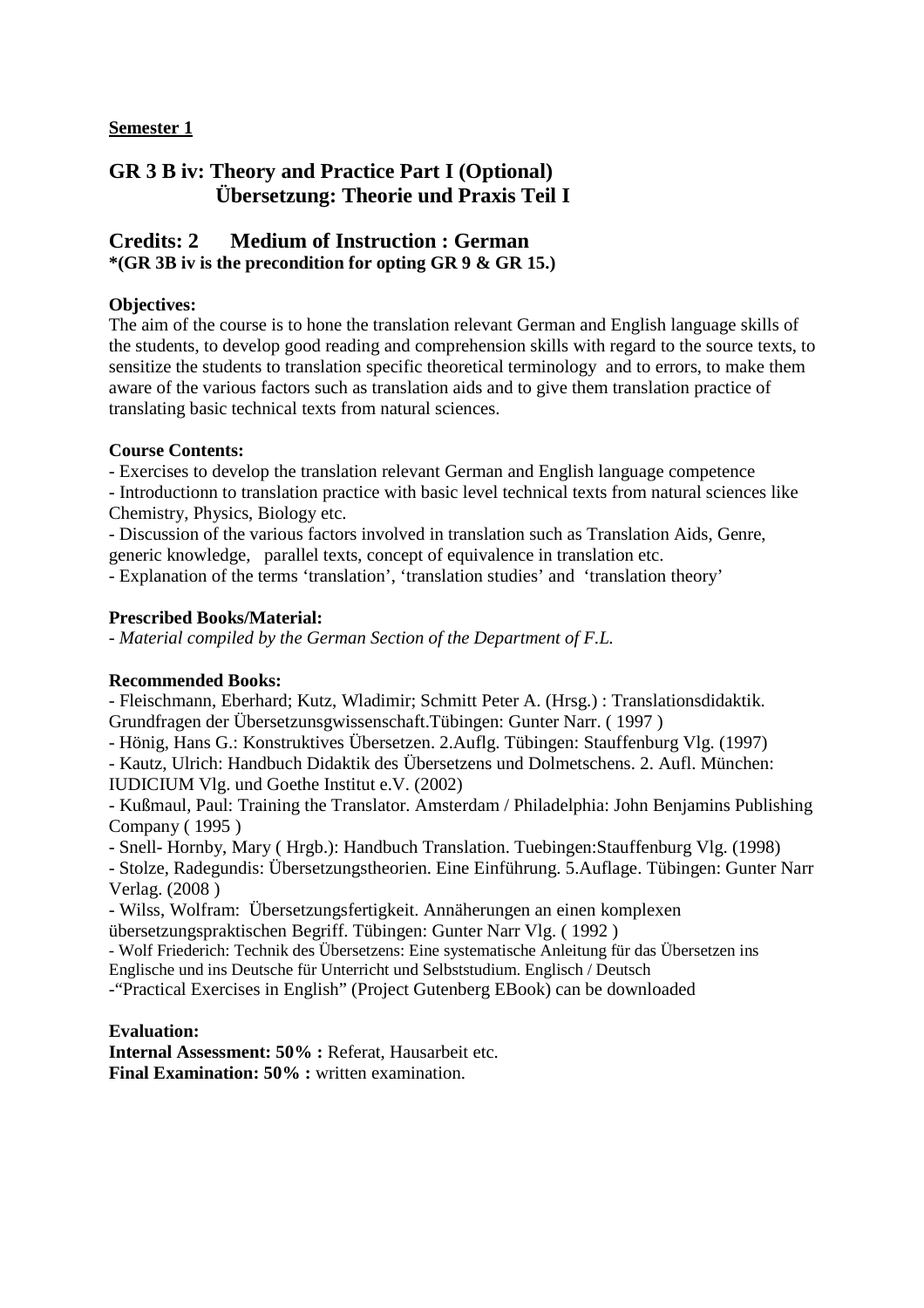**Semester 1**

## GR 3 B iv: Theory and Practice Part I (Optional)
## Übersetzung: Theorie und Praxis Teil I

## Credits: 2      Medium of Instruction : German
**\*(GR 3B iv is the precondition for opting GR 9 & GR 15.)**

**Objectives:**
The aim of the course is to hone the translation relevant German and English language skills of the students, to develop good reading and comprehension skills with regard to the source texts, to sensitize the students to translation specific theoretical terminology and to errors, to make them aware of the various factors such as translation aids and to give them translation practice of translating basic technical texts from natural sciences.

**Course Contents:**
- Exercises to develop the translation relevant German and English language competence
- Introductionn to translation practice with basic level technical texts from natural sciences like Chemistry, Physics, Biology etc.
- Discussion of the various factors involved in translation such as Translation Aids, Genre, generic knowledge, parallel texts, concept of equivalence in translation etc.
- Explanation of the terms 'translation', 'translation studies' and 'translation theory'

**Prescribed Books/Material:**
- *Material compiled by the German Section of the Department of F.L.*

**Recommended Books:**
- Fleischmann, Eberhard; Kutz, Wladimir; Schmitt Peter A. (Hrsg.) : Translationsdidaktik. Grundfragen der Übersetzunsgwissenschaft.Tübingen: Gunter Narr. ( 1997 )
- Hönig, Hans G.: Konstruktives Übersetzen. 2.Auflg. Tübingen: Stauffenburg Vlg. (1997)
- Kautz, Ulrich: Handbuch Didaktik des Übersetzens und Dolmetschens. 2. Aufl. München: IUDICIUM Vlg. und Goethe Institut e.V. (2002)
- Kußmaul, Paul: Training the Translator. Amsterdam / Philadelphia: John Benjamins Publishing Company ( 1995 )
- Snell- Hornby, Mary ( Hrgb.): Handbuch Translation. Tuebingen:Stauffenburg Vlg. (1998)
- Stolze, Radegundis: Übersetzungstheorien. Eine Einführung. 5.Auflage. Tübingen: Gunter Narr Verlag. (2008 )
- Wilss, Wolfram: Übersetzungsfertigkeit. Annäherungen an einen komplexen übersetzungspraktischen Begriff. Tübingen: Gunter Narr Vlg. ( 1992 )
- Wolf Friederich: Technik des Übersetzens: Eine systematische Anleitung für das Übersetzen ins Englische und ins Deutsche für Unterricht und Selbststudium. Englisch / Deutsch
-"Practical Exercises in English" (Project Gutenberg EBook) can be downloaded

**Evaluation:**
**Internal Assessment: 50% :** Referat, Hausarbeit etc.
**Final Examination: 50% :** written examination.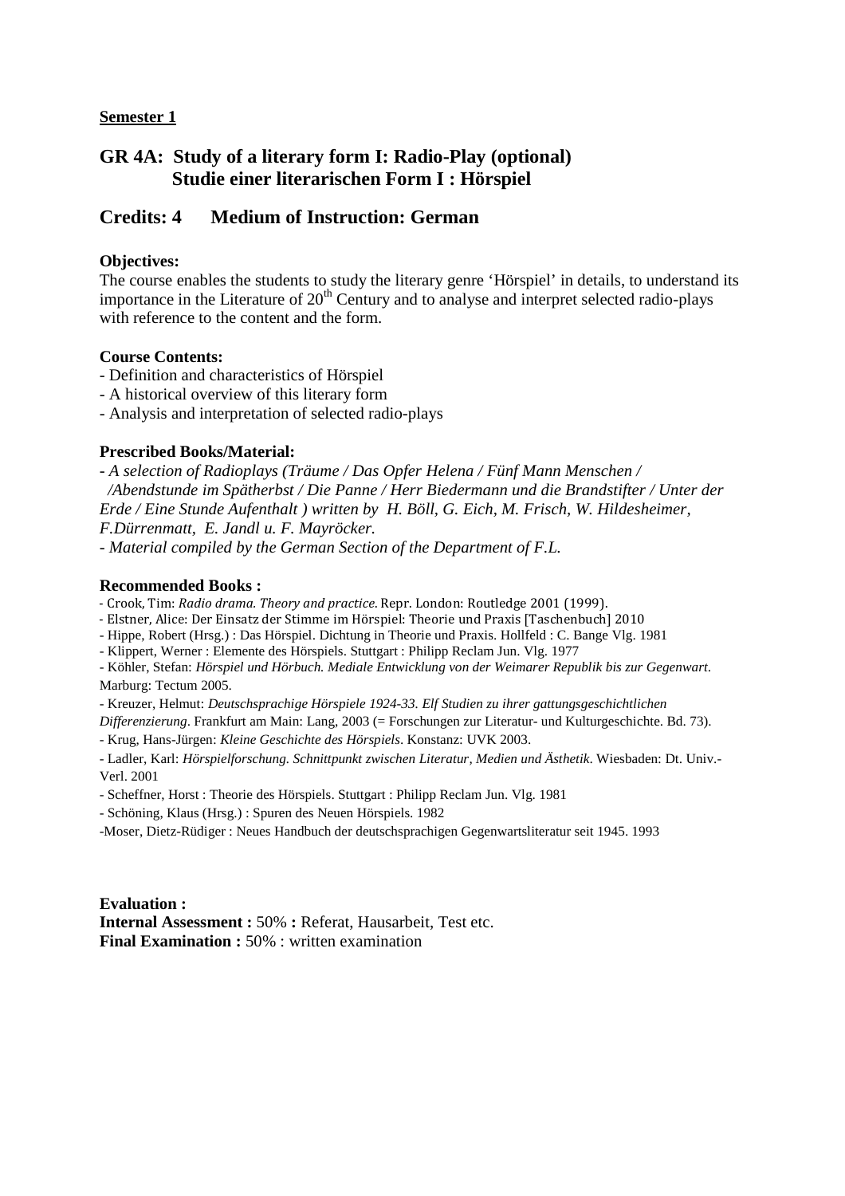**Semester 1**

## GR 4A: Study of a literary form I: Radio-Play (optional)
## Studie einer literarischen Form I : Hörspiel

## Credits: 4 Medium of Instruction: German

**Objectives:**

The course enables the students to study the literary genre 'Hörspiel' in details, to understand its importance in the Literature of 20th Century and to analyse and interpret selected radio-plays with reference to the content and the form.

**Course Contents:**

- Definition and characteristics of Hörspiel
- A historical overview of this literary form
- Analysis and interpretation of selected radio-plays

**Prescribed Books/Material:**

- *A selection of Radioplays (Träume / Das Opfer Helena / Fünf Mann Menschen / /Abendstunde im Spätherbst / Die Panne / Herr Biedermann und die Brandstifter / Unter der Erde / Eine Stunde Aufenthalt ) written by H. Böll, G. Eich, M. Frisch, W. Hildesheimer, F.Dürrenmatt, E. Jandl u. F. Mayröcker.*
- *Material compiled by the German Section of the Department of F.L.*

**Recommended Books :**

- Crook, Tim: *Radio drama. Theory and practice.* Repr. London: Routledge 2001 (1999).
- Elstner, Alice: Der Einsatz der Stimme im Hörspiel: Theorie und Praxis [Taschenbuch] 2010
- Hippe, Robert (Hrsg.) : Das Hörspiel. Dichtung in Theorie und Praxis. Hollfeld : C. Bange Vlg. 1981
- Klippert, Werner : Elemente des Hörspiels. Stuttgart : Philipp Reclam Jun. Vlg. 1977
- Köhler, Stefan: *Hörspiel und Hörbuch. Mediale Entwicklung von der Weimarer Republik bis zur Gegenwart*. Marburg: Tectum 2005.
- Kreuzer, Helmut: *Deutschsprachige Hörspiele 1924-33. Elf Studien zu ihrer gattungsgeschichtlichen Differenzierung*. Frankfurt am Main: Lang, 2003 (= Forschungen zur Literatur- und Kulturgeschichte. Bd. 73).
- Krug, Hans-Jürgen: *Kleine Geschichte des Hörspiels*. Konstanz: UVK 2003.
- Ladler, Karl: *Hörspielforschung. Schnittpunkt zwischen Literatur, Medien und Ästhetik*. Wiesbaden: Dt. Univ.-Verl. 2001
- Scheffner, Horst : Theorie des Hörspiels. Stuttgart : Philipp Reclam Jun. Vlg. 1981
- Schöning, Klaus (Hrsg.) : Spuren des Neuen Hörspiels. 1982
- Moser, Dietz-Rüdiger : Neues Handbuch der deutschsprachigen Gegenwartsliteratur seit 1945. 1993

**Evaluation :**
**Internal Assessment :** 50% **:** Referat, Hausarbeit, Test etc.
**Final Examination :** 50% : written examination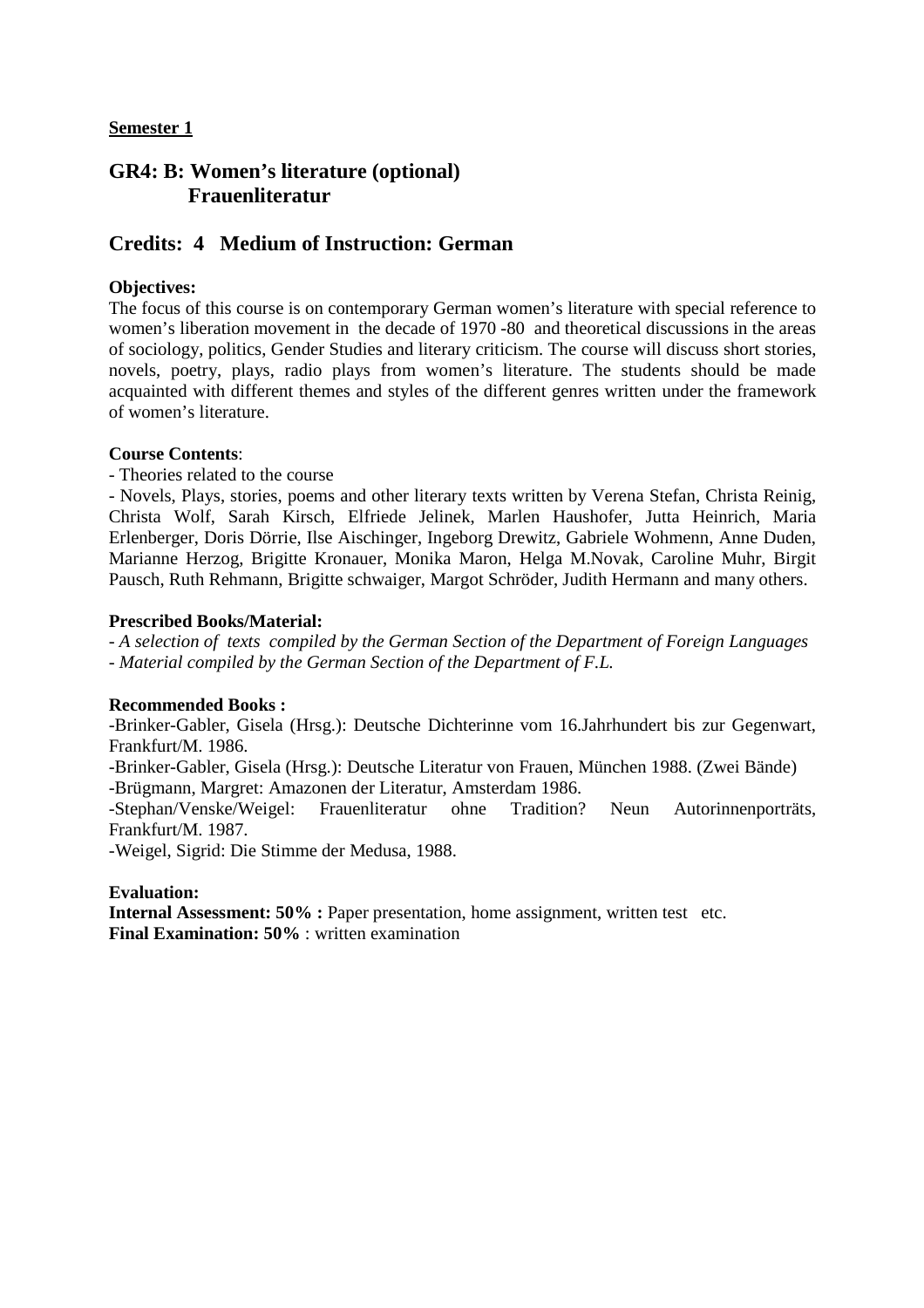**Semester 1**

## GR4: B: Women's literature (optional)
## Frauenliteratur

## Credits: 4 Medium of Instruction: German

**Objectives:**
The focus of this course is on contemporary German women's literature with special reference to women's liberation movement in the decade of 1970 -80 and theoretical discussions in the areas of sociology, politics, Gender Studies and literary criticism. The course will discuss short stories, novels, poetry, plays, radio plays from women's literature. The students should be made acquainted with different themes and styles of the different genres written under the framework of women's literature.

**Course Contents**:
- Theories related to the course
- Novels, Plays, stories, poems and other literary texts written by Verena Stefan, Christa Reinig, Christa Wolf, Sarah Kirsch, Elfriede Jelinek, Marlen Haushofer, Jutta Heinrich, Maria Erlenberger, Doris Dörrie, Ilse Aischinger, Ingeborg Drewitz, Gabriele Wohmenn, Anne Duden, Marianne Herzog, Brigitte Kronauer, Monika Maron, Helga M.Novak, Caroline Muhr, Birgit Pausch, Ruth Rehmann, Brigitte schwaiger, Margot Schröder, Judith Hermann and many others.

**Prescribed Books/Material:**
- *A selection of texts compiled by the German Section of the Department of Foreign Languages*
- *Material compiled by the German Section of the Department of F.L.*

**Recommended Books :**
-Brinker-Gabler, Gisela (Hrsg.): Deutsche Dichterinne vom 16.Jahrhundert bis zur Gegenwart, Frankfurt/M. 1986.
-Brinker-Gabler, Gisela (Hrsg.): Deutsche Literatur von Frauen, München 1988. (Zwei Bände)
-Brügmann, Margret: Amazonen der Literatur, Amsterdam 1986.
-Stephan/Venske/Weigel: Frauenliteratur ohne Tradition? Neun Autorinnenporträts, Frankfurt/M. 1987.
-Weigel, Sigrid: Die Stimme der Medusa, 1988.

**Evaluation:**
**Internal Assessment: 50% :** Paper presentation, home assignment, written test etc.
**Final Examination: 50%** : written examination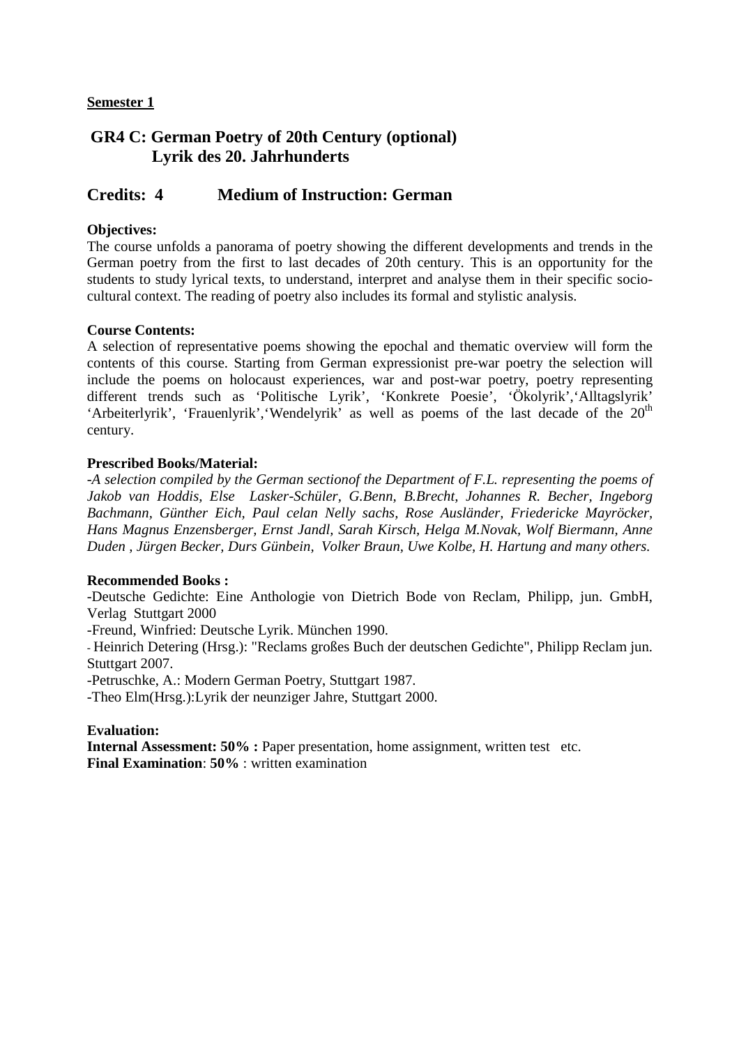**Semester 1**

## GR4 C: German Poetry of 20th Century (optional)
## Lyrik des 20. Jahrhunderts

## Credits: 4 Medium of Instruction: German

**Objectives:**

The course unfolds a panorama of poetry showing the different developments and trends in the German poetry from the first to last decades of 20th century. This is an opportunity for the students to study lyrical texts, to understand, interpret and analyse them in their specific socio-cultural context. The reading of poetry also includes its formal and stylistic analysis.

**Course Contents:**

A selection of representative poems showing the epochal and thematic overview will form the contents of this course. Starting from German expressionist pre-war poetry the selection will include the poems on holocaust experiences, war and post-war poetry, poetry representing different trends such as 'Politische Lyrik', 'Konkrete Poesie', 'Ökolyrik','Alltagslyrik' 'Arbeiterlyrik', 'Frauenlyrik','Wendelyrik' as well as poems of the last decade of the 20th century.

**Prescribed Books/Material:**

*-A selection compiled by the German sectionof the Department of F.L. representing the poems of Jakob van Hoddis, Else Lasker-Schüler, G.Benn, B.Brecht, Johannes R. Becher, Ingeborg Bachmann, Günther Eich, Paul celan Nelly sachs, Rose Ausländer, Friedericke Mayröcker, Hans Magnus Enzensberger, Ernst Jandl, Sarah Kirsch, Helga M.Novak, Wolf Biermann, Anne Duden , Jürgen Becker, Durs Günbein, Volker Braun, Uwe Kolbe, H. Hartung and many others.*

**Recommended Books :**

-Deutsche Gedichte: Eine Anthologie von Dietrich Bode von Reclam, Philipp, jun. GmbH, Verlag Stuttgart 2000

-Freund, Winfried: Deutsche Lyrik. München 1990.

- Heinrich Detering (Hrsg.): "Reclams großes Buch der deutschen Gedichte", Philipp Reclam jun. Stuttgart 2007.

-Petruschke, A.: Modern German Poetry, Stuttgart 1987.

-Theo Elm(Hrsg.):Lyrik der neunziger Jahre, Stuttgart 2000.

**Evaluation:**

**Internal Assessment: 50% :** Paper presentation, home assignment, written test etc.
**Final Examination**: **50%** : written examination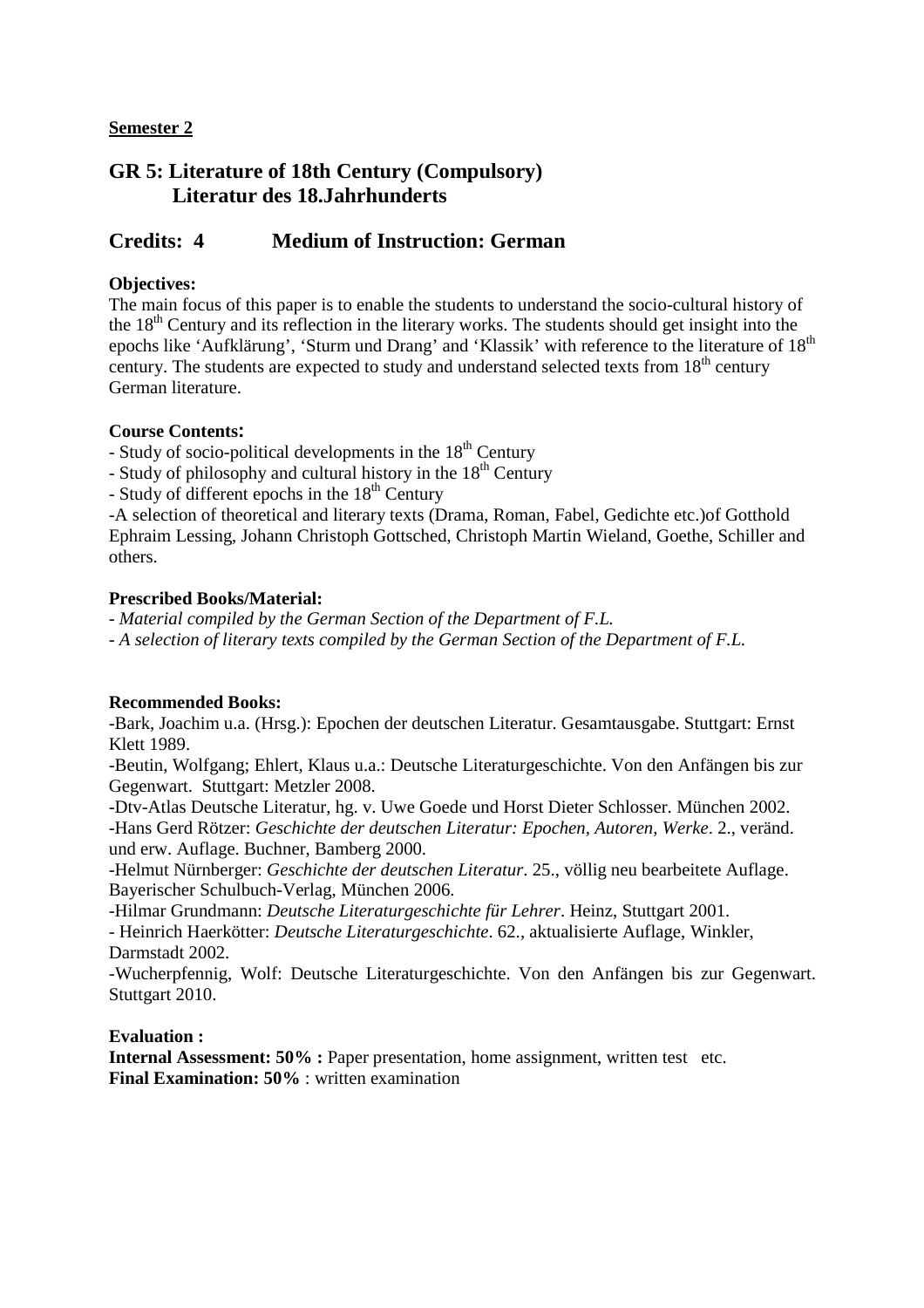**Semester 2**

## GR 5: Literature of 18th Century (Compulsory)
## Literatur des 18.Jahrhunderts

## Credits: 4 Medium of Instruction: German

**Objectives:**
The main focus of this paper is to enable the students to understand the socio-cultural history of the 18th Century and its reflection in the literary works. The students should get insight into the epochs like 'Aufklärung', 'Sturm und Drang' and 'Klassik' with reference to the literature of 18th century. The students are expected to study and understand selected texts from 18th century German literature.

**Course Contents:**
- Study of socio-political developments in the 18th Century
- Study of philosophy and cultural history in the 18th Century
- Study of different epochs in the 18th Century
-A selection of theoretical and literary texts (Drama, Roman, Fabel, Gedichte etc.)of Gotthold Ephraim Lessing, Johann Christoph Gottsched, Christoph Martin Wieland, Goethe, Schiller and others.

**Prescribed Books/Material:**
- *Material compiled by the German Section of the Department of F.L.*
- *A selection of literary texts compiled by the German Section of the Department of F.L.*

**Recommended Books:**
-Bark, Joachim u.a. (Hrsg.): Epochen der deutschen Literatur. Gesamtausgabe. Stuttgart: Ernst Klett 1989.
-Beutin, Wolfgang; Ehlert, Klaus u.a.: Deutsche Literaturgeschichte. Von den Anfängen bis zur Gegenwart. Stuttgart: Metzler 2008.
-Dtv-Atlas Deutsche Literatur, hg. v. Uwe Goede und Horst Dieter Schlosser. München 2002.
-Hans Gerd Rötzer: *Geschichte der deutschen Literatur: Epochen, Autoren, Werke*. 2., veränd. und erw. Auflage. Buchner, Bamberg 2000.
-Helmut Nürnberger: *Geschichte der deutschen Literatur*. 25., völlig neu bearbeitete Auflage. Bayerischer Schulbuch-Verlag, München 2006.
-Hilmar Grundmann: *Deutsche Literaturgeschichte für Lehrer*. Heinz, Stuttgart 2001.
- Heinrich Haerkötter: *Deutsche Literaturgeschichte*. 62., aktualisierte Auflage, Winkler, Darmstadt 2002.
-Wucherpfennig, Wolf: Deutsche Literaturgeschichte. Von den Anfängen bis zur Gegenwart. Stuttgart 2010.

**Evaluation :**
**Internal Assessment: 50% :** Paper presentation, home assignment, written test etc.
**Final Examination: 50%** : written examination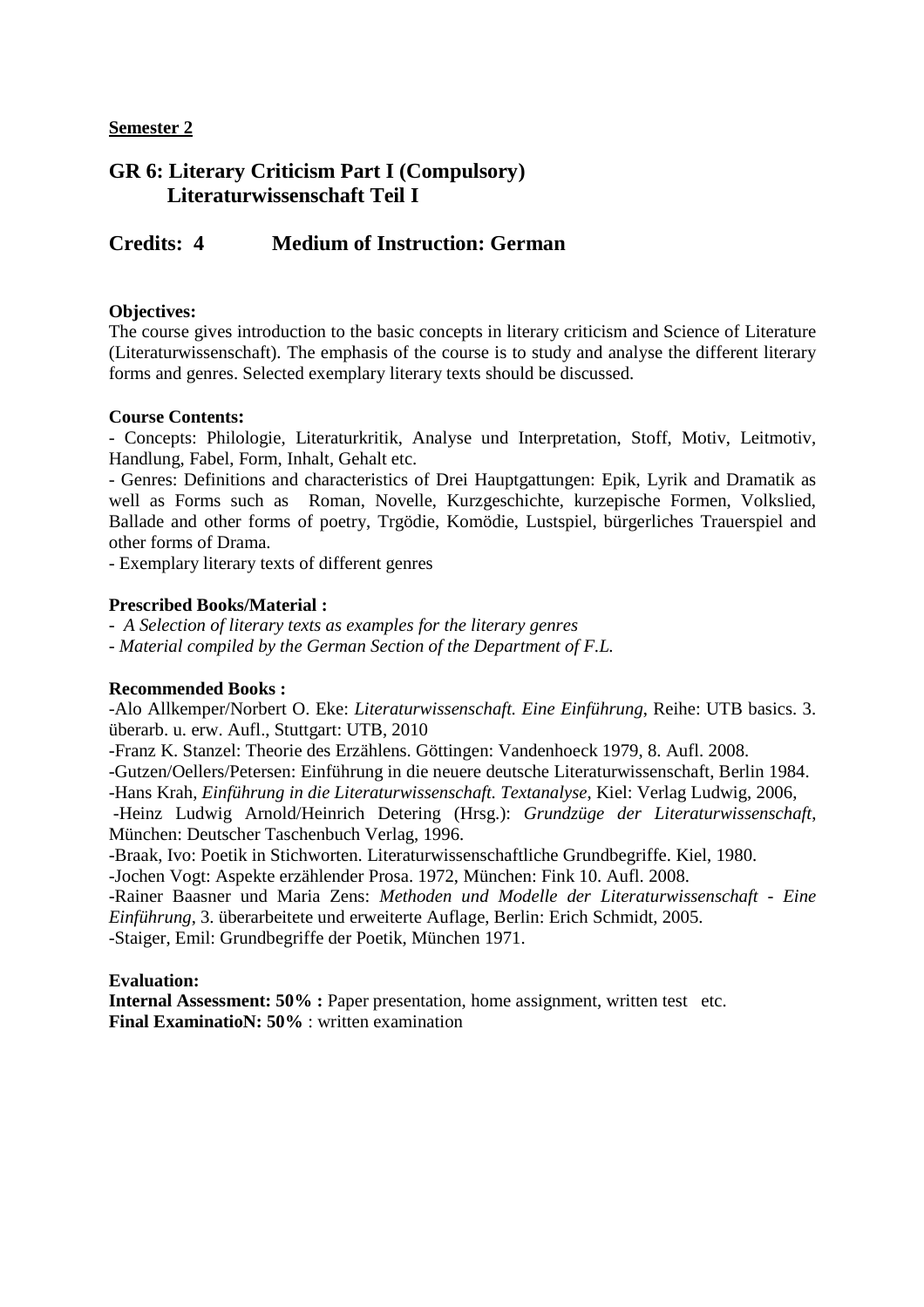**Semester 2**

## GR 6: Literary Criticism Part I (Compulsory) Literaturwissenschaft Teil I

## Credits: 4 Medium of Instruction: German

**Objectives:**

The course gives introduction to the basic concepts in literary criticism and Science of Literature (Literaturwissenschaft). The emphasis of the course is to study and analyse the different literary forms and genres. Selected exemplary literary texts should be discussed.

**Course Contents:**

- Concepts: Philologie, Literaturkritik, Analyse und Interpretation, Stoff, Motiv, Leitmotiv, Handlung, Fabel, Form, Inhalt, Gehalt etc.
- Genres: Definitions and characteristics of Drei Hauptgattungen: Epik, Lyrik and Dramatik as well as Forms such as Roman, Novelle, Kurzgeschichte, kurzepische Formen, Volkslied, Ballade and other forms of poetry, Trgödie, Komödie, Lustspiel, bürgerliches Trauerspiel and other forms of Drama.
- Exemplary literary texts of different genres

**Prescribed Books/Material :**

- *A Selection of literary texts as examples for the literary genres*
- *Material compiled by the German Section of the Department of F.L.*

**Recommended Books :**

-Alo Allkemper/Norbert O. Eke: *Literaturwissenschaft. Eine Einführung*, Reihe: UTB basics. 3. überarb. u. erw. Aufl., Stuttgart: UTB, 2010

-Franz K. Stanzel: Theorie des Erzählens. Göttingen: Vandenhoeck 1979, 8. Aufl. 2008.

-Gutzen/Oellers/Petersen: Einführung in die neuere deutsche Literaturwissenschaft, Berlin 1984.

-Hans Krah, *Einführung in die Literaturwissenschaft. Textanalyse*, Kiel: Verlag Ludwig, 2006,

-Heinz Ludwig Arnold/Heinrich Detering (Hrsg.): *Grundzüge der Literaturwissenschaft*, München: Deutscher Taschenbuch Verlag, 1996.

-Braak, Ivo: Poetik in Stichworten. Literaturwissenschaftliche Grundbegriffe. Kiel, 1980.

-Jochen Vogt: Aspekte erzählender Prosa. 1972, München: Fink 10. Aufl. 2008.

-Rainer Baasner und Maria Zens: *Methoden und Modelle der Literaturwissenschaft - Eine Einführung*, 3. überarbeitete und erweiterte Auflage, Berlin: Erich Schmidt, 2005.

-Staiger, Emil: Grundbegriffe der Poetik, München 1971.

**Evaluation:**

**Internal Assessment: 50% :** Paper presentation, home assignment, written test etc.
**Final ExaminatioN: 50%** : written examination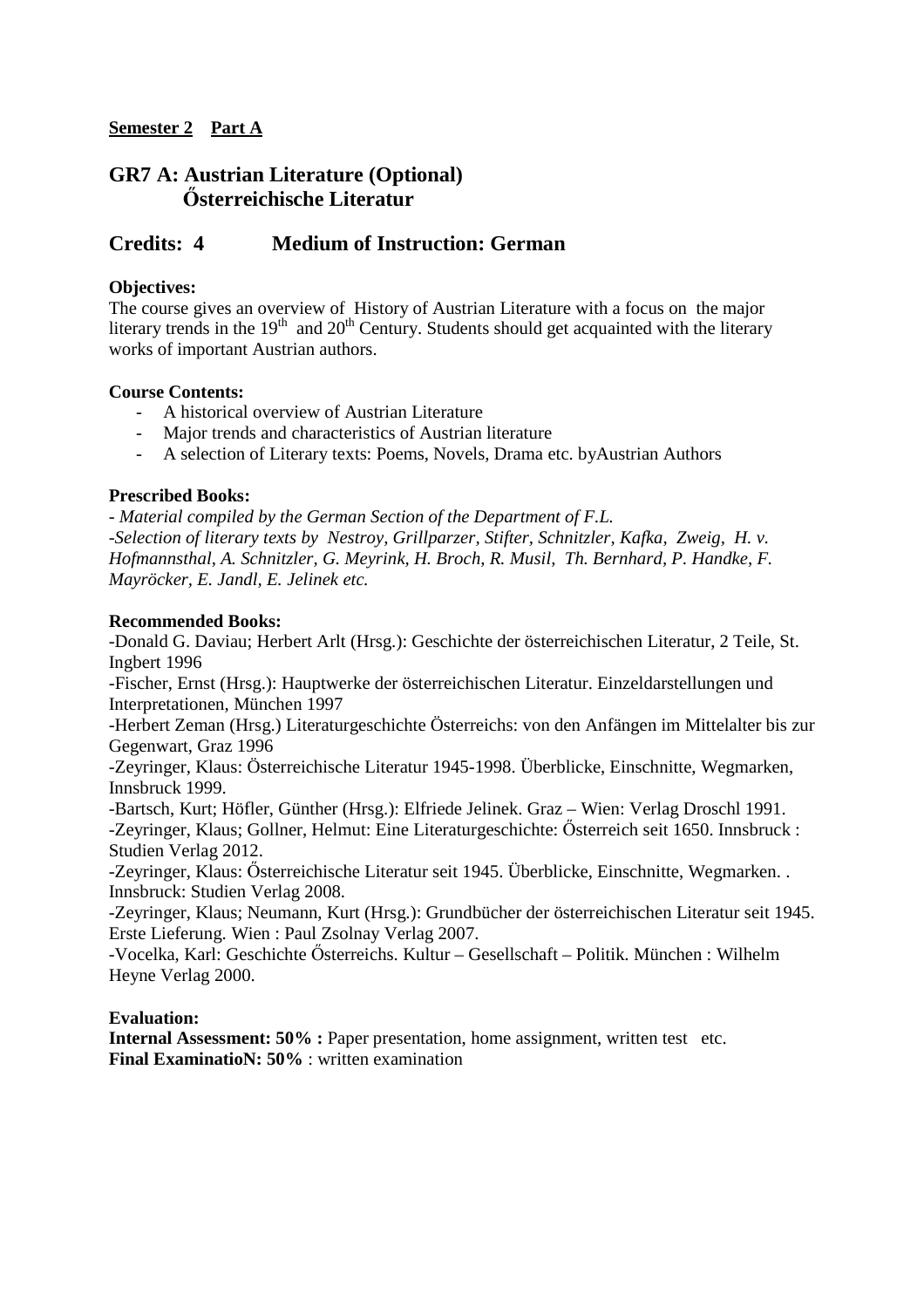**Semester 2  Part A**

## GR7 A: Austrian Literature (Optional)
## Őesterreichische Literatur

## Credits: 4    Medium of Instruction: German

**Objectives:**
The course gives an overview of History of Austrian Literature with a focus on the major literary trends in the 19th and 20th Century. Students should get acquainted with the literary works of important Austrian authors.

**Course Contents:**

- A historical overview of Austrian Literature
- Major trends and characteristics of Austrian literature
- A selection of Literary texts: Poems, Novels, Drama etc. byAustrian Authors

**Prescribed Books:**
*- Material compiled by the German Section of the Department of F.L.*
*-Selection of literary texts by Nestroy, Grillparzer, Stifter, Schnitzler, Kafka, Zweig, H. v. Hofmannsthal, A. Schnitzler, G. Meyrink, H. Broch, R. Musil, Th. Bernhard, P. Handke, F. Mayröcker, E. Jandl, E. Jelinek etc.*

**Recommended Books:**
-Donald G. Daviau; Herbert Arlt (Hrsg.): Geschichte der österreichischen Literatur, 2 Teile, St. Ingbert 1996
-Fischer, Ernst (Hrsg.): Hauptwerke der österreichischen Literatur. Einzeldarstellungen und Interpretationen, München 1997
-Herbert Zeman (Hrsg.) Literaturgeschichte Österreichs: von den Anfängen im Mittelalter bis zur Gegenwart, Graz 1996
-Zeyringer, Klaus: Österreichische Literatur 1945-1998. Überblicke, Einschnitte, Wegmarken, Innsbruck 1999.
-Bartsch, Kurt; Höfler, Günther (Hrsg.): Elfriede Jelinek. Graz – Wien: Verlag Droschl 1991.
-Zeyringer, Klaus; Gollner, Helmut: Eine Literaturgeschichte: Őesterreich seit 1650. Innsbruck : Studien Verlag 2012.
-Zeyringer, Klaus: Őesterreichische Literatur seit 1945. Überblicke, Einschnitte, Wegmarken. . Innsbruck: Studien Verlag 2008.
-Zeyringer, Klaus; Neumann, Kurt (Hrsg.): Grundbücher der österreichischen Literatur seit 1945. Erste Lieferung. Wien : Paul Zsolnay Verlag 2007.
-Vocelka, Karl: Geschichte Őesterreichs. Kultur – Gesellschaft – Politik. München : Wilhelm Heyne Verlag 2000.

**Evaluation:**
**Internal Assessment: 50% :** Paper presentation, home assignment, written test etc.
**Final ExaminatioN: 50%** : written examination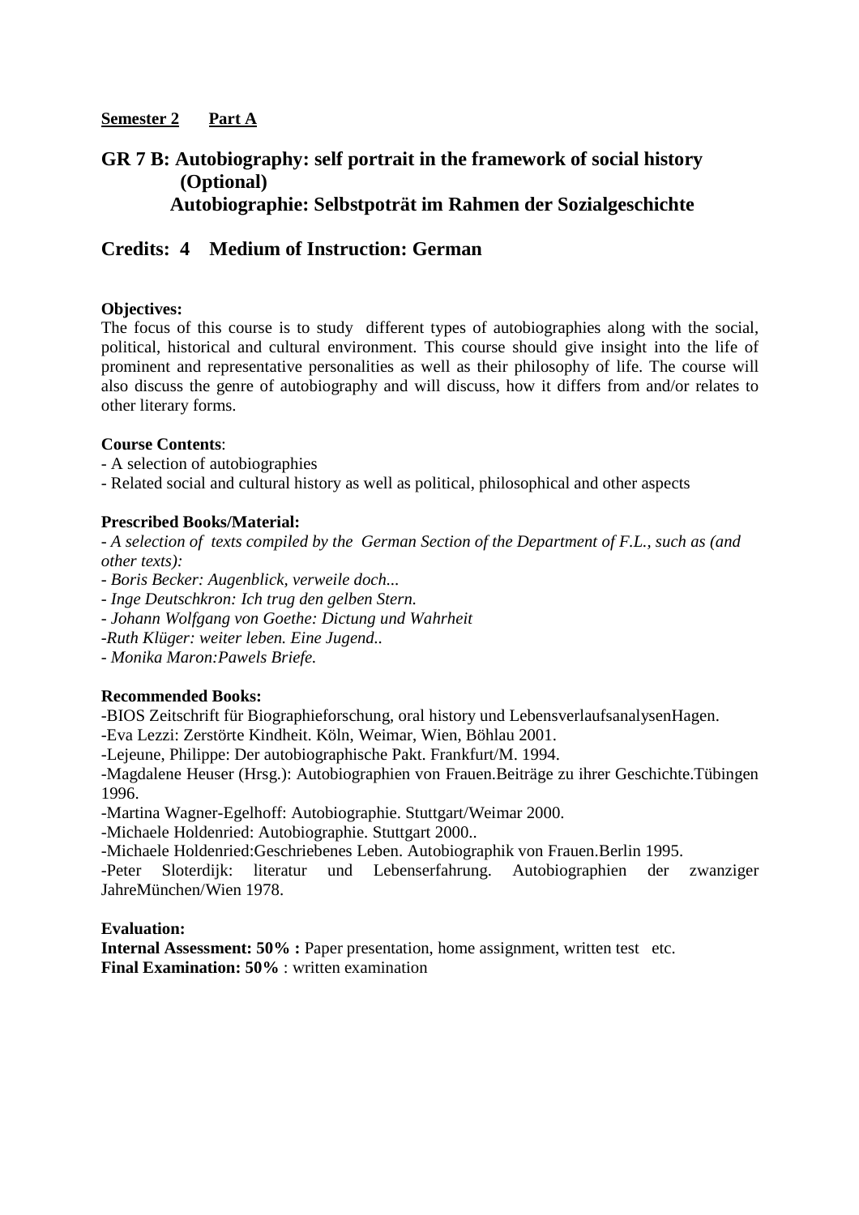**Semester 2 Part A**

## GR 7 B: Autobiography: self portrait in the framework of social history (Optional)
## Autobiographie: Selbstpoträt im Rahmen der Sozialgeschichte

## Credits: 4 Medium of Instruction: German

**Objectives:**
The focus of this course is to study different types of autobiographies along with the social, political, historical and cultural environment. This course should give insight into the life of prominent and representative personalities as well as their philosophy of life. The course will also discuss the genre of autobiography and will discuss, how it differs from and/or relates to other literary forms.

**Course Contents**:
- A selection of autobiographies
- Related social and cultural history as well as political, philosophical and other aspects

**Prescribed Books/Material:**
*- A selection of texts compiled by the German Section of the Department of F.L., such as (and other texts):*
*- Boris Becker: Augenblick, verweile doch...*
*- Inge Deutschkron: Ich trug den gelben Stern.*
*- Johann Wolfgang von Goethe: Dictung und Wahrheit*
*-Ruth Klüger: weiter leben. Eine Jugend..*
*- Monika Maron:Pawels Briefe.*

**Recommended Books:**
-BIOS Zeitschrift für Biographieforschung, oral history und LebensverlaufsanalysenHagen.
-Eva Lezzi: Zerstörte Kindheit. Köln, Weimar, Wien, Böhlau 2001.
-Lejeune, Philippe: Der autobiographische Pakt. Frankfurt/M. 1994.
-Magdalene Heuser (Hrsg.): Autobiographien von Frauen.Beiträge zu ihrer Geschichte.Tübingen 1996.
-Martina Wagner-Egelhoff: Autobiographie. Stuttgart/Weimar 2000.
-Michaele Holdenried: Autobiographie. Stuttgart 2000..
-Michaele Holdenried:Geschriebenes Leben. Autobiographik von Frauen.Berlin 1995.
-Peter Sloterdijk: literatur und Lebenserfahrung. Autobiographien der zwanziger JahreMünchen/Wien 1978.

**Evaluation:**
**Internal Assessment: 50% :** Paper presentation, home assignment, written test etc.
**Final Examination: 50%** : written examination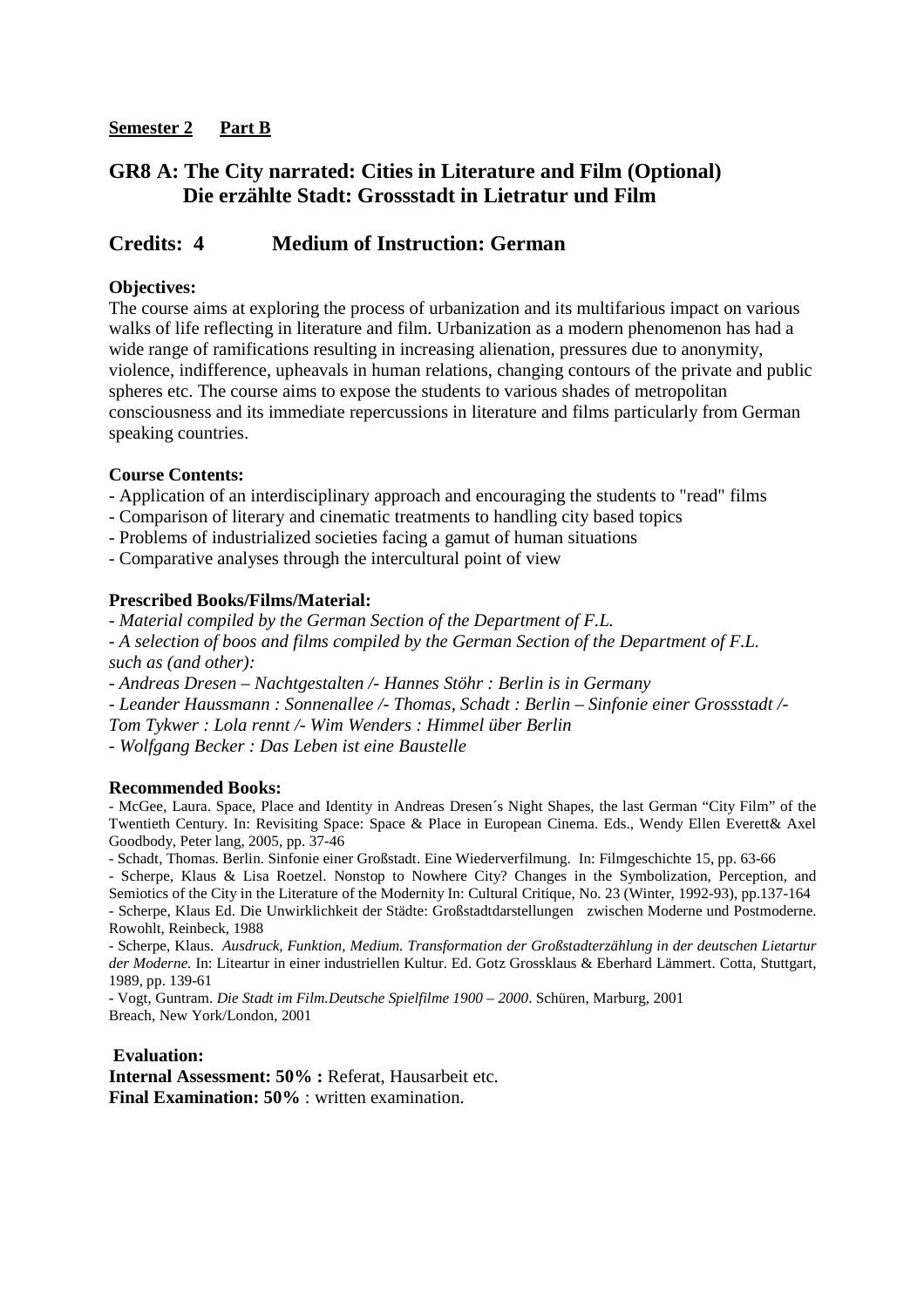**Semester 2 Part B**

## GR8 A: The City narrated: Cities in Literature and Film (Optional)
## Die erzählte Stadt: Grossstadt in Lietratur und Film

## Credits: 4 Medium of Instruction: German

**Objectives:**
The course aims at exploring the process of urbanization and its multifarious impact on various walks of life reflecting in literature and film. Urbanization as a modern phenomenon has had a wide range of ramifications resulting in increasing alienation, pressures due to anonymity, violence, indifference, upheavals in human relations, changing contours of the private and public spheres etc. The course aims to expose the students to various shades of metropolitan consciousness and its immediate repercussions in literature and films particularly from German speaking countries.

**Course Contents:**
- Application of an interdisciplinary approach and encouraging the students to "read" films
- Comparison of literary and cinematic treatments to handling city based topics
- Problems of industrialized societies facing a gamut of human situations
- Comparative analyses through the intercultural point of view

**Prescribed Books/Films/Material:**
*- Material compiled by the German Section of the Department of F.L.*
*- A selection of boos and films compiled by the German Section of the Department of F.L. such as (and other):*
*- Andreas Dresen – Nachtgestalten /- Hannes Stöhr : Berlin is in Germany*
*- Leander Haussmann : Sonnenallee /- Thomas, Schadt : Berlin – Sinfonie einer Grossstadt /- Tom Tykwer : Lola rennt /- Wim Wenders : Himmel über Berlin*
*- Wolfgang Becker : Das Leben ist eine Baustelle*

**Recommended Books:**
- McGee, Laura. Space, Place and Identity in Andreas Dresen´s Night Shapes, the last German "City Film" of the Twentieth Century. In: Revisiting Space: Space & Place in European Cinema. Eds., Wendy Ellen Everett& Axel Goodbody, Peter lang, 2005, pp. 37-46
- Schadt, Thomas. Berlin. Sinfonie einer Großstadt. Eine Wiederverfilmung. In: Filmgeschichte 15, pp. 63-66
- Scherpe, Klaus & Lisa Roetzel. Nonstop to Nowhere City? Changes in the Symbolization, Perception, and Semiotics of the City in the Literature of the Modernity In: Cultural Critique, No. 23 (Winter, 1992-93), pp.137-164
- Scherpe, Klaus Ed. Die Unwirklichkeit der Städte: Großstadtdarstellungen zwischen Moderne und Postmoderne. Rowohlt, Reinbeck, 1988
- Scherpe, Klaus. *Ausdruck, Funktion, Medium. Transformation der Großstadterzählung in der deutschen Lietartur der Moderne.* In: Liteartur in einer industriellen Kultur. Ed. Gotz Grossklaus & Eberhard Lämmert. Cotta, Stuttgart, 1989, pp. 139-61
- Vogt, Guntram. *Die Stadt im Film.Deutsche Spielfilme 1900 – 2000*. Schüren, Marburg, 2001
Breach, New York/London, 2001

**Evaluation:**
**Internal Assessment: 50% :** Referat, Hausarbeit etc.
**Final Examination: 50%** : written examination.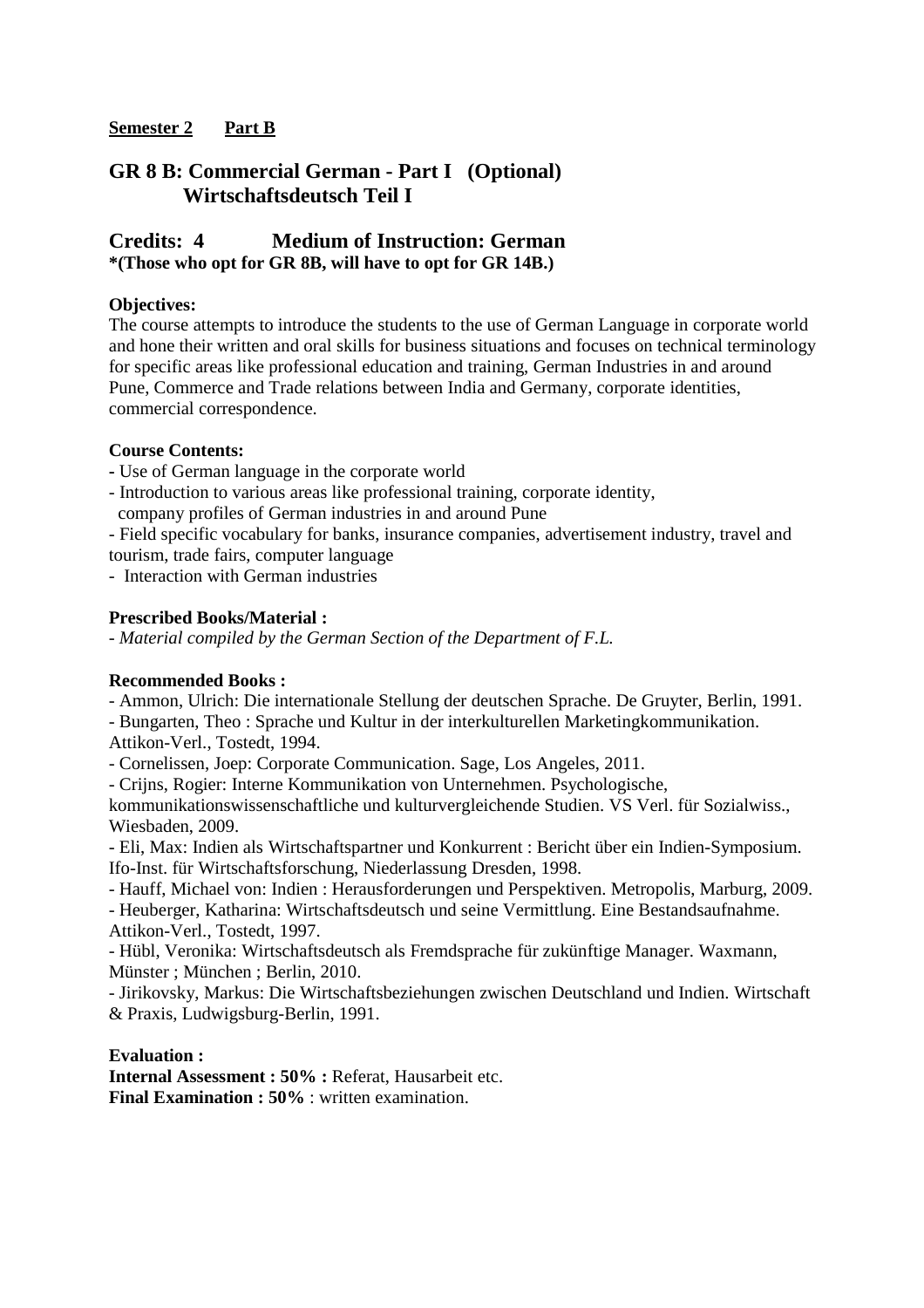**Semester 2 Part B**

## GR 8 B: Commercial German - Part I (Optional)
## Wirtschaftsdeutsch Teil I

## Credits: 4 Medium of Instruction: German
**\*(Those who opt for GR 8B, will have to opt for GR 14B.)**

**Objectives:**

The course attempts to introduce the students to the use of German Language in corporate world and hone their written and oral skills for business situations and focuses on technical terminology for specific areas like professional education and training, German Industries in and around Pune, Commerce and Trade relations between India and Germany, corporate identities, commercial correspondence.

**Course Contents:**

- Use of German language in the corporate world
- Introduction to various areas like professional training, corporate identity, company profiles of German industries in and around Pune
- Field specific vocabulary for banks, insurance companies, advertisement industry, travel and tourism, trade fairs, computer language
- Interaction with German industries

**Prescribed Books/Material :**

- *Material compiled by the German Section of the Department of F.L.*

**Recommended Books :**

- Ammon, Ulrich: Die internationale Stellung der deutschen Sprache. De Gruyter, Berlin, 1991.
- Bungarten, Theo : Sprache und Kultur in der interkulturellen Marketingkommunikation. Attikon-Verl., Tostedt, 1994.
- Cornelissen, Joep: Corporate Communication. Sage, Los Angeles, 2011.
- Crijns, Rogier: Interne Kommunikation von Unternehmen. Psychologische, kommunikationswissenschaftliche und kulturvergleichende Studien. VS Verl. für Sozialwiss., Wiesbaden, 2009.
- Eli, Max: Indien als Wirtschaftspartner und Konkurrent : Bericht über ein Indien-Symposium. Ifo-Inst. für Wirtschaftsforschung, Niederlassung Dresden, 1998.
- Hauff, Michael von: Indien : Herausforderungen und Perspektiven. Metropolis, Marburg, 2009.
- Heuberger, Katharina: Wirtschaftsdeutsch und seine Vermittlung. Eine Bestandsaufnahme. Attikon-Verl., Tostedt, 1997.
- Hübl, Veronika: Wirtschaftsdeutsch als Fremdsprache für zukünftige Manager. Waxmann, Münster ; München ; Berlin, 2010.
- Jirikovsky, Markus: Die Wirtschaftsbeziehungen zwischen Deutschland und Indien. Wirtschaft & Praxis, Ludwigsburg-Berlin, 1991.

**Evaluation :**

**Internal Assessment : 50% :** Referat, Hausarbeit etc.
**Final Examination : 50%** : written examination.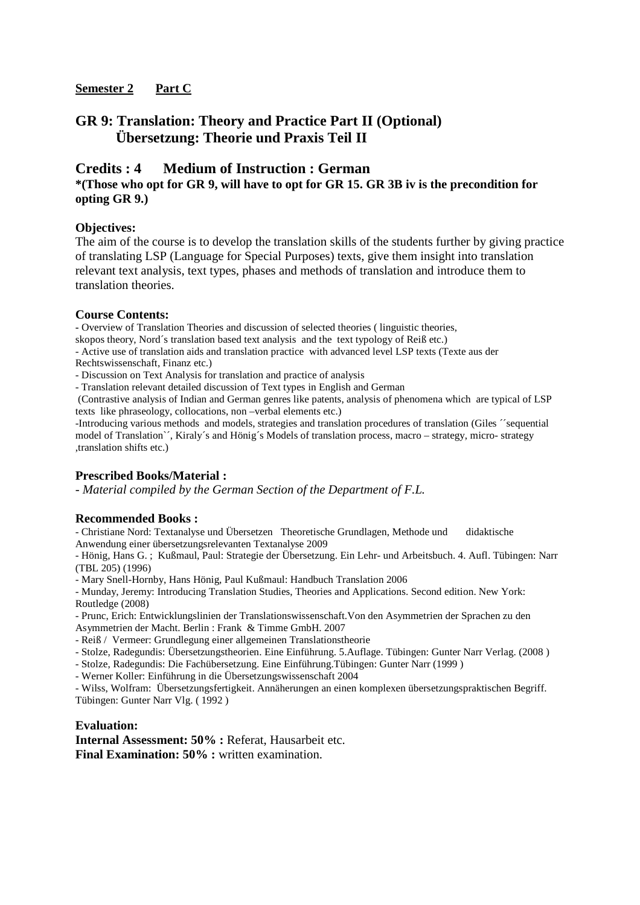**<u>Semester 2</u>    <u>Part C</u>**

# GR 9: Translation: Theory and Practice Part II (Optional) Übersetzung: Theorie und Praxis Teil II

## Credits : 4    Medium of Instruction : German

**\*(Those who opt for GR 9, will have to opt for GR 15. GR 3B iv is the precondition for opting GR 9.)**

### Objectives:

The aim of the course is to develop the translation skills of the students further by giving practice of translating LSP (Language for Special Purposes) texts, give them insight into translation relevant text analysis, text types, phases and methods of translation and introduce them to translation theories.

### Course Contents:

- Overview of Translation Theories and discussion of selected theories ( linguistic theories, skopos theory, Nord´s translation based text analysis and the text typology of Reiß etc.)
- Active use of translation aids and translation practice with advanced level LSP texts (Texte aus der Rechtswissenschaft, Finanz etc.)
- Discussion on Text Analysis for translation and practice of analysis
- Translation relevant detailed discussion of Text types in English and German (Contrastive analysis of Indian and German genres like patents, analysis of phenomena which are typical of LSP texts like phraseology, collocations, non –verbal elements etc.)
- Introducing various methods and models, strategies and translation procedures of translation (Giles ´´sequential model of Translation``, Kiraly´s and Hönig´s Models of translation process, macro – strategy, micro- strategy ,translation shifts etc.)

### Prescribed Books/Material :

- *Material compiled by the German Section of the Department of F.L.*

### Recommended Books :

- Christiane Nord: Textanalyse und Übersetzen Theoretische Grundlagen, Methode und didaktische Anwendung einer übersetzungsrelevanten Textanalyse 2009
- Hönig, Hans G. ; Kußmaul, Paul: Strategie der Übersetzung. Ein Lehr- und Arbeitsbuch. 4. Aufl. Tübingen: Narr (TBL 205) (1996)
- Mary Snell-Hornby, Hans Hönig, Paul Kußmaul: Handbuch Translation 2006
- Munday, Jeremy: Introducing Translation Studies, Theories and Applications. Second edition. New York: Routledge (2008)
- Prunc, Erich: Entwicklungslinien der Translationswissenschaft.Von den Asymmetrien der Sprachen zu den Asymmetrien der Macht. Berlin : Frank & Timme GmbH. 2007
- Reiß / Vermeer: Grundlegung einer allgemeinen Translationstheorie
- Stolze, Radegundis: Übersetzungstheorien. Eine Einführung. 5.Auflage. Tübingen: Gunter Narr Verlag. (2008 )
- Stolze, Radegundis: Die Fachübersetzung. Eine Einführung.Tübingen: Gunter Narr (1999 )
- Werner Koller: Einführung in die Übersetzungswissenschaft 2004
- Wilss, Wolfram: Übersetzungsfertigkeit. Annäherungen an einen komplexen übersetzungspraktischen Begriff. Tübingen: Gunter Narr Vlg. ( 1992 )

### Evaluation:

**Internal Assessment: 50% :** Referat, Hausarbeit etc.
**Final Examination: 50% :** written examination.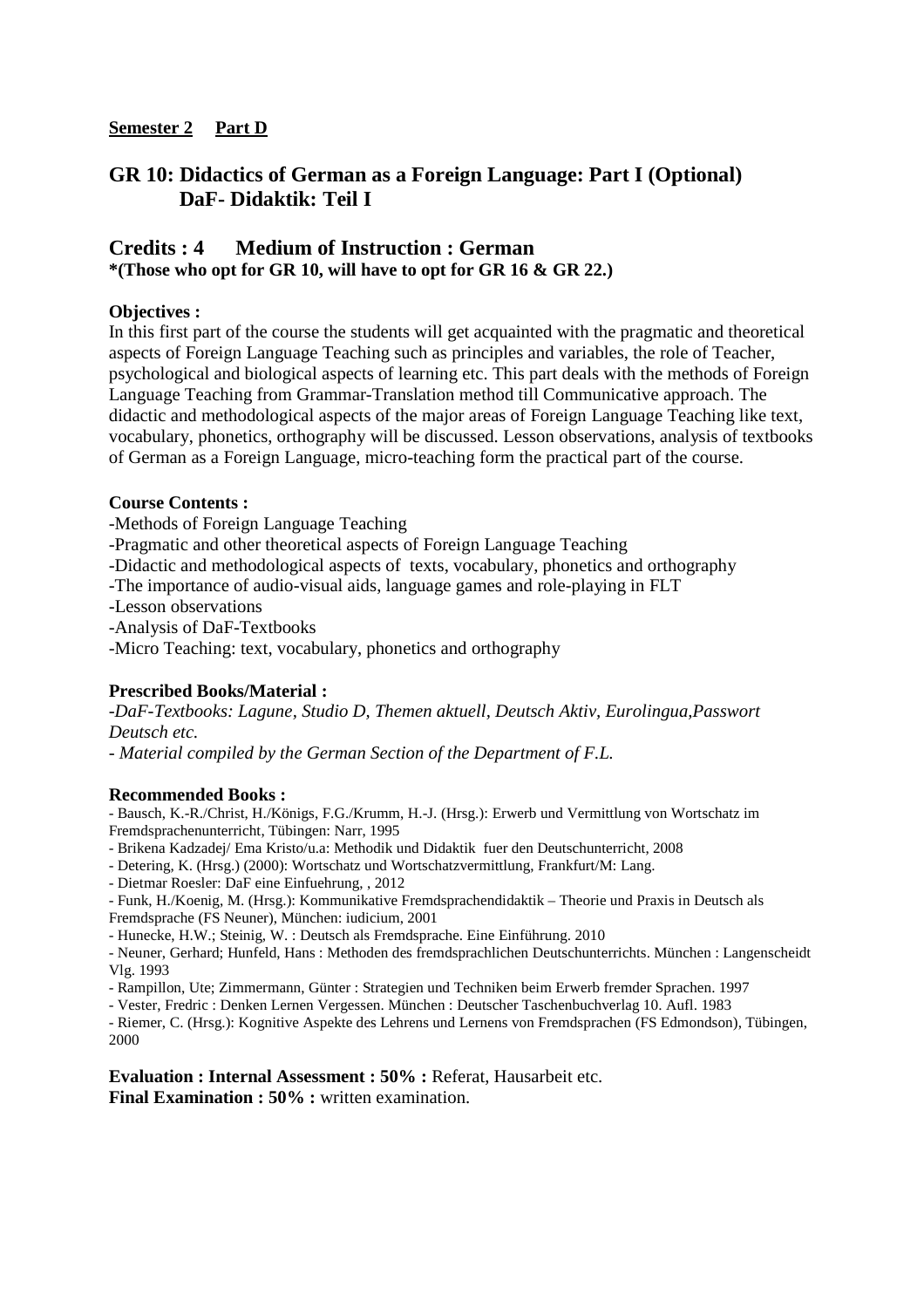**Semester 2 Part D**

## GR 10: Didactics of German as a Foreign Language: Part I (Optional) DaF- Didaktik: Teil I

## Credits : 4 Medium of Instruction : German

**\*(Those who opt for GR 10, will have to opt for GR 16 & GR 22.)**

**Objectives :**

In this first part of the course the students will get acquainted with the pragmatic and theoretical aspects of Foreign Language Teaching such as principles and variables, the role of Teacher, psychological and biological aspects of learning etc. This part deals with the methods of Foreign Language Teaching from Grammar-Translation method till Communicative approach. The didactic and methodological aspects of the major areas of Foreign Language Teaching like text, vocabulary, phonetics, orthography will be discussed. Lesson observations, analysis of textbooks of German as a Foreign Language, micro-teaching form the practical part of the course.

**Course Contents :**

- Methods of Foreign Language Teaching
- Pragmatic and other theoretical aspects of Foreign Language Teaching
- Didactic and methodological aspects of texts, vocabulary, phonetics and orthography
- The importance of audio-visual aids, language games and role-playing in FLT
- Lesson observations
- Analysis of DaF-Textbooks
- Micro Teaching: text, vocabulary, phonetics and orthography

**Prescribed Books/Material :**

- *DaF-Textbooks: Lagune, Studio D, Themen aktuell, Deutsch Aktiv, Eurolingua,Passwort Deutsch etc.*
- *Material compiled by the German Section of the Department of F.L.*

**Recommended Books :**

- Bausch, K.-R./Christ, H./Königs, F.G./Krumm, H.-J. (Hrsg.): Erwerb und Vermittlung von Wortschatz im Fremdsprachenunterricht, Tübingen: Narr, 1995
- Brikena Kadzadej/ Ema Kristo/u.a: Methodik und Didaktik fuer den Deutschunterricht, 2008
- Detering, K. (Hrsg.) (2000): Wortschatz und Wortschatzvermittlung, Frankfurt/M: Lang.
- Dietmar Roesler: DaF eine Einfuehrung, , 2012
- Funk, H./Koenig, M. (Hrsg.): Kommunikative Fremdsprachendidaktik – Theorie und Praxis in Deutsch als Fremdsprache (FS Neuner), München: iudicium, 2001
- Hunecke, H.W.; Steinig, W. : Deutsch als Fremdsprache. Eine Einführung. 2010
- Neuner, Gerhard; Hunfeld, Hans : Methoden des fremdsprachlichen Deutschunterrichts. München : Langenscheidt Vlg. 1993
- Rampillon, Ute; Zimmermann, Günter : Strategien und Techniken beim Erwerb fremder Sprachen. 1997
- Vester, Fredric : Denken Lernen Vergessen. München : Deutscher Taschenbuchverlag 10. Aufl. 1983
- Riemer, C. (Hrsg.): Kognitive Aspekte des Lehrens und Lernens von Fremdsprachen (FS Edmondson), Tübingen, 2000

**Evaluation : Internal Assessment : 50% :** Referat, Hausarbeit etc.
**Final Examination : 50% :** written examination.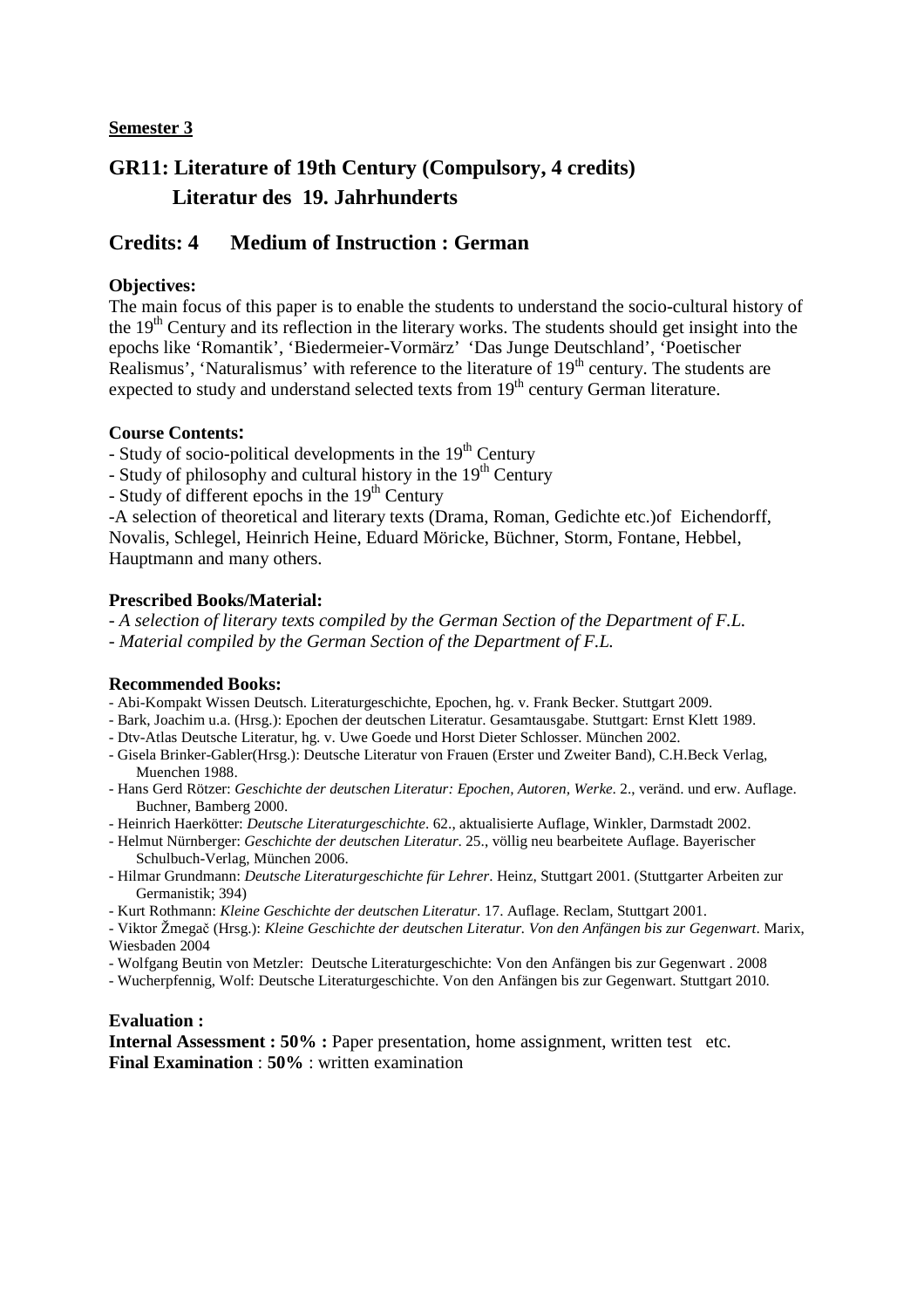**Semester 3**

## GR11: Literature of 19th Century (Compulsory, 4 credits)
## Literatur des 19. Jahrhunderts

## Credits: 4 Medium of Instruction : German

**Objectives:**
The main focus of this paper is to enable the students to understand the socio-cultural history of the 19th Century and its reflection in the literary works. The students should get insight into the epochs like 'Romantik', 'Biedermeier-Vormärz' 'Das Junge Deutschland', 'Poetischer Realismus', 'Naturalismus' with reference to the literature of 19th century. The students are expected to study and understand selected texts from 19th century German literature.

**Course Contents:**
- Study of socio-political developments in the 19th Century
- Study of philosophy and cultural history in the 19th Century
- Study of different epochs in the 19th Century
-A selection of theoretical and literary texts (Drama, Roman, Gedichte etc.)of Eichendorff, Novalis, Schlegel, Heinrich Heine, Eduard Möricke, Büchner, Storm, Fontane, Hebbel, Hauptmann and many others.

**Prescribed Books/Material:**
- *A selection of literary texts compiled by the German Section of the Department of F.L.*
- *Material compiled by the German Section of the Department of F.L.*

**Recommended Books:**
- Abi-Kompakt Wissen Deutsch. Literaturgeschichte, Epochen, hg. v. Frank Becker. Stuttgart 2009.
- Bark, Joachim u.a. (Hrsg.): Epochen der deutschen Literatur. Gesamtausgabe. Stuttgart: Ernst Klett 1989.
- Dtv-Atlas Deutsche Literatur, hg. v. Uwe Goede und Horst Dieter Schlosser. München 2002.
- Gisela Brinker-Gabler(Hrsg.): Deutsche Literatur von Frauen (Erster und Zweiter Band), C.H.Beck Verlag, Muenchen 1988.
- Hans Gerd Rötzer: *Geschichte der deutschen Literatur: Epochen, Autoren, Werke*. 2., veränd. und erw. Auflage. Buchner, Bamberg 2000.
- Heinrich Haerkötter: *Deutsche Literaturgeschichte*. 62., aktualisierte Auflage, Winkler, Darmstadt 2002.
- Helmut Nürnberger: *Geschichte der deutschen Literatur*. 25., völlig neu bearbeitete Auflage. Bayerischer Schulbuch-Verlag, München 2006.
- Hilmar Grundmann: *Deutsche Literaturgeschichte für Lehrer*. Heinz, Stuttgart 2001. (Stuttgarter Arbeiten zur Germanistik; 394)
- Kurt Rothmann: *Kleine Geschichte der deutschen Literatur*. 17. Auflage. Reclam, Stuttgart 2001.
- Viktor Žmegač (Hrsg.): *Kleine Geschichte der deutschen Literatur. Von den Anfängen bis zur Gegenwart*. Marix, Wiesbaden 2004
- Wolfgang Beutin von Metzler: Deutsche Literaturgeschichte: Von den Anfängen bis zur Gegenwart . 2008
- Wucherpfennig, Wolf: Deutsche Literaturgeschichte. Von den Anfängen bis zur Gegenwart. Stuttgart 2010.

**Evaluation :**
**Internal Assessment : 50% :** Paper presentation, home assignment, written test etc.
**Final Examination** : **50%** : written examination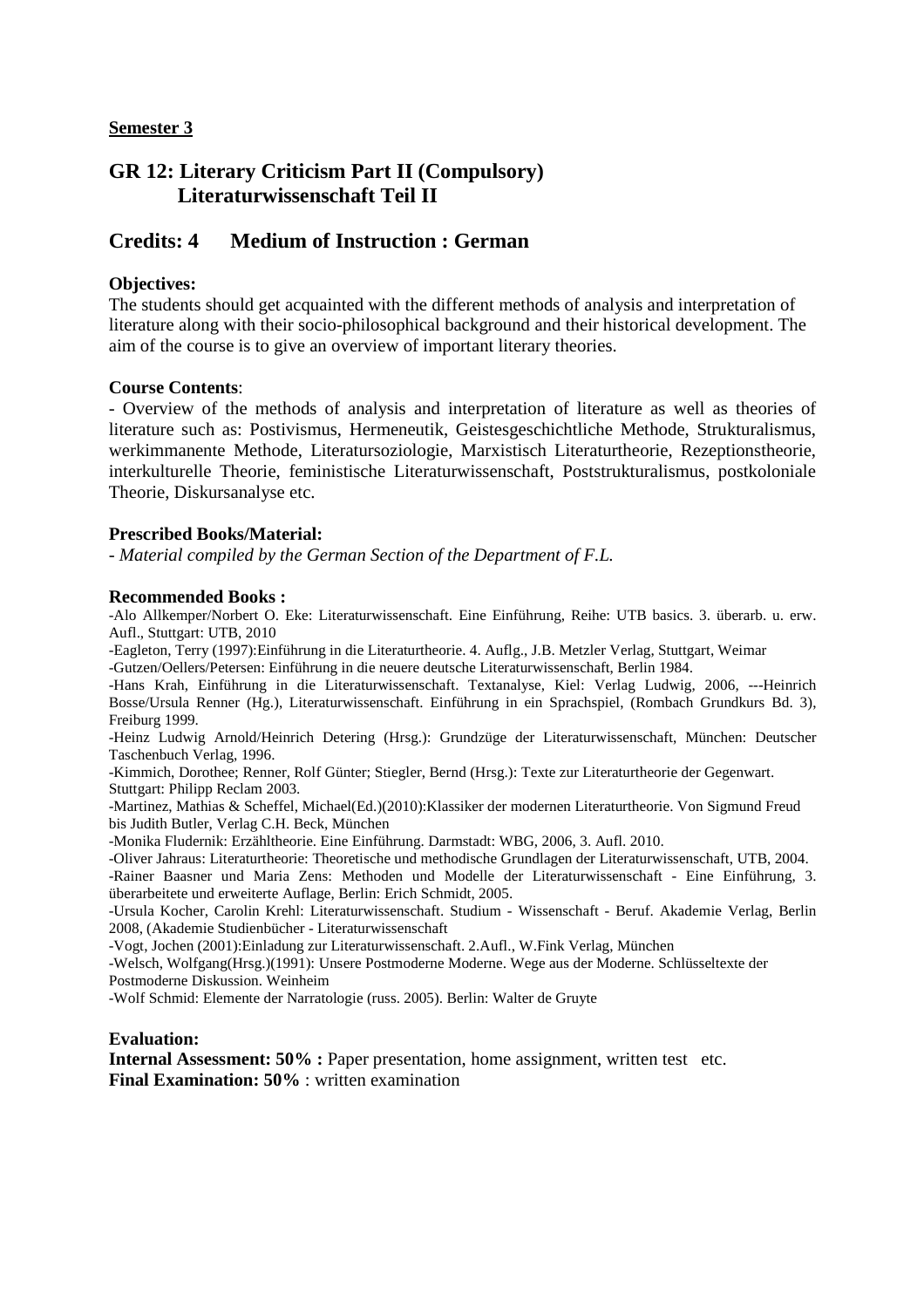**Semester 3**

## GR 12: Literary Criticism Part II (Compulsory) Literaturwissenschaft Teil II

## Credits: 4 Medium of Instruction : German

**Objectives:**

The students should get acquainted with the different methods of analysis and interpretation of literature along with their socio-philosophical background and their historical development. The aim of the course is to give an overview of important literary theories.

**Course Contents**:

- Overview of the methods of analysis and interpretation of literature as well as theories of literature such as: Postivismus, Hermeneutik, Geistesgeschichtliche Methode, Strukturalismus, werkimmanente Methode, Literatursoziologie, Marxistisch Literaturtheorie, Rezeptionstheorie, interkulturelle Theorie, feministische Literaturwissenschaft, Poststrukturalismus, postkoloniale Theorie, Diskursanalyse etc.

**Prescribed Books/Material:**

- *Material compiled by the German Section of the Department of F.L.*

**Recommended Books :**

-Alo Allkemper/Norbert O. Eke: Literaturwissenschaft. Eine Einführung, Reihe: UTB basics. 3. überarb. u. erw. Aufl., Stuttgart: UTB, 2010

-Eagleton, Terry (1997):Einführung in die Literaturtheorie. 4. Auflg., J.B. Metzler Verlag, Stuttgart, Weimar

-Gutzen/Oellers/Petersen: Einführung in die neuere deutsche Literaturwissenschaft, Berlin 1984.

-Hans Krah, Einführung in die Literaturwissenschaft. Textanalyse, Kiel: Verlag Ludwig, 2006, ---Heinrich Bosse/Ursula Renner (Hg.), Literaturwissenschaft. Einführung in ein Sprachspiel, (Rombach Grundkurs Bd. 3), Freiburg 1999.

-Heinz Ludwig Arnold/Heinrich Detering (Hrsg.): Grundzüge der Literaturwissenschaft, München: Deutscher Taschenbuch Verlag, 1996.

-Kimmich, Dorothee; Renner, Rolf Günter; Stiegler, Bernd (Hrsg.): Texte zur Literaturtheorie der Gegenwart. Stuttgart: Philipp Reclam 2003.

-Martinez, Mathias & Scheffel, Michael(Ed.)(2010):Klassiker der modernen Literaturtheorie. Von Sigmund Freud bis Judith Butler, Verlag C.H. Beck, München

-Monika Fludernik: Erzähltheorie. Eine Einführung. Darmstadt: WBG, 2006, 3. Aufl. 2010.

-Oliver Jahraus: Literaturtheorie: Theoretische und methodische Grundlagen der Literaturwissenschaft, UTB, 2004.

-Rainer Baasner und Maria Zens: Methoden und Modelle der Literaturwissenschaft - Eine Einführung, 3. überarbeitete und erweiterte Auflage, Berlin: Erich Schmidt, 2005.

-Ursula Kocher, Carolin Krehl: Literaturwissenschaft. Studium - Wissenschaft - Beruf. Akademie Verlag, Berlin 2008, (Akademie Studienbücher - Literaturwissenschaft

-Vogt, Jochen (2001):Einladung zur Literaturwissenschaft. 2.Aufl., W.Fink Verlag, München

-Welsch, Wolfgang(Hrsg.)(1991): Unsere Postmoderne Moderne. Wege aus der Moderne. Schlüsseltexte der Postmoderne Diskussion. Weinheim

-Wolf Schmid: Elemente der Narratologie (russ. 2005). Berlin: Walter de Gruyte

**Evaluation:**

**Internal Assessment: 50% :** Paper presentation, home assignment, written test etc.

**Final Examination: 50%** : written examination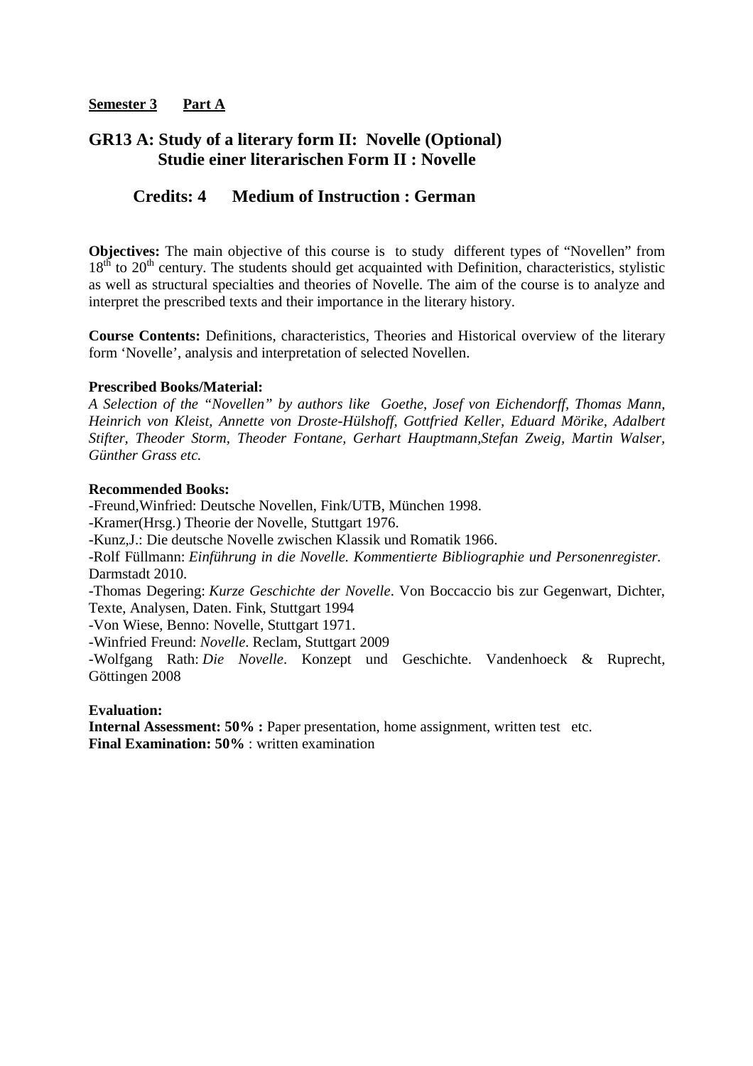**Semester 3     Part A**

## GR13 A: Study of a literary form II: Novelle (Optional)
## Studie einer literarischen Form II : Novelle

### Credits: 4     Medium of Instruction : German

**Objectives:** The main objective of this course is to study different types of "Novellen" from $18^{th}$ to $20^{th}$ century. The students should get acquainted with Definition, characteristics, stylistic as well as structural specialties and theories of Novelle. The aim of the course is to analyze and interpret the prescribed texts and their importance in the literary history.

**Course Contents:** Definitions, characteristics, Theories and Historical overview of the literary form 'Novelle', analysis and interpretation of selected Novellen.

**Prescribed Books/Material:**
*A Selection of the "Novellen" by authors like Goethe, Josef von Eichendorff, Thomas Mann, Heinrich von Kleist, Annette von Droste-Hülshoff, Gottfried Keller, Eduard Mörike, Adalbert Stifter, Theoder Storm, Theoder Fontane, Gerhart Hauptmann,Stefan Zweig, Martin Walser, Günther Grass etc.*

**Recommended Books:**
-Freund,Winfried: Deutsche Novellen, Fink/UTB, München 1998.
-Kramer(Hrsg.) Theorie der Novelle, Stuttgart 1976.
-Kunz,J.: Die deutsche Novelle zwischen Klassik und Romatik 1966.
-Rolf Füllmann: *Einführung in die Novelle. Kommentierte Bibliographie und Personenregister.* Darmstadt 2010.
-Thomas Degering: *Kurze Geschichte der Novelle*. Von Boccaccio bis zur Gegenwart, Dichter, Texte, Analysen, Daten. Fink, Stuttgart 1994
-Von Wiese, Benno: Novelle, Stuttgart 1971.
-Winfried Freund: *Novelle*. Reclam, Stuttgart 2009
-Wolfgang Rath: *Die Novelle*. Konzept und Geschichte. Vandenhoeck & Ruprecht, Göttingen 2008

**Evaluation:**
**Internal Assessment: 50% :** Paper presentation, home assignment, written test etc.
**Final Examination: 50%** : written examination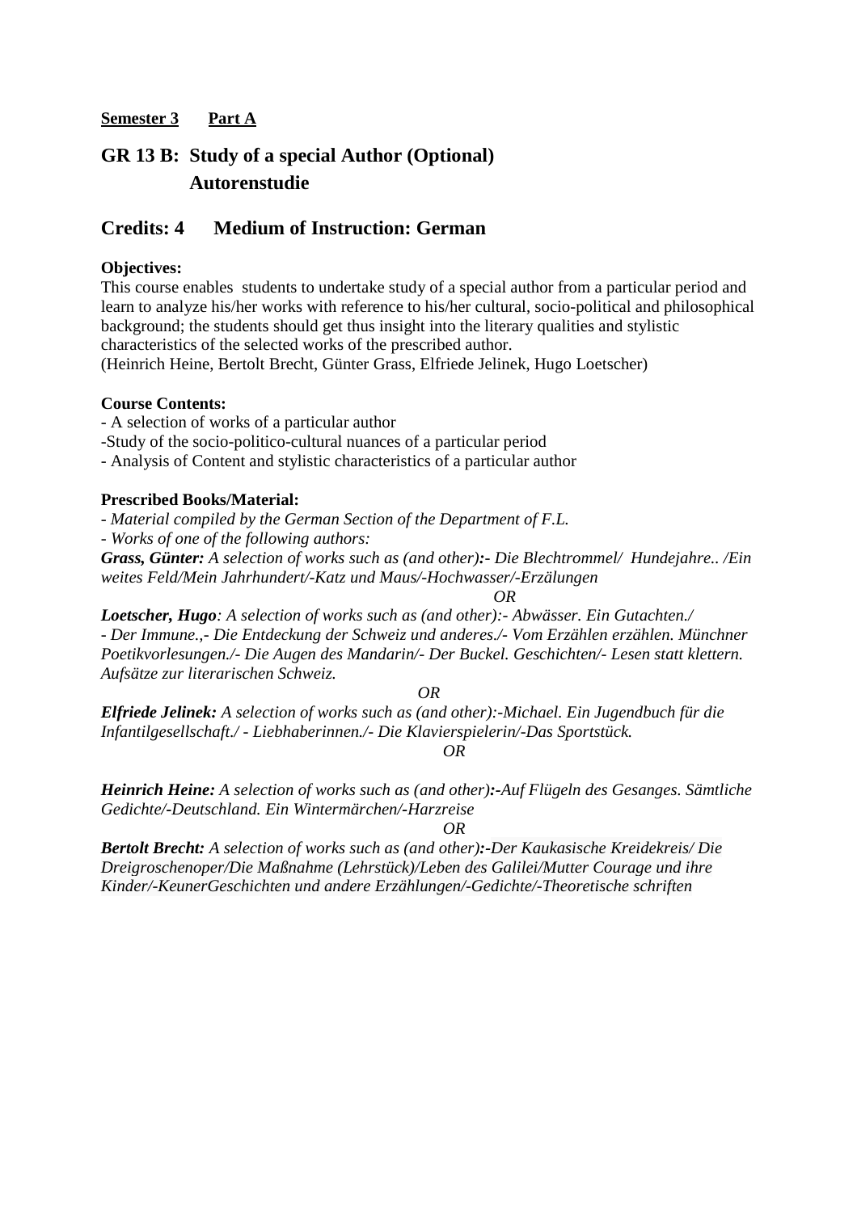**Semester 3 Part A**

## GR 13 B: Study of a special Author (Optional)
## Autorenstudie

## Credits: 4 Medium of Instruction: German

**Objectives:**
This course enables students to undertake study of a special author from a particular period and learn to analyze his/her works with reference to his/her cultural, socio-political and philosophical background; the students should get thus insight into the literary qualities and stylistic characteristics of the selected works of the prescribed author.
(Heinrich Heine, Bertolt Brecht, Günter Grass, Elfriede Jelinek, Hugo Loetscher)

**Course Contents:**
- A selection of works of a particular author
-Study of the socio-politico-cultural nuances of a particular period
- Analysis of Content and stylistic characteristics of a particular author

**Prescribed Books/Material:**
*- Material compiled by the German Section of the Department of F.L.*
*- Works of one of the following authors:*
***Grass, Günter:*** *A selection of works such as (and other):- Die Blechtrommel/ Hundejahre.. /Ein weites Feld/Mein Jahrhundert/-Katz und Maus/-Hochwasser/-Erzälungen*

*OR*

***Loetscher, Hugo****: A selection of works such as (and other):- Abwässer. Ein Gutachten./ - Der Immune.,- Die Entdeckung der Schweiz und anderes./- Vom Erzählen erzählen. Münchner Poetikvorlesungen./- Die Augen des Mandarin/- Der Buckel. Geschichten/- Lesen statt klettern. Aufsätze zur literarischen Schweiz.*

*OR*

***Elfriede Jelinek:*** *A selection of works such as (and other):-Michael. Ein Jugendbuch für die Infantilgesellschaft./ - Liebhaberinnen./- Die Klavierspielerin/-Das Sportstück.*

*OR*

***Heinrich Heine:*** *A selection of works such as (and other):-Auf Flügeln des Gesanges. Sämtliche Gedichte/-Deutschland. Ein Wintermärchen/-Harzreise*

*OR*

***Bertolt Brecht:*** *A selection of works such as (and other):-Der Kaukasische Kreidekreis/ Die Dreigroschenoper/Die Maßnahme (Lehrstück)/Leben des Galilei/Mutter Courage und ihre Kinder/-KeunerGeschichten und andere Erzählungen/-Gedichte/-Theoretische schriften*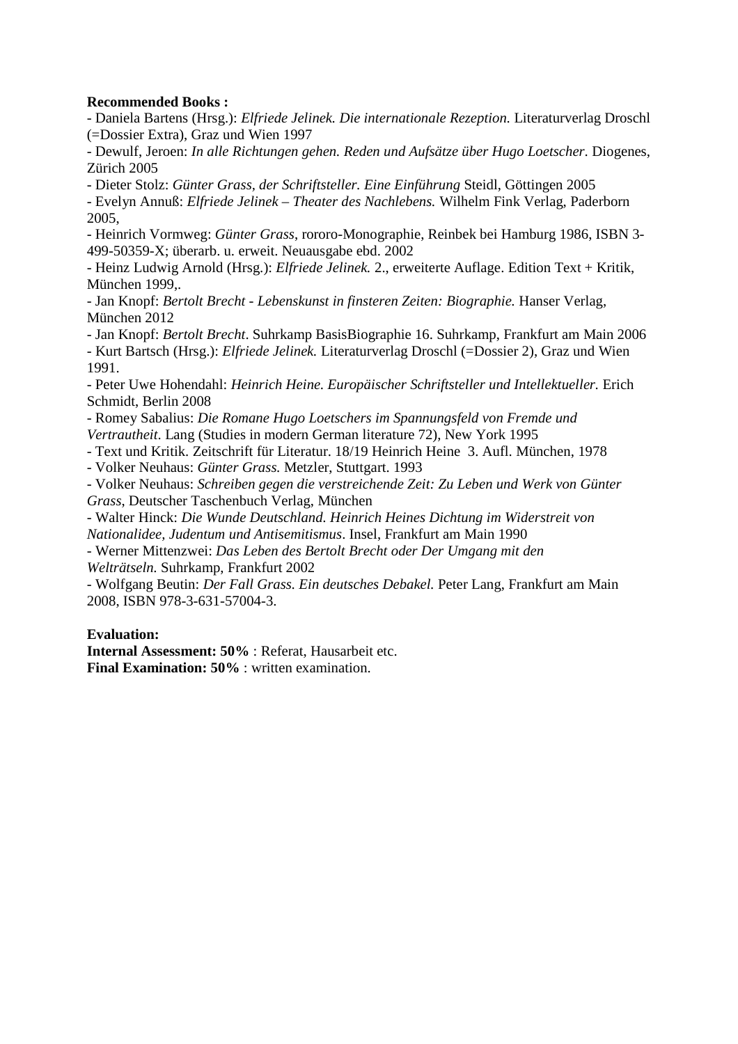**Recommended Books :**

- Daniela Bartens (Hrsg.): *Elfriede Jelinek. Die internationale Rezeption.* Literaturverlag Droschl (=Dossier Extra), Graz und Wien 1997
- Dewulf, Jeroen: *In alle Richtungen gehen. Reden und Aufsätze über Hugo Loetscher*. Diogenes, Zürich 2005
- Dieter Stolz: *Günter Grass, der Schriftsteller. Eine Einführung* Steidl, Göttingen 2005
- Evelyn Annuß: *Elfriede Jelinek – Theater des Nachlebens.* Wilhelm Fink Verlag, Paderborn 2005,
- Heinrich Vormweg: *Günter Grass*, rororo-Monographie, Reinbek bei Hamburg 1986, ISBN 3-499-50359-X; überarb. u. erweit. Neuausgabe ebd. 2002
- Heinz Ludwig Arnold (Hrsg.): *Elfriede Jelinek.* 2., erweiterte Auflage. Edition Text + Kritik, München 1999,.
- Jan Knopf: *Bertolt Brecht - Lebenskunst in finsteren Zeiten: Biographie.* Hanser Verlag, München 2012
- Jan Knopf: *Bertolt Brecht*. Suhrkamp BasisBiographie 16. Suhrkamp, Frankfurt am Main 2006
- Kurt Bartsch (Hrsg.): *Elfriede Jelinek.* Literaturverlag Droschl (=Dossier 2), Graz und Wien 1991.
- Peter Uwe Hohendahl: *Heinrich Heine. Europäischer Schriftsteller und Intellektueller.* Erich Schmidt, Berlin 2008
- Romey Sabalius: *Die Romane Hugo Loetschers im Spannungsfeld von Fremde und Vertrautheit*. Lang (Studies in modern German literature 72), New York 1995
- Text und Kritik. Zeitschrift für Literatur. 18/19 Heinrich Heine 3. Aufl. München, 1978
- Volker Neuhaus: *Günter Grass.* Metzler, Stuttgart. 1993
- Volker Neuhaus: *Schreiben gegen die verstreichende Zeit: Zu Leben und Werk von Günter Grass*, Deutscher Taschenbuch Verlag, München
- Walter Hinck: *Die Wunde Deutschland. Heinrich Heines Dichtung im Widerstreit von Nationalidee, Judentum und Antisemitismus*. Insel, Frankfurt am Main 1990
- Werner Mittenzwei: *Das Leben des Bertolt Brecht oder Der Umgang mit den Welträtseln.* Suhrkamp, Frankfurt 2002
- Wolfgang Beutin: *Der Fall Grass. Ein deutsches Debakel.* Peter Lang, Frankfurt am Main 2008, ISBN 978-3-631-57004-3.

**Evaluation:**

**Internal Assessment: 50%** : Referat, Hausarbeit etc.

**Final Examination: 50%** : written examination.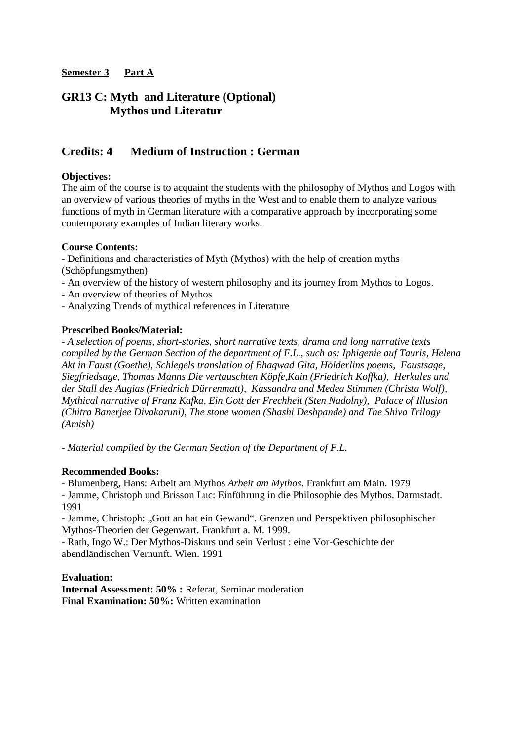**Semester 3 Part A**

## GR13 C: Myth and Literature (Optional)
## Mythos und Literatur

## Credits: 4 Medium of Instruction : German

**Objectives:**
The aim of the course is to acquaint the students with the philosophy of Mythos and Logos with an overview of various theories of myths in the West and to enable them to analyze various functions of myth in German literature with a comparative approach by incorporating some contemporary examples of Indian literary works.

**Course Contents:**
- Definitions and characteristics of Myth (Mythos) with the help of creation myths (Schöpfungsmythen)
- An overview of the history of western philosophy and its journey from Mythos to Logos.
- An overview of theories of Mythos
- Analyzing Trends of mythical references in Literature

**Prescribed Books/Material:**
*- A selection of poems, short-stories, short narrative texts, drama and long narrative texts compiled by the German Section of the department of F.L., such as: Iphigenie auf Tauris, Helena Akt in Faust (Goethe), Schlegels translation of Bhagwad Gita, Hölderlins poems, Faustsage, Siegfriedsage, Thomas Manns Die vertauschten Köpfe,Kain (Friedrich Koffka), Herkules und der Stall des Augias (Friedrich Dürrenmatt), Kassandra and Medea Stimmen (Christa Wolf), Mythical narrative of Franz Kafka, Ein Gott der Frechheit (Sten Nadolny), Palace of Illusion (Chitra Banerjee Divakaruni), The stone women (Shashi Deshpande) and The Shiva Trilogy (Amish)*

*- Material compiled by the German Section of the Department of F.L.*

**Recommended Books:**
- Blumenberg, Hans: Arbeit am Mythos *Arbeit am Mythos*. Frankfurt am Main. 1979
- Jamme, Christoph und Brisson Luc: Einführung in die Philosophie des Mythos. Darmstadt. 1991
- Jamme, Christoph: „Gott an hat ein Gewand“. Grenzen und Perspektiven philosophischer Mythos-Theorien der Gegenwart. Frankfurt a. M. 1999.
- Rath, Ingo W.: Der Mythos-Diskurs und sein Verlust : eine Vor-Geschichte der abendländischen Vernunft. Wien. 1991

**Evaluation:**
**Internal Assessment: 50% :** Referat, Seminar moderation
**Final Examination: 50%:** Written examination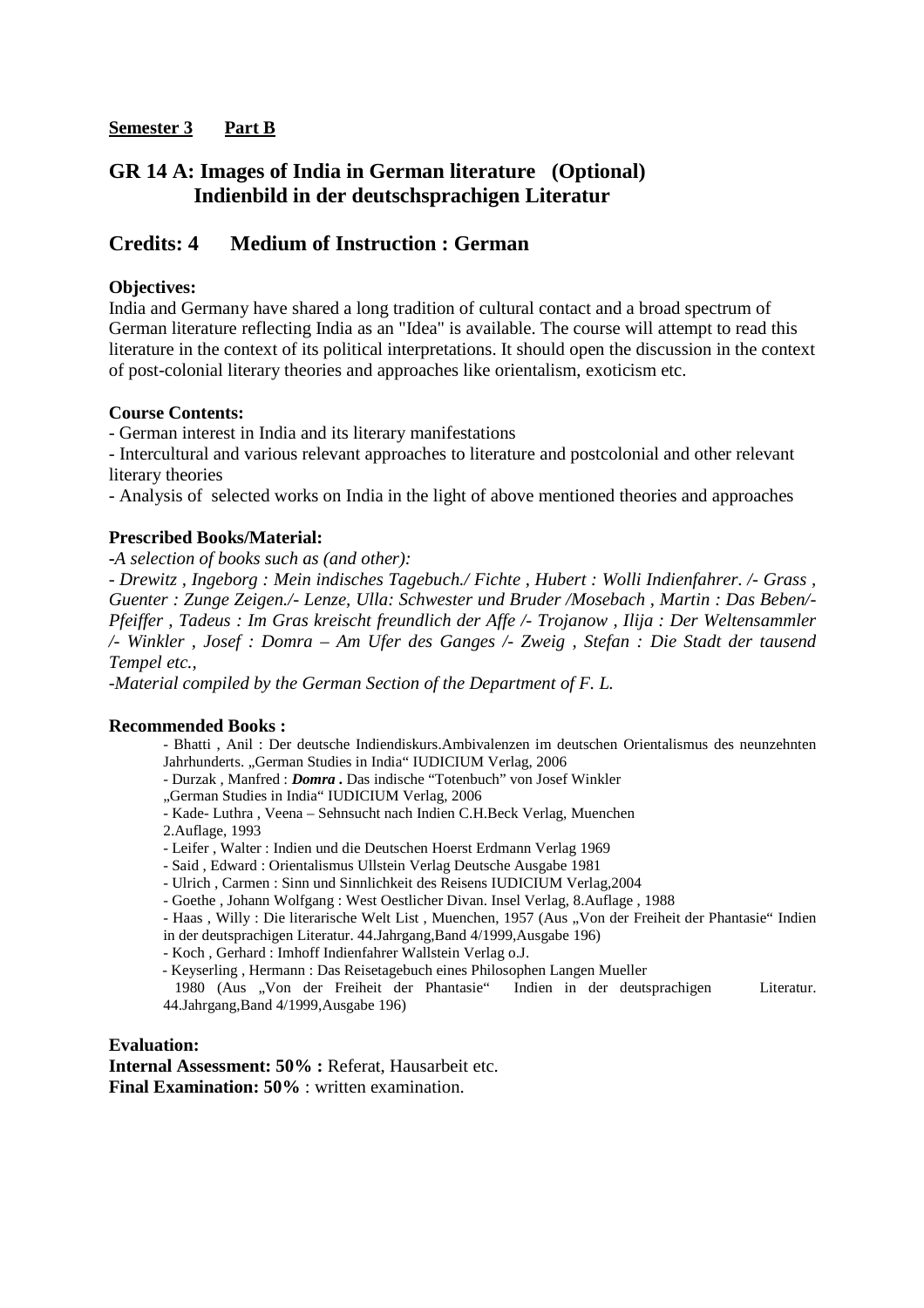**Semester 3 Part B**

## GR 14 A: Images of India in German literature (Optional)
## Indienbild in der deutschsprachigen Literatur

## Credits: 4 Medium of Instruction : German

**Objectives:**

India and Germany have shared a long tradition of cultural contact and a broad spectrum of German literature reflecting India as an "Idea" is available. The course will attempt to read this literature in the context of its political interpretations. It should open the discussion in the context of post-colonial literary theories and approaches like orientalism, exoticism etc.

**Course Contents:**

- German interest in India and its literary manifestations
- Intercultural and various relevant approaches to literature and postcolonial and other relevant literary theories
- Analysis of selected works on India in the light of above mentioned theories and approaches

**Prescribed Books/Material:**

*-A selection of books such as (and other):*

*- Drewitz , Ingeborg : Mein indisches Tagebuch./ Fichte , Hubert : Wolli Indienfahrer. /- Grass , Guenter : Zunge Zeigen./- Lenze, Ulla: Schwester und Bruder /Mosebach , Martin : Das Beben/- Pfeiffer , Tadeus : Im Gras kreischt freundlich der Affe /- Trojanow , Ilija : Der Weltensammler /- Winkler , Josef : Domra – Am Ufer des Ganges /- Zweig , Stefan : Die Stadt der tausend Tempel etc.,*

*-Material compiled by the German Section of the Department of F. L.*

**Recommended Books :**

- Bhatti , Anil : Der deutsche Indiendiskurs.Ambivalenzen im deutschen Orientalismus des neunzehnten Jahrhunderts. „German Studies in India" IUDICIUM Verlag, 2006
- Durzak , Manfred : ***Domra .*** Das indische "Totenbuch" von Josef Winkler „German Studies in India" IUDICIUM Verlag, 2006
- Kade- Luthra , Veena – Sehnsucht nach Indien C.H.Beck Verlag, Muenchen 2.Auflage, 1993
- Leifer , Walter : Indien und die Deutschen Hoerst Erdmann Verlag 1969
- Said , Edward : Orientalismus Ullstein Verlag Deutsche Ausgabe 1981
- Ulrich , Carmen : Sinn und Sinnlichkeit des Reisens IUDICIUM Verlag,2004
- Goethe , Johann Wolfgang : West Oestlicher Divan. Insel Verlag, 8.Auflage , 1988
- Haas , Willy : Die literarische Welt List , Muenchen, 1957 (Aus „Von der Freiheit der Phantasie" Indien in der deutsprachigen Literatur. 44.Jahrgang,Band 4/1999,Ausgabe 196)
- Koch , Gerhard : Imhoff Indienfahrer Wallstein Verlag o.J.
- Keyserling , Hermann : Das Reisetagebuch eines Philosophen Langen Mueller 1980 (Aus „Von der Freiheit der Phantasie" Indien in der deutsprachigen Literatur. 44.Jahrgang,Band 4/1999,Ausgabe 196)

**Evaluation:**

**Internal Assessment: 50% :** Referat, Hausarbeit etc.

**Final Examination: 50%** : written examination.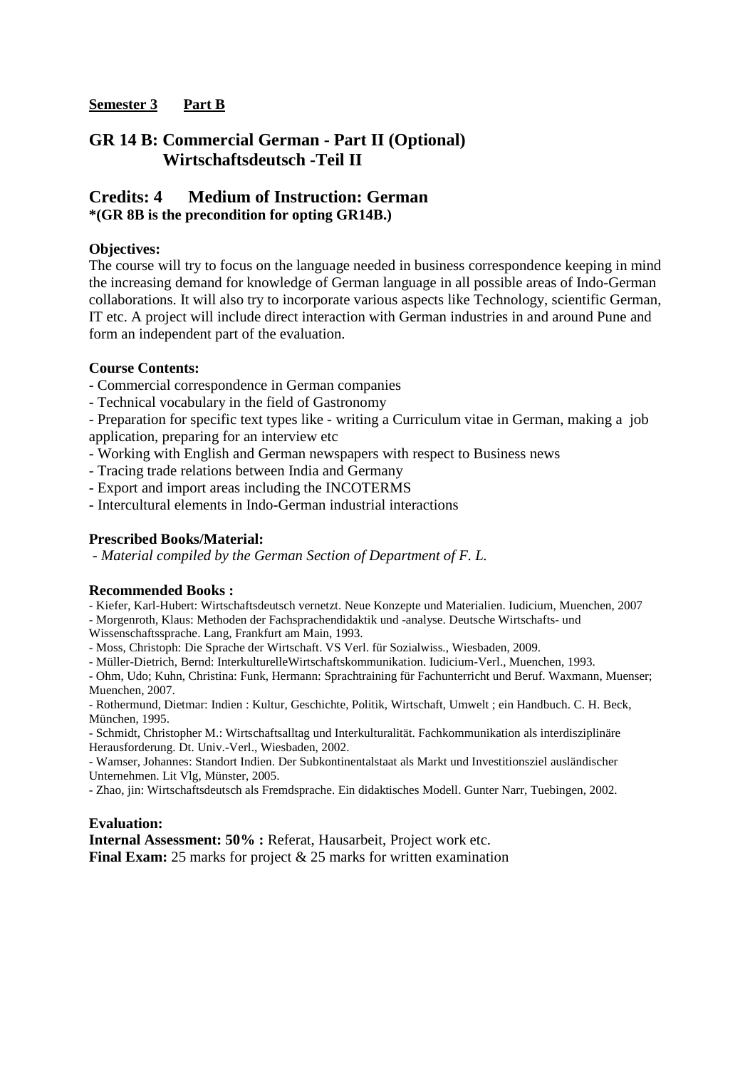**Semester 3** **Part B**

## GR 14 B: Commercial German - Part II (Optional)
## Wirtschaftsdeutsch -Teil II

## Credits: 4 Medium of Instruction: German

**\*(GR 8B is the precondition for opting GR14B.)**

**Objectives:**

The course will try to focus on the language needed in business correspondence keeping in mind the increasing demand for knowledge of German language in all possible areas of Indo-German collaborations. It will also try to incorporate various aspects like Technology, scientific German, IT etc. A project will include direct interaction with German industries in and around Pune and form an independent part of the evaluation.

**Course Contents:**

- Commercial correspondence in German companies
- Technical vocabulary in the field of Gastronomy
- Preparation for specific text types like - writing a Curriculum vitae in German, making a job application, preparing for an interview etc
- Working with English and German newspapers with respect to Business news
- Tracing trade relations between India and Germany
- Export and import areas including the INCOTERMS
- Intercultural elements in Indo-German industrial interactions

**Prescribed Books/Material:**

- *Material compiled by the German Section of Department of F. L.*

**Recommended Books :**

- Kiefer, Karl-Hubert: Wirtschaftsdeutsch vernetzt. Neue Konzepte und Materialien. Iudicium, Muenchen, 2007
- Morgenroth, Klaus: Methoden der Fachsprachendidaktik und -analyse. Deutsche Wirtschafts- und Wissenschaftssprache. Lang, Frankfurt am Main, 1993.
- Moss, Christoph: Die Sprache der Wirtschaft. VS Verl. für Sozialwiss., Wiesbaden, 2009.
- Müller-Dietrich, Bernd: InterkulturelleWirtschaftskommunikation. Iudicium-Verl., Muenchen, 1993.
- Ohm, Udo; Kuhn, Christina: Funk, Hermann: Sprachtraining für Fachunterricht und Beruf. Waxmann, Muenser; Muenchen, 2007.
- Rothermund, Dietmar: Indien : Kultur, Geschichte, Politik, Wirtschaft, Umwelt ; ein Handbuch. C. H. Beck, München, 1995.
- Schmidt, Christopher M.: Wirtschaftsalltag und Interkulturalität. Fachkommunikation als interdisziplinäre Herausforderung. Dt. Univ.-Verl., Wiesbaden, 2002.
- Wamser, Johannes: Standort Indien. Der Subkontinentalstaat als Markt und Investitionsziel ausländischer Unternehmen. Lit Vlg, Münster, 2005.
- Zhao, jin: Wirtschaftsdeutsch als Fremdsprache. Ein didaktisches Modell. Gunter Narr, Tuebingen, 2002.

**Evaluation:**

**Internal Assessment: 50% :** Referat, Hausarbeit, Project work etc.
**Final Exam:** 25 marks for project & 25 marks for written examination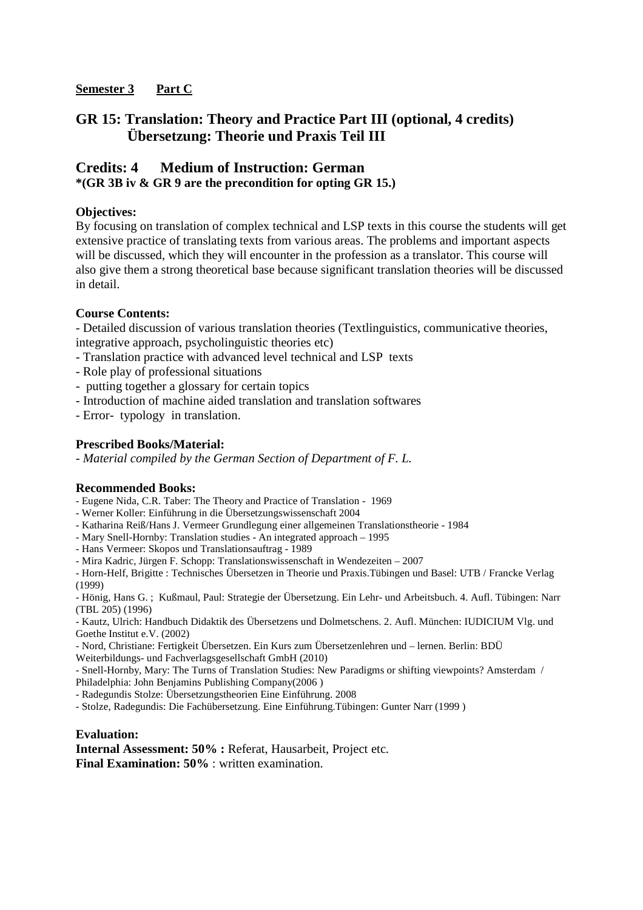**Semester 3 Part C**

## GR 15: Translation: Theory and Practice Part III (optional, 4 credits)
## Übersetzung: Theorie und Praxis Teil III

## Credits: 4 Medium of Instruction: German
**\*(GR 3B iv & GR 9 are the precondition for opting GR 15.)**

**Objectives:**

By focusing on translation of complex technical and LSP texts in this course the students will get extensive practice of translating texts from various areas. The problems and important aspects will be discussed, which they will encounter in the profession as a translator. This course will also give them a strong theoretical base because significant translation theories will be discussed in detail.

**Course Contents:**

- Detailed discussion of various translation theories (Textlinguistics, communicative theories, integrative approach, psycholinguistic theories etc)
- Translation practice with advanced level technical and LSP texts
- Role play of professional situations
- putting together a glossary for certain topics
- Introduction of machine aided translation and translation softwares
- Error- typology in translation.

**Prescribed Books/Material:**

- *Material compiled by the German Section of Department of F. L.*

**Recommended Books:**

- Eugene Nida, C.R. Taber: The Theory and Practice of Translation - 1969
- Werner Koller: Einführung in die Übersetzungswissenschaft 2004
- Katharina Reiß/Hans J. Vermeer Grundlegung einer allgemeinen Translationstheorie - 1984
- Mary Snell-Hornby: Translation studies - An integrated approach – 1995
- Hans Vermeer: Skopos und Translationsauftrag - 1989
- Mira Kadric, Jürgen F. Schopp: Translationswissenschaft in Wendezeiten – 2007
- Horn-Helf, Brigitte : Technisches Übersetzen in Theorie und Praxis.Tübingen und Basel: UTB / Francke Verlag (1999)
- Hönig, Hans G. ; Kußmaul, Paul: Strategie der Übersetzung. Ein Lehr- und Arbeitsbuch. 4. Aufl. Tübingen: Narr (TBL 205) (1996)
- Kautz, Ulrich: Handbuch Didaktik des Übersetzens und Dolmetschens. 2. Aufl. München: IUDICIUM Vlg. und Goethe Institut e.V. (2002)
- Nord, Christiane: Fertigkeit Übersetzen. Ein Kurs zum Übersetzenlehren und – lernen. Berlin: BDÜ Weiterbildungs- und Fachverlagsgesellschaft GmbH (2010)
- Snell-Hornby, Mary: The Turns of Translation Studies: New Paradigms or shifting viewpoints? Amsterdam / Philadelphia: John Benjamins Publishing Company(2006 )
- Radegundis Stolze: Übersetzungstheorien Eine Einführung. 2008
- Stolze, Radegundis: Die Fachübersetzung. Eine Einführung.Tübingen: Gunter Narr (1999 )

**Evaluation:**

**Internal Assessment: 50% :** Referat, Hausarbeit, Project etc.

**Final Examination: 50%** : written examination.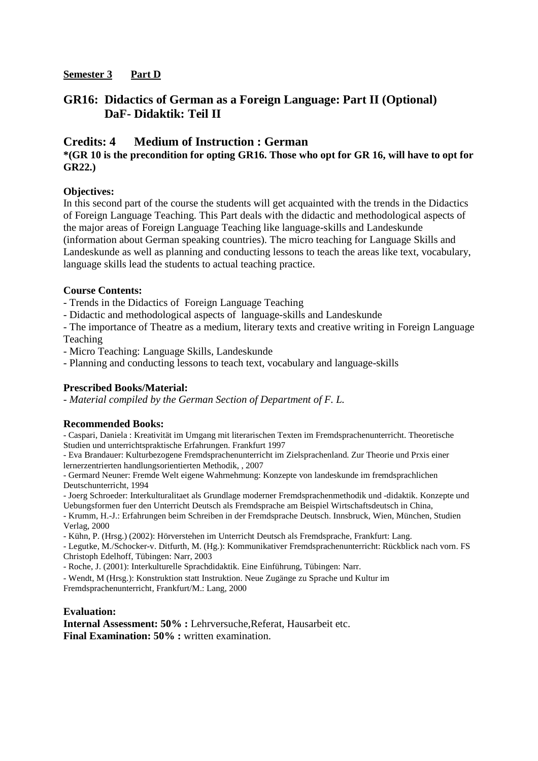**Semester 3 Part D**

## GR16: Didactics of German as a Foreign Language: Part II (Optional) DaF- Didaktik: Teil II

## Credits: 4 Medium of Instruction : German

**\*(GR 10 is the precondition for opting GR16. Those who opt for GR 16, will have to opt for GR22.)**

**Objectives:**

In this second part of the course the students will get acquainted with the trends in the Didactics of Foreign Language Teaching. This Part deals with the didactic and methodological aspects of the major areas of Foreign Language Teaching like language-skills and Landeskunde (information about German speaking countries). The micro teaching for Language Skills and Landeskunde as well as planning and conducting lessons to teach the areas like text, vocabulary, language skills lead the students to actual teaching practice.

**Course Contents:**

- Trends in the Didactics of Foreign Language Teaching
- Didactic and methodological aspects of language-skills and Landeskunde
- The importance of Theatre as a medium, literary texts and creative writing in Foreign Language Teaching
- Micro Teaching: Language Skills, Landeskunde
- Planning and conducting lessons to teach text, vocabulary and language-skills

**Prescribed Books/Material:**

- *Material compiled by the German Section of Department of F. L.*

**Recommended Books:**

- Caspari, Daniela : Kreativität im Umgang mit literarischen Texten im Fremdsprachenunterricht. Theoretische Studien und unterrichtspraktische Erfahrungen. Frankfurt 1997
- Eva Brandauer: Kulturbezogene Fremdsprachenunterricht im Zielsprachenland. Zur Theorie und Prxis einer lernerzentrierten handlungsorientierten Methodik, , 2007
- Germard Neuner: Fremde Welt eigene Wahrnehmung: Konzepte von landeskunde im fremdsprachlichen Deutschunterricht, 1994
- Joerg Schroeder: Interkulturalitaet als Grundlage moderner Fremdsprachenmethodik und -didaktik. Konzepte und Uebungsformen fuer den Unterricht Deutsch als Fremdsprache am Beispiel Wirtschaftsdeutsch in China,
- Krumm, H.-J.: Erfahrungen beim Schreiben in der Fremdsprache Deutsch. Innsbruck, Wien, München, Studien Verlag, 2000
- Kühn, P. (Hrsg.) (2002): Hörverstehen im Unterricht Deutsch als Fremdsprache, Frankfurt: Lang.
- Legutke, M./Schocker-v. Ditfurth, M. (Hg.): Kommunikativer Fremdsprachenunterricht: Rückblick nach vorn. FS Christoph Edelhoff, Tübingen: Narr, 2003
- Roche, J. (2001): Interkulturelle Sprachdidaktik. Eine Einführung, Tübingen: Narr.
- Wendt, M (Hrsg.): Konstruktion statt Instruktion. Neue Zugänge zu Sprache und Kultur im Fremdsprachenunterricht, Frankfurt/M.: Lang, 2000

**Evaluation:**

**Internal Assessment: 50% :** Lehrversuche,Referat, Hausarbeit etc.
**Final Examination: 50% :** written examination.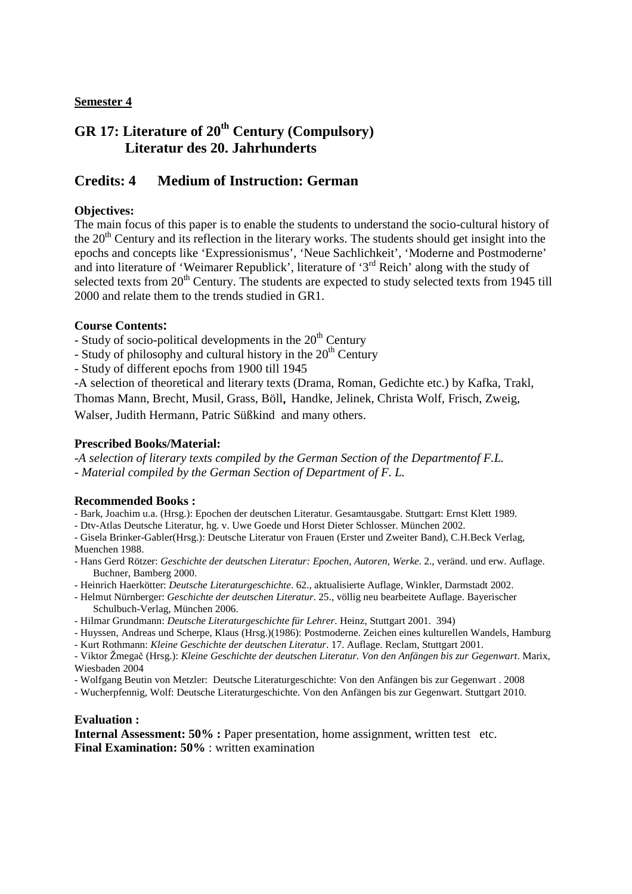**Semester 4**

# GR 17: Literature of 20th Century (Compulsory)
# Literatur des 20. Jahrhunderts

## Credits: 4 Medium of Instruction: German

**Objectives:**
The main focus of this paper is to enable the students to understand the socio-cultural history of the 20th Century and its reflection in the literary works. The students should get insight into the epochs and concepts like 'Expressionismus', 'Neue Sachlichkeit', 'Moderne and Postmoderne' and into literature of 'Weimarer Republick', literature of '3rd Reich' along with the study of selected texts from 20th Century. The students are expected to study selected texts from 1945 till 2000 and relate them to the trends studied in GR1.

**Course Contents:**
- Study of socio-political developments in the 20th Century
- Study of philosophy and cultural history in the 20th Century
- Study of different epochs from 1900 till 1945
-A selection of theoretical and literary texts (Drama, Roman, Gedichte etc.) by Kafka, Trakl, Thomas Mann, Brecht, Musil, Grass, Böll, Handke, Jelinek, Christa Wolf, Frisch, Zweig, Walser, Judith Hermann, Patric Süßkind and many others.

**Prescribed Books/Material:**
-*A selection of literary texts compiled by the German Section of the Departmentof F.L.*
- *Material compiled by the German Section of Department of F. L.*

**Recommended Books :**
- Bark, Joachim u.a. (Hrsg.): Epochen der deutschen Literatur. Gesamtausgabe. Stuttgart: Ernst Klett 1989.
- Dtv-Atlas Deutsche Literatur, hg. v. Uwe Goede und Horst Dieter Schlosser. München 2002.
- Gisela Brinker-Gabler(Hrsg.): Deutsche Literatur von Frauen (Erster und Zweiter Band), C.H.Beck Verlag, Muenchen 1988.
- Hans Gerd Rötzer: *Geschichte der deutschen Literatur: Epochen, Autoren, Werke*. 2., veränd. und erw. Auflage. Buchner, Bamberg 2000.
- Heinrich Haerkötter: *Deutsche Literaturgeschichte*. 62., aktualisierte Auflage, Winkler, Darmstadt 2002.
- Helmut Nürnberger: *Geschichte der deutschen Literatur*. 25., völlig neu bearbeitete Auflage. Bayerischer Schulbuch-Verlag, München 2006.
- Hilmar Grundmann: *Deutsche Literaturgeschichte für Lehrer*. Heinz, Stuttgart 2001. 394)
- Huyssen, Andreas und Scherpe, Klaus (Hrsg.)(1986): Postmoderne. Zeichen eines kulturellen Wandels, Hamburg
- Kurt Rothmann: *Kleine Geschichte der deutschen Literatur*. 17. Auflage. Reclam, Stuttgart 2001.
- Viktor Žmegač (Hrsg.): *Kleine Geschichte der deutschen Literatur. Von den Anfängen bis zur Gegenwart*. Marix, Wiesbaden 2004
- Wolfgang Beutin von Metzler: Deutsche Literaturgeschichte: Von den Anfängen bis zur Gegenwart . 2008
- Wucherpfennig, Wolf: Deutsche Literaturgeschichte. Von den Anfängen bis zur Gegenwart. Stuttgart 2010.

**Evaluation :**
**Internal Assessment: 50% :** Paper presentation, home assignment, written test etc.
**Final Examination: 50%** : written examination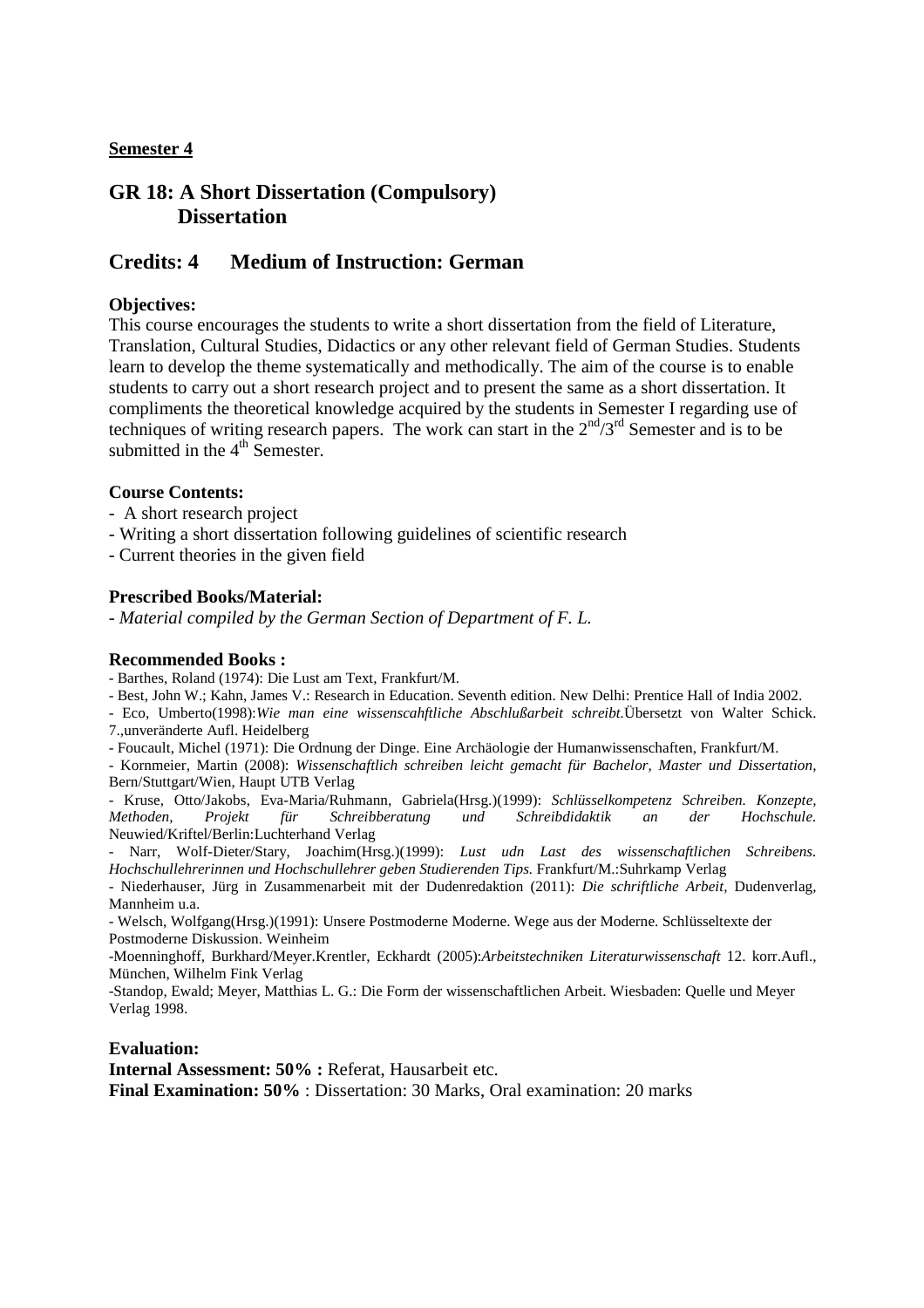**Semester 4**

## GR 18: A Short Dissertation (Compulsory)
## Dissertation

## Credits: 4 Medium of Instruction: German

**Objectives:**

This course encourages the students to write a short dissertation from the field of Literature, Translation, Cultural Studies, Didactics or any other relevant field of German Studies. Students learn to develop the theme systematically and methodically. The aim of the course is to enable students to carry out a short research project and to present the same as a short dissertation. It compliments the theoretical knowledge acquired by the students in Semester I regarding use of techniques of writing research papers. The work can start in the 2nd/3rd Semester and is to be submitted in the 4th Semester.

**Course Contents:**

- A short research project
- Writing a short dissertation following guidelines of scientific research
- Current theories in the given field

**Prescribed Books/Material:**

- *Material compiled by the German Section of Department of F. L.*

**Recommended Books :**

- Barthes, Roland (1974): Die Lust am Text, Frankfurt/M.
- Best, John W.; Kahn, James V.: Research in Education. Seventh edition. New Delhi: Prentice Hall of India 2002.
- Eco, Umberto(1998):*Wie man eine wissenscahftliche Abschlußarbeit schreibt.*Übersetzt von Walter Schick. 7.,unveränderte Aufl. Heidelberg
- Foucault, Michel (1971): Die Ordnung der Dinge. Eine Archäologie der Humanwissenschaften, Frankfurt/M.
- Kornmeier, Martin (2008): *Wissenschaftlich schreiben leicht gemacht für Bachelor, Master und Dissertation,* Bern/Stuttgart/Wien, Haupt UTB Verlag
- Kruse, Otto/Jakobs, Eva-Maria/Ruhmann, Gabriela(Hrsg.)(1999): *Schlüsselkompetenz Schreiben. Konzepte, Methoden, Projekt für Schreibberatung und Schreibdidaktik an der Hochschule.* Neuwied/Kriftel/Berlin:Luchterhand Verlag
- Narr, Wolf-Dieter/Stary, Joachim(Hrsg.)(1999): *Lust udn Last des wissenschaftlichen Schreibens. Hochschullehrerinnen und Hochschullehrer geben Studierenden Tips.* Frankfurt/M.:Suhrkamp Verlag
- Niederhauser, Jürg in Zusammenarbeit mit der Dudenredaktion (2011): *Die schriftliche Arbeit,* Dudenverlag, Mannheim u.a.
- Welsch, Wolfgang(Hrsg.)(1991): Unsere Postmoderne Moderne. Wege aus der Moderne. Schlüsseltexte der Postmoderne Diskussion. Weinheim
-Moenninghoff, Burkhard/Meyer.Krentler, Eckhardt (2005):*Arbeitstechniken Literaturwissenschaft* 12. korr.Aufl., München, Wilhelm Fink Verlag
-Standop, Ewald; Meyer, Matthias L. G.: Die Form der wissenschaftlichen Arbeit. Wiesbaden: Quelle und Meyer Verlag 1998.

**Evaluation:**

**Internal Assessment: 50% :** Referat, Hausarbeit etc.

**Final Examination: 50%** : Dissertation: 30 Marks, Oral examination: 20 marks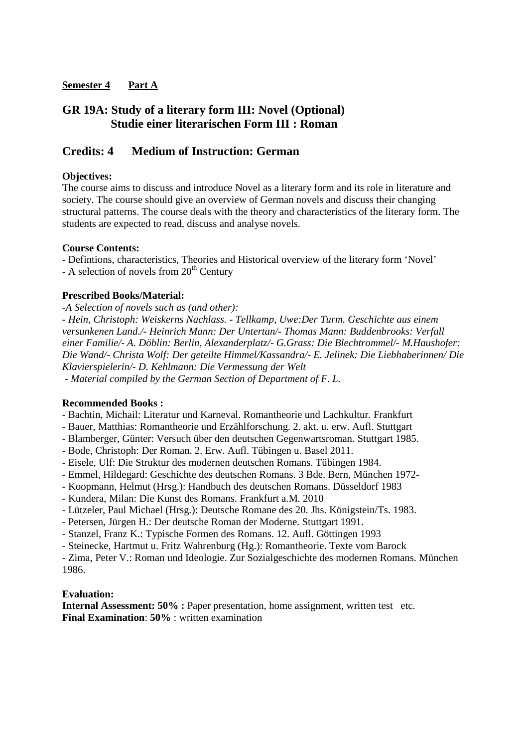**<u>Semester 4</u>** **<u>Part A</u>**

## GR 19A: Study of a literary form III: Novel (Optional)
## Studie einer literarischen Form III : Roman

## Credits: 4 Medium of Instruction: German

**Objectives:**
The course aims to discuss and introduce Novel as a literary form and its role in literature and society. The course should give an overview of German novels and discuss their changing structural patterns. The course deals with the theory and characteristics of the literary form. The students are expected to read, discuss and analyse novels.

**Course Contents:**
- Defintions, characteristics, Theories and Historical overview of the literary form 'Novel'
- A selection of novels from 20th Century

**Prescribed Books/Material:**
*-A Selection of novels such as (and other):*
*- Hein, Christoph: Weiskerns Nachlass. - Tellkamp, Uwe:Der Turm. Geschichte aus einem versunkenen Land./- Heinrich Mann: Der Untertan/- Thomas Mann: Buddenbrooks: Verfall einer Familie/- A. Döblin: Berlin, Alexanderplatz/- G.Grass: Die Blechtrommel/- M.Haushofer: Die Wand/- Christa Wolf: Der geteilte Himmel/Kassandra/- E. Jelinek: Die Liebhaberinnen/ Die Klavierspielerin/- D. Kehlmann: Die Vermessung der Welt*
*- Material compiled by the German Section of Department of F. L.*

**Recommended Books :**
- Bachtin, Michail: Literatur und Karneval. Romantheorie und Lachkultur. Frankfurt
- Bauer, Matthias: Romantheorie und Erzählforschung. 2. akt. u. erw. Aufl. Stuttgart
- Blamberger, Günter: Versuch über den deutschen Gegenwartsroman. Stuttgart 1985.
- Bode, Christoph: Der Roman. 2. Erw. Aufl. Tübingen u. Basel 2011.
- Eisele, Ulf: Die Struktur des modernen deutschen Romans. Tübingen 1984.
- Emmel, Hildegard: Geschichte des deutschen Romans. 3 Bde. Bern, München 1972-
- Koopmann, Helmut (Hrsg.): Handbuch des deutschen Romans. Düsseldorf 1983
- Kundera, Milan: Die Kunst des Romans. Frankfurt a.M. 2010
- Lützeler, Paul Michael (Hrsg.): Deutsche Romane des 20. Jhs. Königstein/Ts. 1983.
- Petersen, Jürgen H.: Der deutsche Roman der Moderne. Stuttgart 1991.
- Stanzel, Franz K.: Typische Formen des Romans. 12. Aufl. Göttingen 1993
- Steinecke, Hartmut u. Fritz Wahrenburg (Hg.): Romantheorie. Texte vom Barock
- Zima, Peter V.: Roman und Ideologie. Zur Sozialgeschichte des modernen Romans. München 1986.

**Evaluation:**
**Internal Assessment: 50% :** Paper presentation, home assignment, written test etc.
**Final Examination**: **50%** : written examination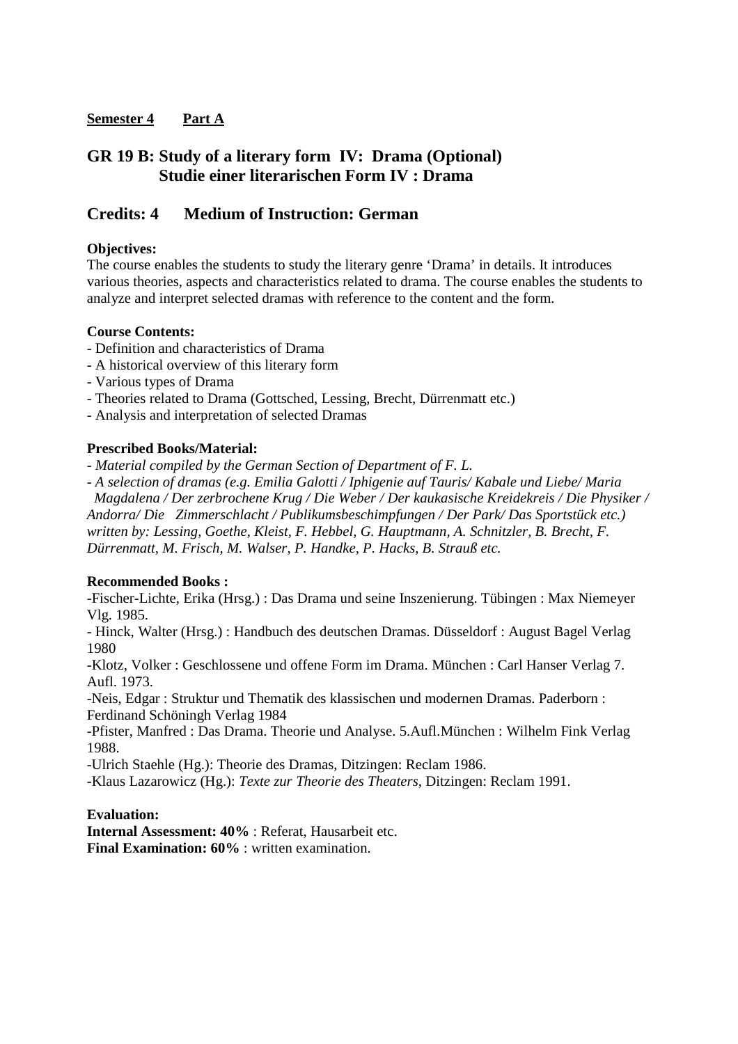**Semester 4** **Part A**

## GR 19 B: Study of a literary form IV: Drama (Optional)
## Studie einer literarischen Form IV : Drama

## Credits: 4 Medium of Instruction: German

**Objectives:**
The course enables the students to study the literary genre 'Drama' in details. It introduces various theories, aspects and characteristics related to drama. The course enables the students to analyze and interpret selected dramas with reference to the content and the form.

**Course Contents:**
- Definition and characteristics of Drama
- A historical overview of this literary form
- Various types of Drama
- Theories related to Drama (Gottsched, Lessing, Brecht, Dürrenmatt etc.)
- Analysis and interpretation of selected Dramas

**Prescribed Books/Material:**
- *Material compiled by the German Section of Department of F. L.*
- *A selection of dramas (e.g. Emilia Galotti / Iphigenie auf Tauris/ Kabale und Liebe/ Maria Magdalena / Der zerbrochene Krug / Die Weber / Der kaukasische Kreidekreis / Die Physiker / Andorra/ Die Zimmerschlacht / Publikumsbeschimpfungen / Der Park/ Das Sportstück etc.) written by: Lessing, Goethe, Kleist, F. Hebbel, G. Hauptmann, A. Schnitzler, B. Brecht, F. Dürrenmatt, M. Frisch, M. Walser, P. Handke, P. Hacks, B. Strauß etc.*

**Recommended Books :**
-Fischer-Lichte, Erika (Hrsg.) : Das Drama und seine Inszenierung. Tübingen : Max Niemeyer Vlg. 1985.
- Hinck, Walter (Hrsg.) : Handbuch des deutschen Dramas. Düsseldorf : August Bagel Verlag 1980
-Klotz, Volker : Geschlossene und offene Form im Drama. München : Carl Hanser Verlag 7. Aufl. 1973.
-Neis, Edgar : Struktur und Thematik des klassischen und modernen Dramas. Paderborn : Ferdinand Schöningh Verlag 1984
-Pfister, Manfred : Das Drama. Theorie und Analyse. 5.Aufl.München : Wilhelm Fink Verlag 1988.
-Ulrich Staehle (Hg.): Theorie des Dramas, Ditzingen: Reclam 1986.
-Klaus Lazarowicz (Hg.): *Texte zur Theorie des Theaters*, Ditzingen: Reclam 1991.

**Evaluation:**
**Internal Assessment: 40%** : Referat, Hausarbeit etc.
**Final Examination: 60%** : written examination.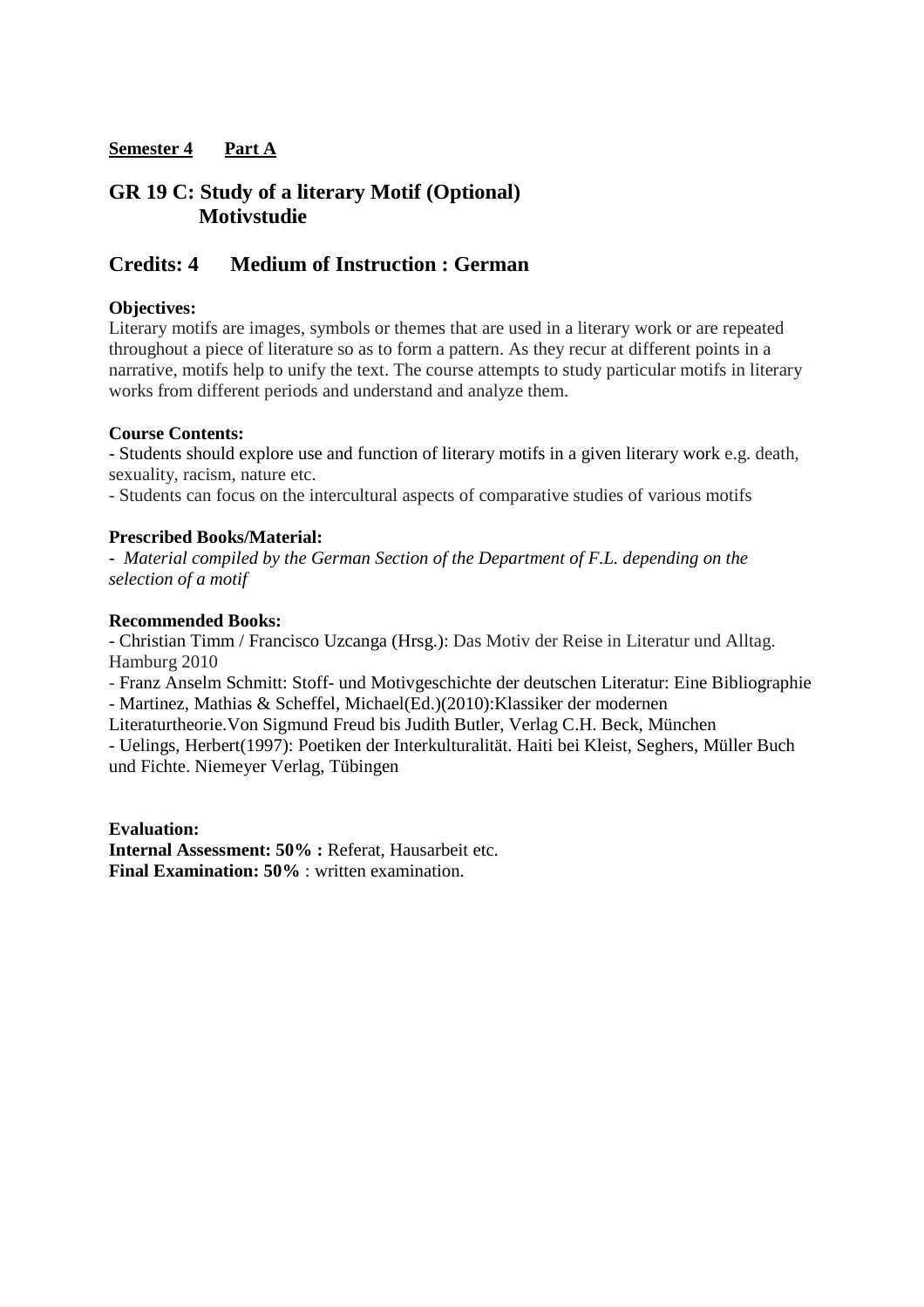**Semester 4**    **Part A**

## GR 19 C: Study of a literary Motif (Optional)
## Motivstudie

## Credits: 4    Medium of Instruction : German

**Objectives:**
Literary motifs are images, symbols or themes that are used in a literary work or are repeated throughout a piece of literature so as to form a pattern. As they recur at different points in a narrative, motifs help to unify the text. The course attempts to study particular motifs in literary works from different periods and understand and analyze them.

**Course Contents:**
- Students should explore use and function of literary motifs in a given literary work e.g. death, sexuality, racism, nature etc.
- Students can focus on the intercultural aspects of comparative studies of various motifs

**Prescribed Books/Material:**
- *Material compiled by the German Section of the Department of F.L. depending on the selection of a motif*

**Recommended Books:**
- Christian Timm / Francisco Uzcanga (Hrsg.): Das Motiv der Reise in Literatur und Alltag. Hamburg 2010
- Franz Anselm Schmitt: Stoff- und Motivgeschichte der deutschen Literatur: Eine Bibliographie
- Martinez, Mathias & Scheffel, Michael(Ed.)(2010):Klassiker der modernen Literaturtheorie.Von Sigmund Freud bis Judith Butler, Verlag C.H. Beck, München
- Uelings, Herbert(1997): Poetiken der Interkulturalität. Haiti bei Kleist, Seghers, Müller Buch und Fichte. Niemeyer Verlag, Tübingen

**Evaluation:**
**Internal Assessment: 50% :** Referat, Hausarbeit etc.
**Final Examination: 50%** : written examination.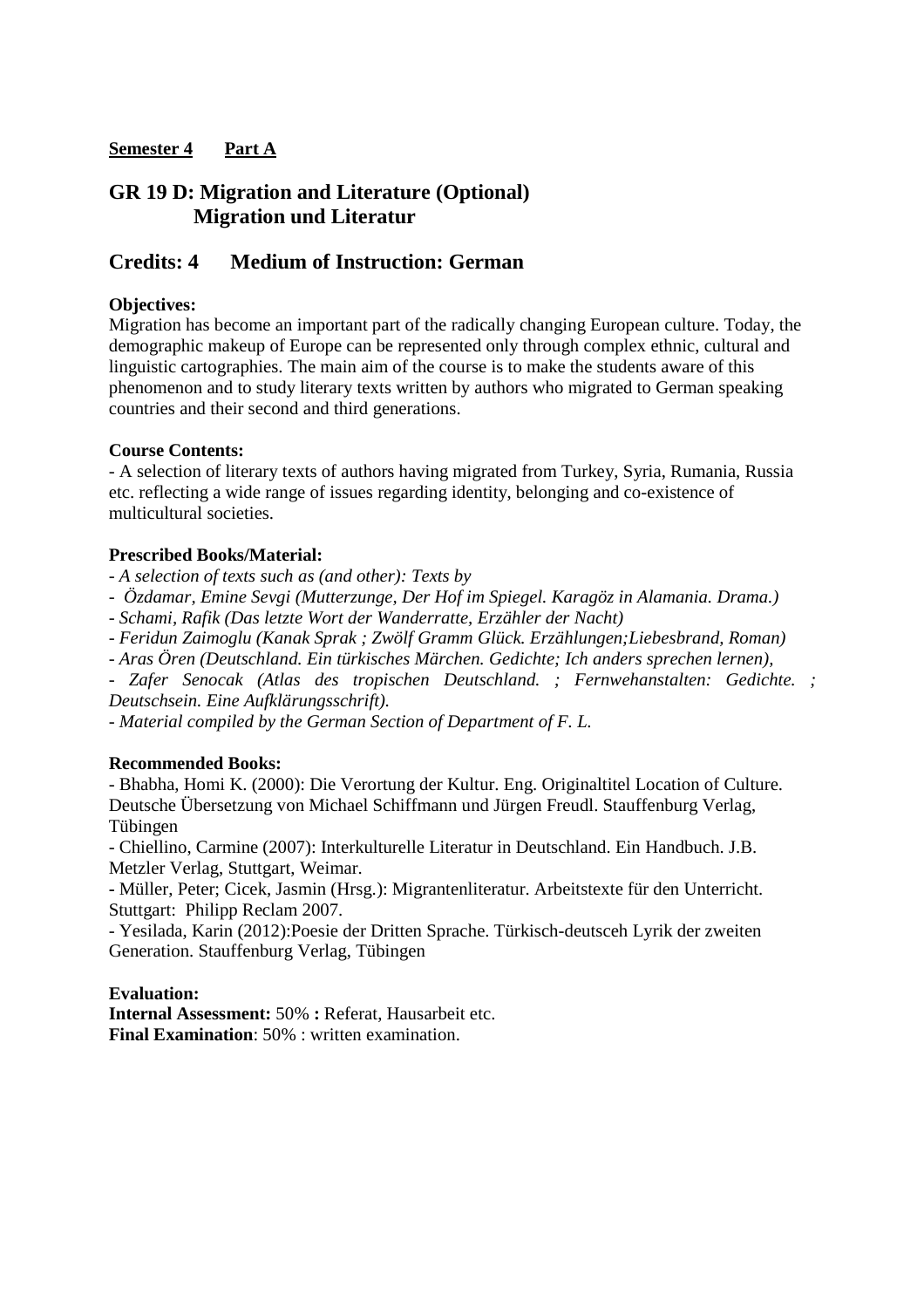**Semester 4** **Part A**

## GR 19 D: Migration and Literature (Optional)
## Migration und Literatur

## Credits: 4 Medium of Instruction: German

**Objectives:**
Migration has become an important part of the radically changing European culture. Today, the demographic makeup of Europe can be represented only through complex ethnic, cultural and linguistic cartographies. The main aim of the course is to make the students aware of this phenomenon and to study literary texts written by authors who migrated to German speaking countries and their second and third generations.

**Course Contents:**
- A selection of literary texts of authors having migrated from Turkey, Syria, Rumania, Russia etc. reflecting a wide range of issues regarding identity, belonging and co-existence of multicultural societies.

**Prescribed Books/Material:**
- *A selection of texts such as (and other): Texts by*
- *Özdamar, Emine Sevgi (Mutterzunge, Der Hof im Spiegel. Karagöz in Alamania. Drama.)*
- *Schami, Rafik (Das letzte Wort der Wanderratte, Erzähler der Nacht)*
- *Feridun Zaimoglu (Kanak Sprak ; Zwölf Gramm Glück. Erzählungen;Liebesbrand, Roman)*
- *Aras Ören (Deutschland. Ein türkisches Märchen. Gedichte; Ich anders sprechen lernen),*
- *Zafer Senocak (Atlas des tropischen Deutschland. ; Fernwehanstalten: Gedichte. ; Deutschsein. Eine Aufklärungsschrift).*
- *Material compiled by the German Section of Department of F. L.*

**Recommended Books:**
- Bhabha, Homi K. (2000): Die Verortung der Kultur. Eng. Originaltitel Location of Culture. Deutsche Übersetzung von Michael Schiffmann und Jürgen Freudl. Stauffenburg Verlag, Tübingen
- Chiellino, Carmine (2007): Interkulturelle Literatur in Deutschland. Ein Handbuch. J.B. Metzler Verlag, Stuttgart, Weimar.
- Müller, Peter; Cicek, Jasmin (Hrsg.): Migrantenliteratur. Arbeitstexte für den Unterricht. Stuttgart: Philipp Reclam 2007.
- Yesilada, Karin (2012):Poesie der Dritten Sprache. Türkisch-deutsceh Lyrik der zweiten Generation. Stauffenburg Verlag, Tübingen

**Evaluation:**
**Internal Assessment:** 50% **:** Referat, Hausarbeit etc.
**Final Examination**: 50% : written examination.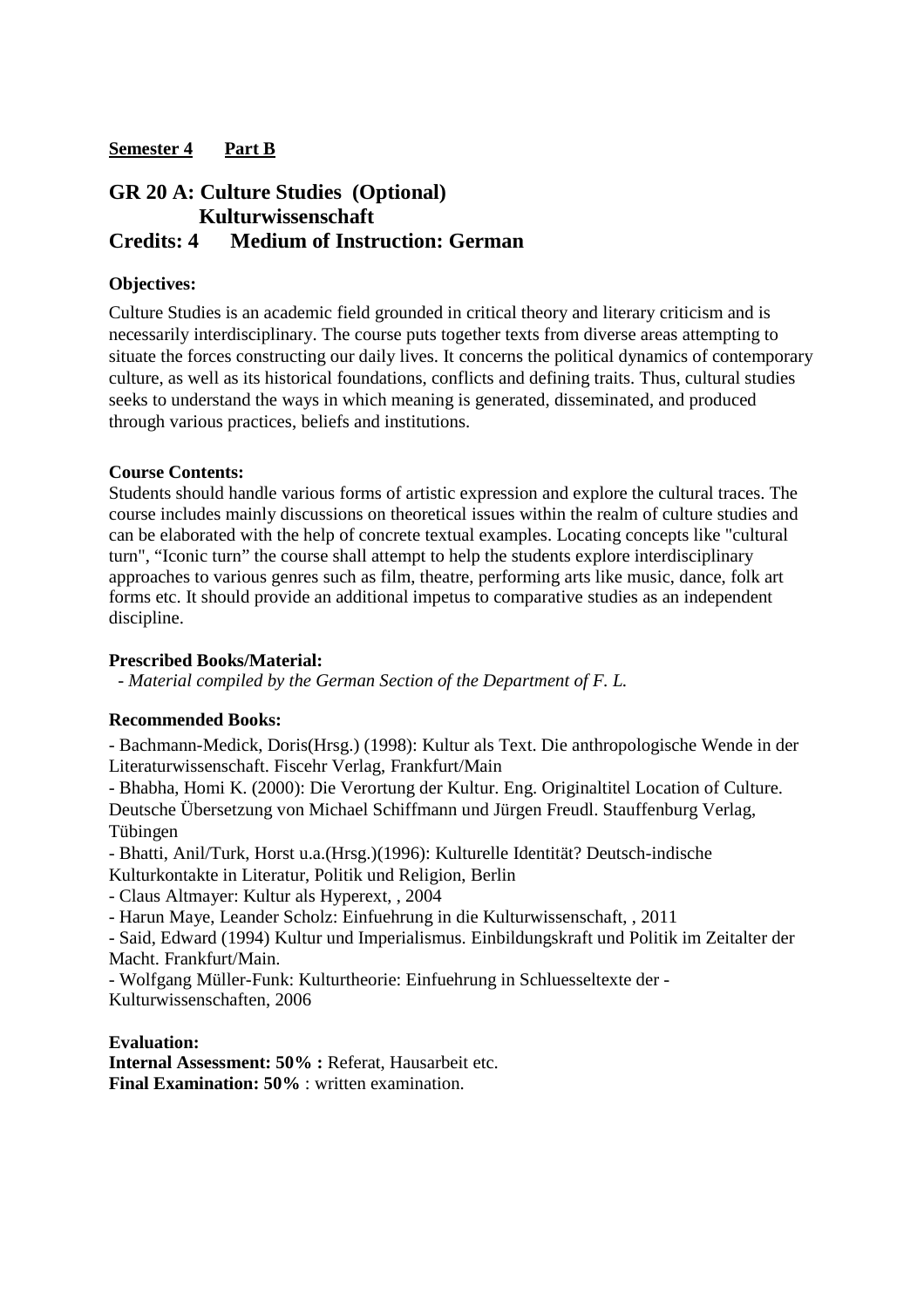**Semester 4** **Part B**

## GR 20 A: Culture Studies (Optional)
## Kulturwissenschaft
## Credits: 4 Medium of Instruction: German

**Objectives:**

Culture Studies is an academic field grounded in critical theory and literary criticism and is necessarily interdisciplinary. The course puts together texts from diverse areas attempting to situate the forces constructing our daily lives. It concerns the political dynamics of contemporary culture, as well as its historical foundations, conflicts and defining traits. Thus, cultural studies seeks to understand the ways in which meaning is generated, disseminated, and produced through various practices, beliefs and institutions.

**Course Contents:**

Students should handle various forms of artistic expression and explore the cultural traces. The course includes mainly discussions on theoretical issues within the realm of culture studies and can be elaborated with the help of concrete textual examples. Locating concepts like "cultural turn", "Iconic turn" the course shall attempt to help the students explore interdisciplinary approaches to various genres such as film, theatre, performing arts like music, dance, folk art forms etc. It should provide an additional impetus to comparative studies as an independent discipline.

**Prescribed Books/Material:**

- *Material compiled by the German Section of the Department of F. L.*

**Recommended Books:**

- Bachmann-Medick, Doris(Hrsg.) (1998): Kultur als Text. Die anthropologische Wende in der Literaturwissenschaft. Fiscehr Verlag, Frankfurt/Main
- Bhabha, Homi K. (2000): Die Verortung der Kultur. Eng. Originaltitel Location of Culture. Deutsche Übersetzung von Michael Schiffmann und Jürgen Freudl. Stauffenburg Verlag, Tübingen
- Bhatti, Anil/Turk, Horst u.a.(Hrsg.)(1996): Kulturelle Identität? Deutsch-indische Kulturkontakte in Literatur, Politik und Religion, Berlin
- Claus Altmayer: Kultur als Hyperext, , 2004
- Harun Maye, Leander Scholz: Einfuehrung in die Kulturwissenschaft, , 2011
- Said, Edward (1994) Kultur und Imperialismus. Einbildungskraft und Politik im Zeitalter der Macht. Frankfurt/Main.
- Wolfgang Müller-Funk: Kulturtheorie: Einfuehrung in Schluesseltexte der -Kulturwissenschaften, 2006

**Evaluation:**

**Internal Assessment: 50% :** Referat, Hausarbeit etc.

**Final Examination: 50%** : written examination.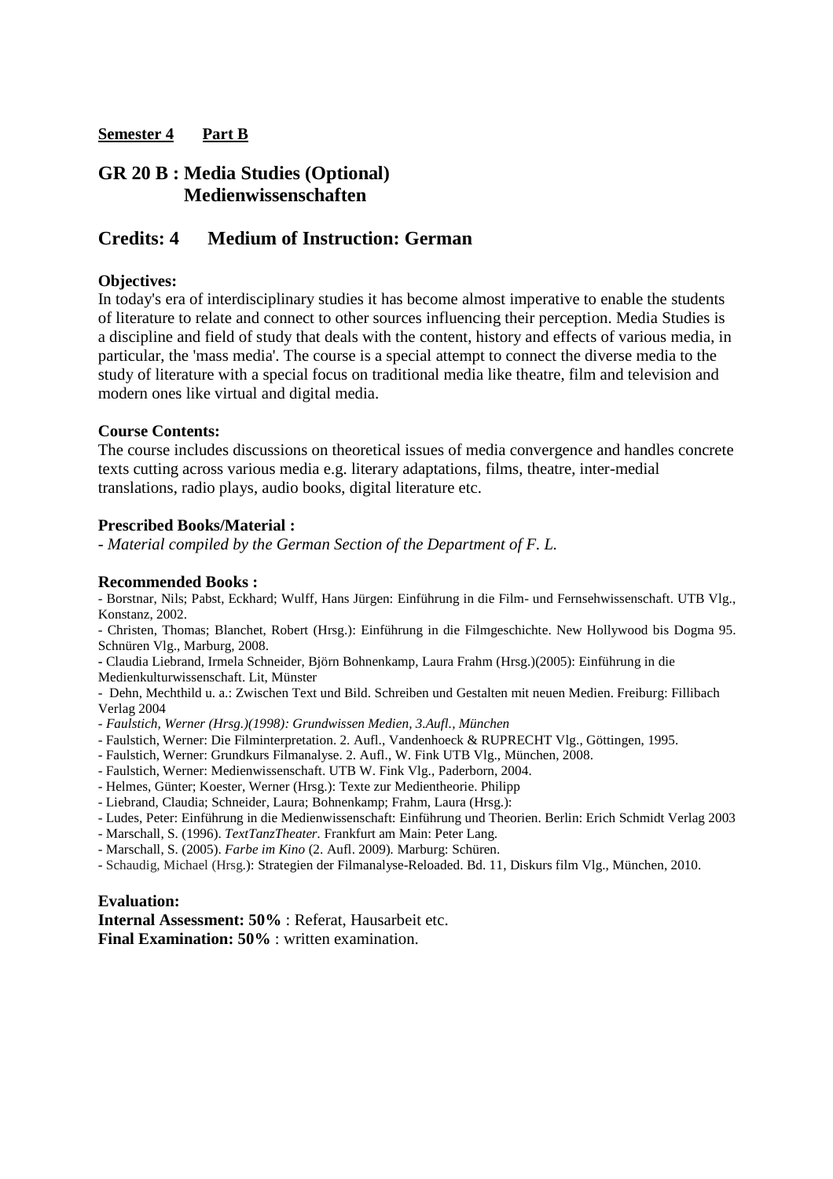**Semester 4 &nbsp;&nbsp;&nbsp; Part B**

## GR 20 B : Media Studies (Optional)
## Medienwissenschaften

## Credits: 4 &nbsp;&nbsp;&nbsp; Medium of Instruction: German

**Objectives:**

In today's era of interdisciplinary studies it has become almost imperative to enable the students of literature to relate and connect to other sources influencing their perception. Media Studies is a discipline and field of study that deals with the content, history and effects of various media, in particular, the 'mass media'. The course is a special attempt to connect the diverse media to the study of literature with a special focus on traditional media like theatre, film and television and modern ones like virtual and digital media.

**Course Contents:**

The course includes discussions on theoretical issues of media convergence and handles concrete texts cutting across various media e.g. literary adaptations, films, theatre, inter-medial translations, radio plays, audio books, digital literature etc.

**Prescribed Books/Material :**

- *Material compiled by the German Section of the Department of F. L.*

**Recommended Books :**

- Borstnar, Nils; Pabst, Eckhard; Wulff, Hans Jürgen: Einführung in die Film- und Fernsehwissenschaft. UTB Vlg., Konstanz, 2002.
- Christen, Thomas; Blanchet, Robert (Hrsg.): Einführung in die Filmgeschichte. New Hollywood bis Dogma 95. Schnüren Vlg., Marburg, 2008.
- Claudia Liebrand, Irmela Schneider, Björn Bohnenkamp, Laura Frahm (Hrsg.)(2005): Einführung in die Medienkulturwissenschaft. Lit, Münster
- Dehn, Mechthild u. a.: Zwischen Text und Bild. Schreiben und Gestalten mit neuen Medien. Freiburg: Fillibach Verlag 2004
- *Faulstich, Werner (Hrsg.)(1998): Grundwissen Medien, 3.Aufl., München*
- Faulstich, Werner: Die Filminterpretation. 2. Aufl., Vandenhoeck & RUPRECHT Vlg., Göttingen, 1995.
- Faulstich, Werner: Grundkurs Filmanalyse. 2. Aufl., W. Fink UTB Vlg., München, 2008.
- Faulstich, Werner: Medienwissenschaft. UTB W. Fink Vlg., Paderborn, 2004.
- Helmes, Günter; Koester, Werner (Hrsg.): Texte zur Medientheorie. Philipp
- Liebrand, Claudia; Schneider, Laura; Bohnenkamp; Frahm, Laura (Hrsg.):
- Ludes, Peter: Einführung in die Medienwissenschaft: Einführung und Theorien. Berlin: Erich Schmidt Verlag 2003
- Marschall, S. (1996). *TextTanzTheater*. Frankfurt am Main: Peter Lang.
- Marschall, S. (2005). *Farbe im Kino* (2. Aufl. 2009). Marburg: Schüren.
- Schaudig, Michael (Hrsg.): Strategien der Filmanalyse-Reloaded. Bd. 11, Diskurs film Vlg., München, 2010.

**Evaluation:**

**Internal Assessment: 50%** : Referat, Hausarbeit etc.
**Final Examination: 50%** : written examination.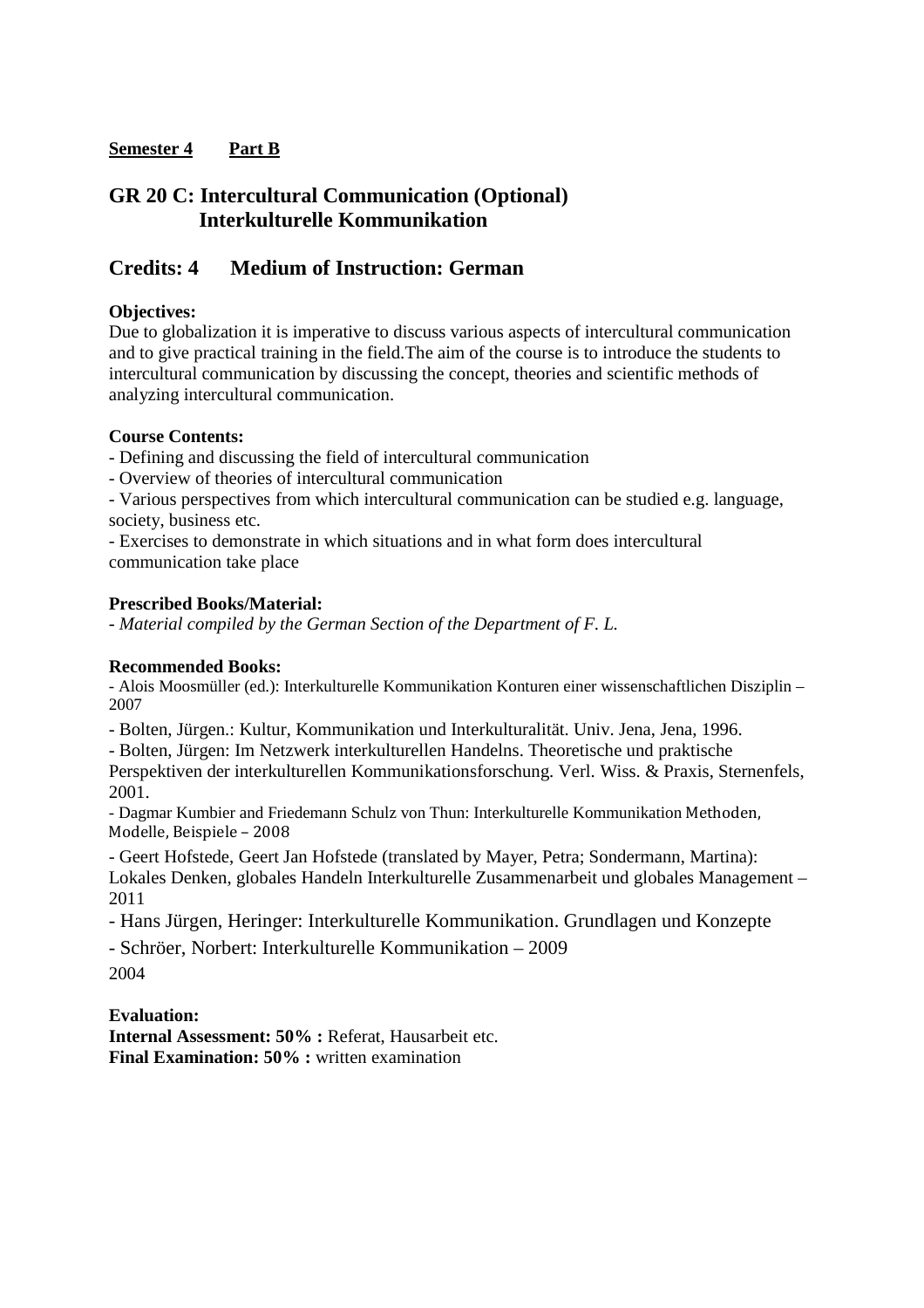**Semester 4 Part B**

## GR 20 C: Intercultural Communication (Optional) Interkulturelle Kommunikation

## Credits: 4 Medium of Instruction: German

**Objectives:**
Due to globalization it is imperative to discuss various aspects of intercultural communication and to give practical training in the field.The aim of the course is to introduce the students to intercultural communication by discussing the concept, theories and scientific methods of analyzing intercultural communication.

**Course Contents:**
- Defining and discussing the field of intercultural communication
- Overview of theories of intercultural communication
- Various perspectives from which intercultural communication can be studied e.g. language, society, business etc.
- Exercises to demonstrate in which situations and in what form does intercultural communication take place

**Prescribed Books/Material:**
- *Material compiled by the German Section of the Department of F. L.*

**Recommended Books:**
- Alois Moosmüller (ed.): Interkulturelle Kommunikation Konturen einer wissenschaftlichen Disziplin – 2007
- Bolten, Jürgen.: Kultur, Kommunikation und Interkulturalität. Univ. Jena, Jena, 1996.
- Bolten, Jürgen: Im Netzwerk interkulturellen Handelns. Theoretische und praktische Perspektiven der interkulturellen Kommunikationsforschung. Verl. Wiss. & Praxis, Sternenfels, 2001.
- Dagmar Kumbier and Friedemann Schulz von Thun: Interkulturelle Kommunikation Methoden, Modelle, Beispiele – 2008
- Geert Hofstede, Geert Jan Hofstede (translated by Mayer, Petra; Sondermann, Martina): Lokales Denken, globales Handeln Interkulturelle Zusammenarbeit und globales Management – 2011
- Hans Jürgen, Heringer: Interkulturelle Kommunikation. Grundlagen und Konzepte
- Schröer, Norbert: Interkulturelle Kommunikation – 2009

2004

**Evaluation:**
**Internal Assessment: 50% :** Referat, Hausarbeit etc.
**Final Examination: 50% :** written examination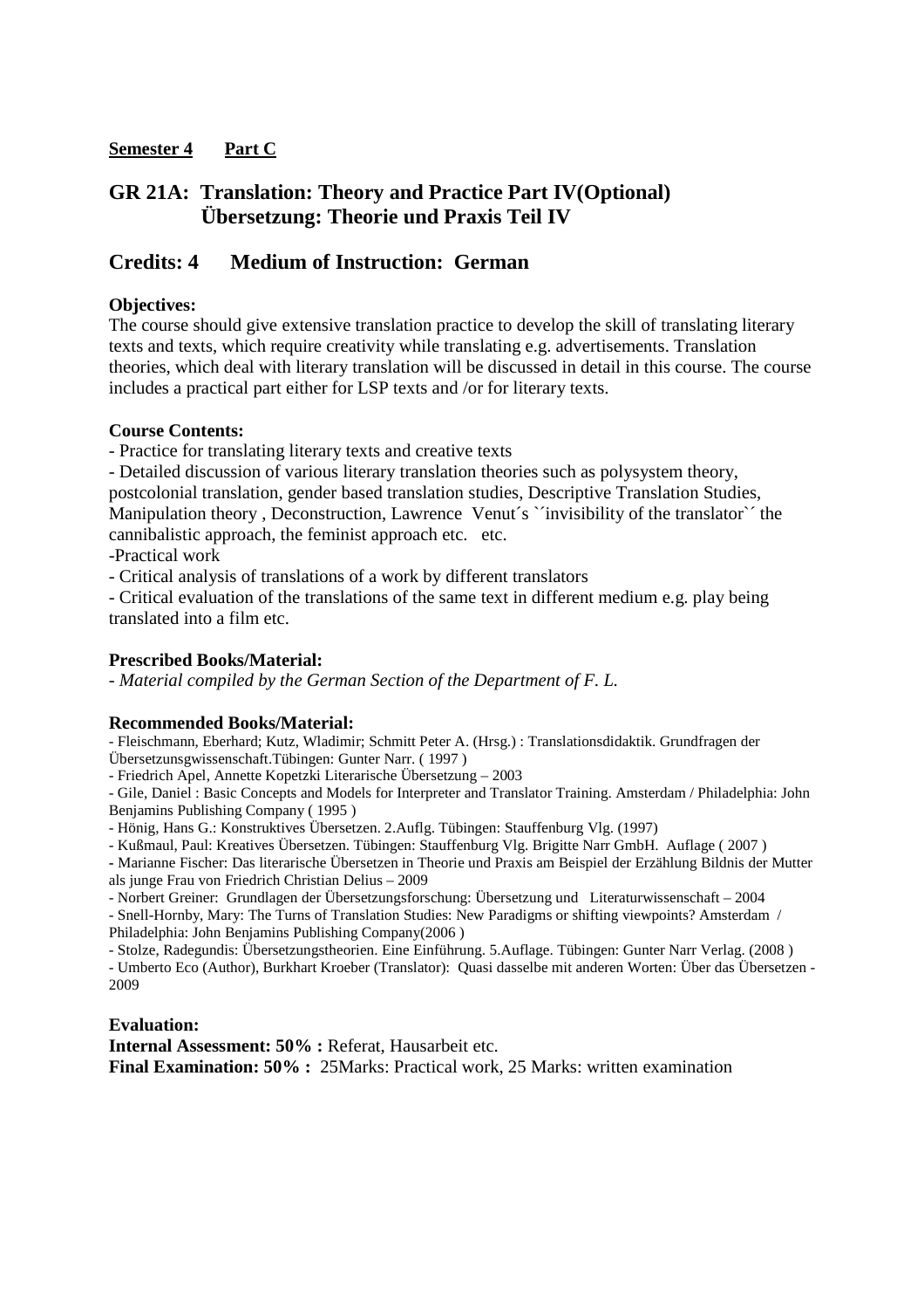**Semester 4** **Part C**

## GR 21A: Translation: Theory and Practice Part IV(Optional) Übersetzung: Theorie und Praxis Teil IV

## Credits: 4 Medium of Instruction: German

**Objectives:**
The course should give extensive translation practice to develop the skill of translating literary texts and texts, which require creativity while translating e.g. advertisements. Translation theories, which deal with literary translation will be discussed in detail in this course. The course includes a practical part either for LSP texts and /or for literary texts.

**Course Contents:**
- Practice for translating literary texts and creative texts
- Detailed discussion of various literary translation theories such as polysystem theory, postcolonial translation, gender based translation studies, Descriptive Translation Studies, Manipulation theory , Deconstruction, Lawrence Venut´s ``invisibility of the translator`´ the cannibalistic approach, the feminist approach etc. etc.
-Practical work
- Critical analysis of translations of a work by different translators
- Critical evaluation of the translations of the same text in different medium e.g. play being translated into a film etc.

**Prescribed Books/Material:**
- *Material compiled by the German Section of the Department of F. L.*

**Recommended Books/Material:**
- Fleischmann, Eberhard; Kutz, Wladimir; Schmitt Peter A. (Hrsg.) : Translationsdidaktik. Grundfragen der Übersetzunsgwissenschaft.Tübingen: Gunter Narr. ( 1997 )
- Friedrich Apel, Annette Kopetzki Literarische Übersetzung – 2003
- Gile, Daniel : Basic Concepts and Models for Interpreter and Translator Training. Amsterdam / Philadelphia: John Benjamins Publishing Company ( 1995 )
- Hönig, Hans G.: Konstruktives Übersetzen. 2.Auflg. Tübingen: Stauffenburg Vlg. (1997)
- Kußmaul, Paul: Kreatives Übersetzen. Tübingen: Stauffenburg Vlg. Brigitte Narr GmbH. Auflage ( 2007 )
- Marianne Fischer: Das literarische Übersetzen in Theorie und Praxis am Beispiel der Erzählung Bildnis der Mutter als junge Frau von Friedrich Christian Delius – 2009
- Norbert Greiner: Grundlagen der Übersetzungsforschung: Übersetzung und Literaturwissenschaft – 2004
- Snell-Hornby, Mary: The Turns of Translation Studies: New Paradigms or shifting viewpoints? Amsterdam / Philadelphia: John Benjamins Publishing Company(2006 )
- Stolze, Radegundis: Übersetzungstheorien. Eine Einführung. 5.Auflage. Tübingen: Gunter Narr Verlag. (2008 )
- Umberto Eco (Author), Burkhart Kroeber (Translator): Quasi dasselbe mit anderen Worten: Über das Übersetzen - 2009

**Evaluation:**
**Internal Assessment: 50% :** Referat, Hausarbeit etc.
**Final Examination: 50% :** 25Marks: Practical work, 25 Marks: written examination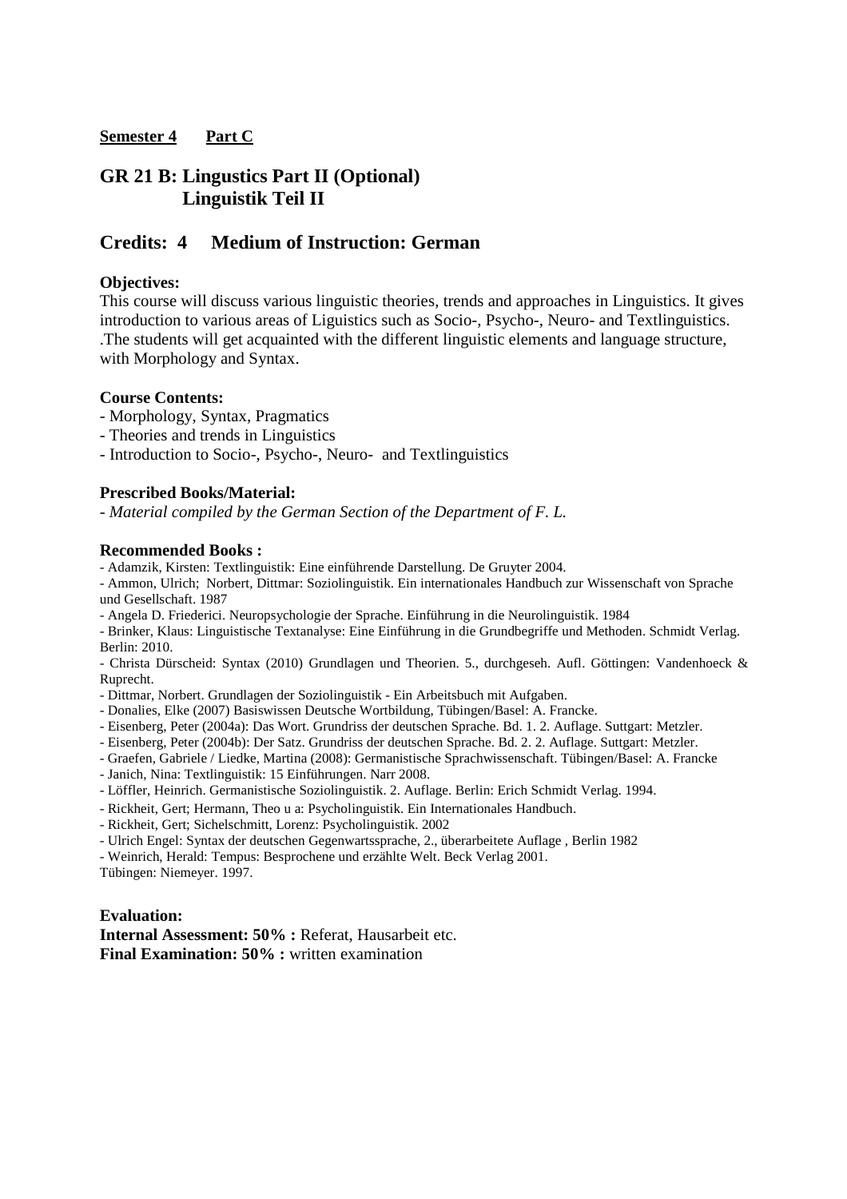**Semester 4 Part C**

## GR 21 B: Lingustics Part II (Optional)
## Linguistik Teil II

## Credits: 4 Medium of Instruction: German

**Objectives:**

This course will discuss various linguistic theories, trends and approaches in Linguistics. It gives introduction to various areas of Liguistics such as Socio-, Psycho-, Neuro- and Textlinguistics. .The students will get acquainted with the different linguistic elements and language structure, with Morphology and Syntax.

**Course Contents:**

- Morphology, Syntax, Pragmatics
- Theories and trends in Linguistics
- Introduction to Socio-, Psycho-, Neuro- and Textlinguistics

**Prescribed Books/Material:**

- *Material compiled by the German Section of the Department of F. L.*

**Recommended Books :**

- Adamzik, Kirsten: Textlinguistik: Eine einführende Darstellung. De Gruyter 2004.
- Ammon, Ulrich; Norbert, Dittmar: Soziolinguistik. Ein internationales Handbuch zur Wissenschaft von Sprache und Gesellschaft. 1987
- Angela D. Friederici. Neuropsychologie der Sprache. Einführung in die Neurolinguistik. 1984
- Brinker, Klaus: Linguistische Textanalyse: Eine Einführung in die Grundbegriffe und Methoden. Schmidt Verlag. Berlin: 2010.
- Christa Dürscheid: Syntax (2010) Grundlagen und Theorien. 5., durchgeseh. Aufl. Göttingen: Vandenhoeck & Ruprecht.
- Dittmar, Norbert. Grundlagen der Soziolinguistik - Ein Arbeitsbuch mit Aufgaben.
- Donalies, Elke (2007) Basiswissen Deutsche Wortbildung, Tübingen/Basel: A. Francke.
- Eisenberg, Peter (2004a): Das Wort. Grundriss der deutschen Sprache. Bd. 1. 2. Auflage. Suttgart: Metzler.
- Eisenberg, Peter (2004b): Der Satz. Grundriss der deutschen Sprache. Bd. 2. 2. Auflage. Suttgart: Metzler.
- Graefen, Gabriele / Liedke, Martina (2008): Germanistische Sprachwissenschaft. Tübingen/Basel: A. Francke
- Janich, Nina: Textlinguistik: 15 Einführungen. Narr 2008.
- Löffler, Heinrich. Germanistische Soziolinguistik. 2. Auflage. Berlin: Erich Schmidt Verlag. 1994.
- Rickheit, Gert; Hermann, Theo u a: Psycholinguistik. Ein Internationales Handbuch.
- Rickheit, Gert; Sichelschmitt, Lorenz: Psycholinguistik. 2002
- Ulrich Engel: Syntax der deutschen Gegenwartssprache, 2., überarbeitete Auflage , Berlin 1982
- Weinrich, Herald: Tempus: Besprochene und erzählte Welt. Beck Verlag 2001.

Tübingen: Niemeyer. 1997.

**Evaluation:**

**Internal Assessment: 50% :** Referat, Hausarbeit etc.

**Final Examination: 50% :** written examination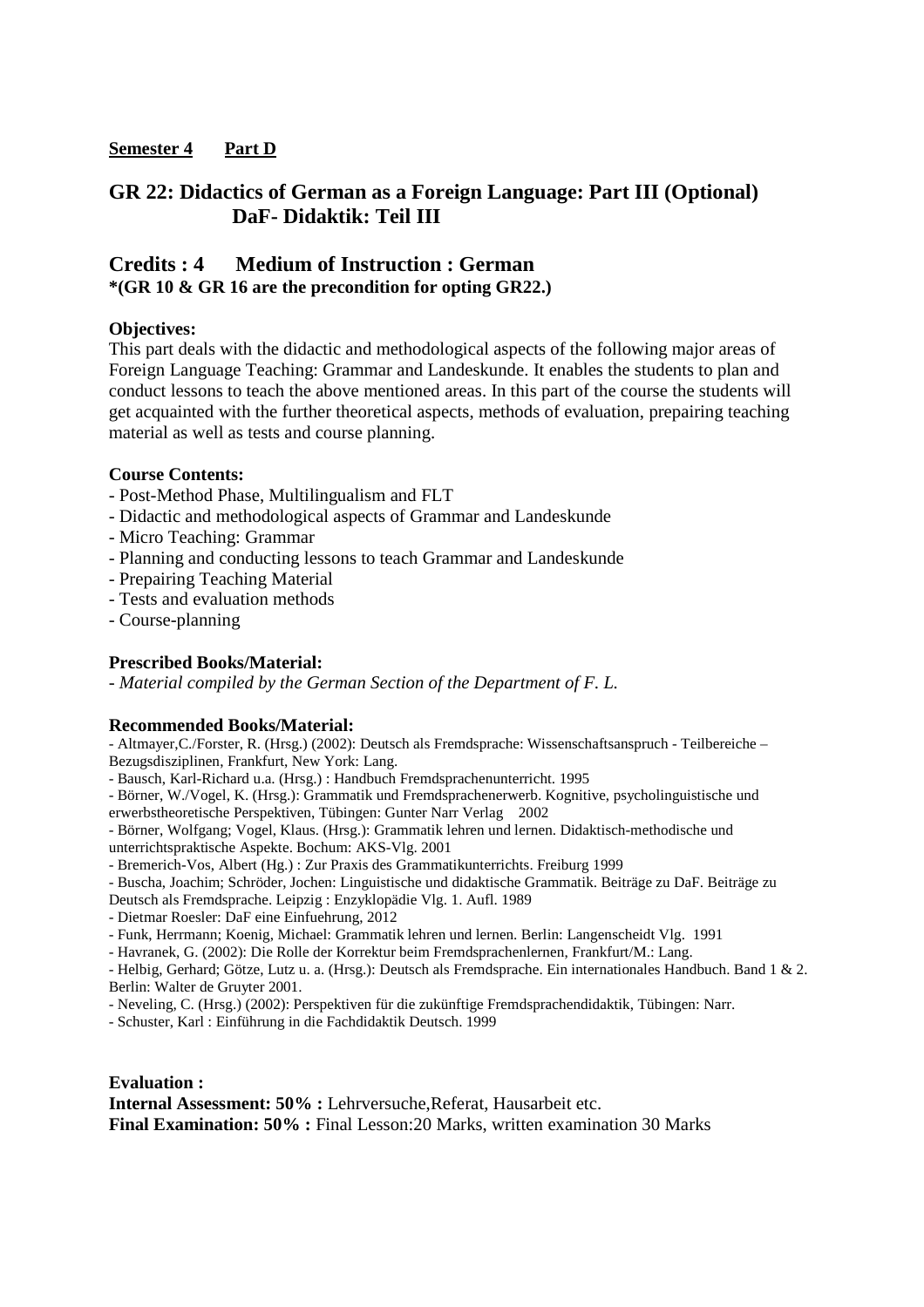**Semester 4 Part D**

## GR 22: Didactics of German as a Foreign Language: Part III (Optional)
## DaF- Didaktik: Teil III

### Credits : 4 Medium of Instruction : German

**\*(GR 10 & GR 16 are the precondition for opting GR22.)**

**Objectives:**

This part deals with the didactic and methodological aspects of the following major areas of Foreign Language Teaching: Grammar and Landeskunde. It enables the students to plan and conduct lessons to teach the above mentioned areas. In this part of the course the students will get acquainted with the further theoretical aspects, methods of evaluation, prepairing teaching material as well as tests and course planning.

**Course Contents:**

- Post-Method Phase, Multilingualism and FLT
- Didactic and methodological aspects of Grammar and Landeskunde
- Micro Teaching: Grammar
- Planning and conducting lessons to teach Grammar and Landeskunde
- Prepairing Teaching Material
- Tests and evaluation methods
- Course-planning

**Prescribed Books/Material:**

- *Material compiled by the German Section of the Department of F. L.*

**Recommended Books/Material:**

- Altmayer,C./Forster, R. (Hrsg.) (2002): Deutsch als Fremdsprache: Wissenschaftsanspruch - Teilbereiche – Bezugsdisziplinen, Frankfurt, New York: Lang.
- Bausch, Karl-Richard u.a. (Hrsg.) : Handbuch Fremdsprachenunterricht. 1995
- Börner, W./Vogel, K. (Hrsg.): Grammatik und Fremdsprachenerwerb. Kognitive, psycholinguistische und erwerbstheoretische Perspektiven, Tübingen: Gunter Narr Verlag 2002
- Börner, Wolfgang; Vogel, Klaus. (Hrsg.): Grammatik lehren und lernen. Didaktisch-methodische und unterrichtspraktische Aspekte. Bochum: AKS-Vlg. 2001
- Bremerich-Vos, Albert (Hg.) : Zur Praxis des Grammatikunterrichts. Freiburg 1999
- Buscha, Joachim; Schröder, Jochen: Linguistische und didaktische Grammatik. Beiträge zu DaF. Beiträge zu Deutsch als Fremdsprache. Leipzig : Enzyklopädie Vlg. 1. Aufl. 1989
- Dietmar Roesler: DaF eine Einfuehrung, 2012
- Funk, Herrmann; Koenig, Michael: Grammatik lehren und lernen. Berlin: Langenscheidt Vlg. 1991
- Havranek, G. (2002): Die Rolle der Korrektur beim Fremdsprachenlernen, Frankfurt/M.: Lang.
- Helbig, Gerhard; Götze, Lutz u. a. (Hrsg.): Deutsch als Fremdsprache. Ein internationales Handbuch. Band 1 & 2. Berlin: Walter de Gruyter 2001.
- Neveling, C. (Hrsg.) (2002): Perspektiven für die zukünftige Fremdsprachendidaktik, Tübingen: Narr.
- Schuster, Karl : Einführung in die Fachdidaktik Deutsch. 1999

**Evaluation :**

**Internal Assessment: 50% :** Lehrversuche,Referat, Hausarbeit etc.

**Final Examination: 50% :** Final Lesson:20 Marks, written examination 30 Marks